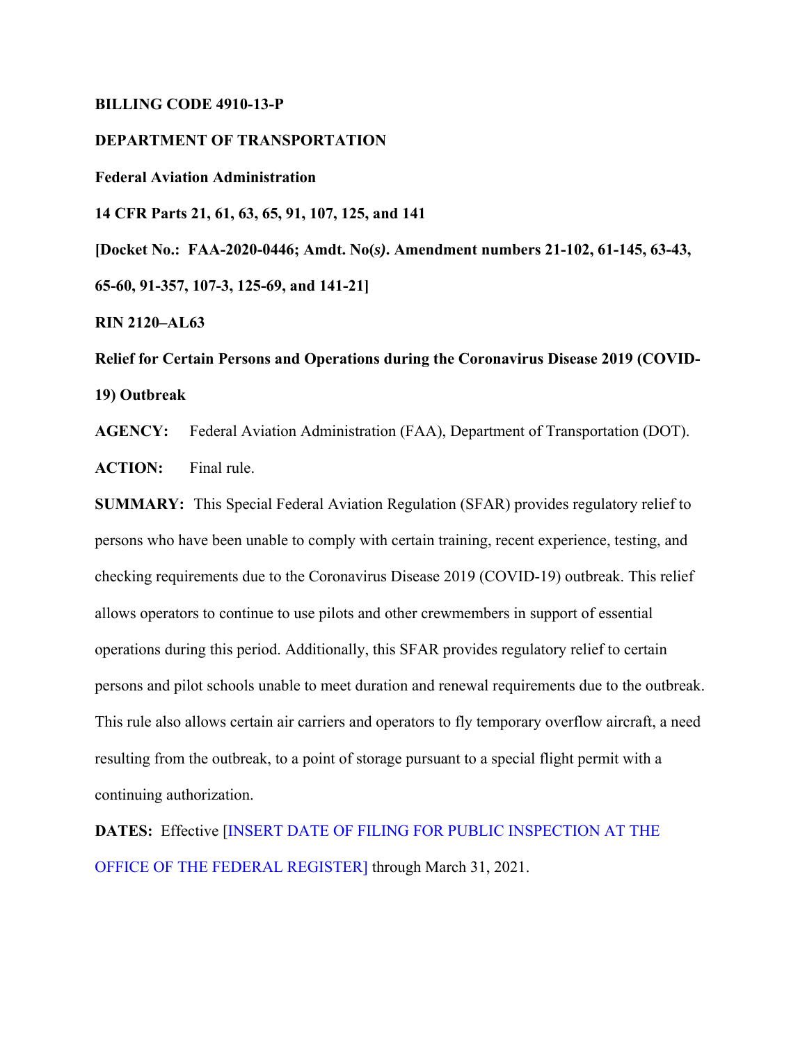**BILLING CODE 4910-13-P**

**DEPARTMENT OF TRANSPORTATION**

**Federal Aviation Administration**

**14 CFR Parts 21, 61, 63, 65, 91, 107, 125, and 141**

**[Docket No.: FAA-2020-0446; Amdt. No*(s)*. Amendment numbers 21-102, 61-145, 63-43, 65-60, 91-357, 107-3, 125-69, and 141-21]**

**RIN 2120–AL63**

**Relief for Certain Persons and Operations during the Coronavirus Disease 2019 (COVID-19) Outbreak**

**AGENCY:** Federal Aviation Administration (FAA), Department of Transportation (DOT).

**ACTION:** Final rule.

**SUMMARY:** This Special Federal Aviation Regulation (SFAR) provides regulatory relief to persons who have been unable to comply with certain training, recent experience, testing, and checking requirements due to the Coronavirus Disease 2019 (COVID-19) outbreak. This relief allows operators to continue to use pilots and other crewmembers in support of essential operations during this period. Additionally, this SFAR provides regulatory relief to certain persons and pilot schools unable to meet duration and renewal requirements due to the outbreak. This rule also allows certain air carriers and operators to fly temporary overflow aircraft, a need resulting from the outbreak, to a point of storage pursuant to a special flight permit with a continuing authorization.

**DATES:** Effective [INSERT DATE OF FILING FOR PUBLIC INSPECTION AT THE OFFICE OF THE FEDERAL REGISTER] through March 31, 2021.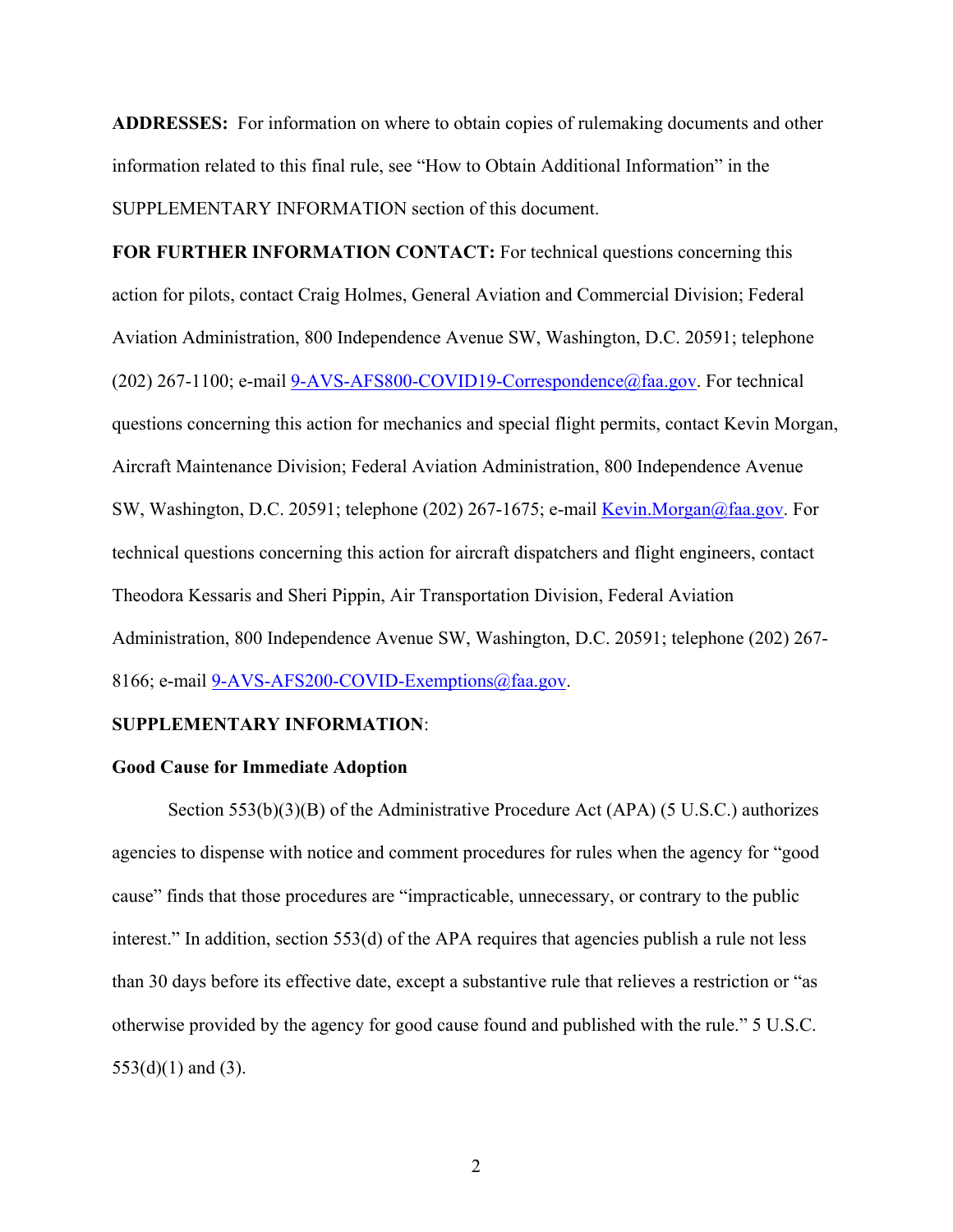**ADDRESSES:** For information on where to obtain copies of rulemaking documents and other information related to this final rule, see "How to Obtain Additional Information" in the SUPPLEMENTARY INFORMATION section of this document.

**FOR FURTHER INFORMATION CONTACT:** For technical questions concerning this action for pilots, contact Craig Holmes, General Aviation and Commercial Division; Federal Aviation Administration, 800 Independence Avenue SW, Washington, D.C. 20591; telephone (202) 267-1100; e-mail 9-AVS-AFS800-COVID19-Correspondence@faa.gov. For technical questions concerning this action for mechanics and special flight permits, contact Kevin Morgan, Aircraft Maintenance Division; Federal Aviation Administration, 800 Independence Avenue SW, Washington, D.C. 20591; telephone (202) 267-1675; e-mail Kevin.Morgan@faa.gov. For technical questions concerning this action for aircraft dispatchers and flight engineers, contact Theodora Kessaris and Sheri Pippin, Air Transportation Division, Federal Aviation Administration, 800 Independence Avenue SW, Washington, D.C. 20591; telephone (202) 267-8166; e-mail 9-AVS-AFS200-COVID-Exemptions@faa.gov.

**SUPPLEMENTARY INFORMATION**:

**Good Cause for Immediate Adoption**

Section 553(b)(3)(B) of the Administrative Procedure Act (APA) (5 U.S.C.) authorizes agencies to dispense with notice and comment procedures for rules when the agency for "good cause" finds that those procedures are "impracticable, unnecessary, or contrary to the public interest." In addition, section 553(d) of the APA requires that agencies publish a rule not less than 30 days before its effective date, except a substantive rule that relieves a restriction or "as otherwise provided by the agency for good cause found and published with the rule." 5 U.S.C. 553(d)(1) and (3).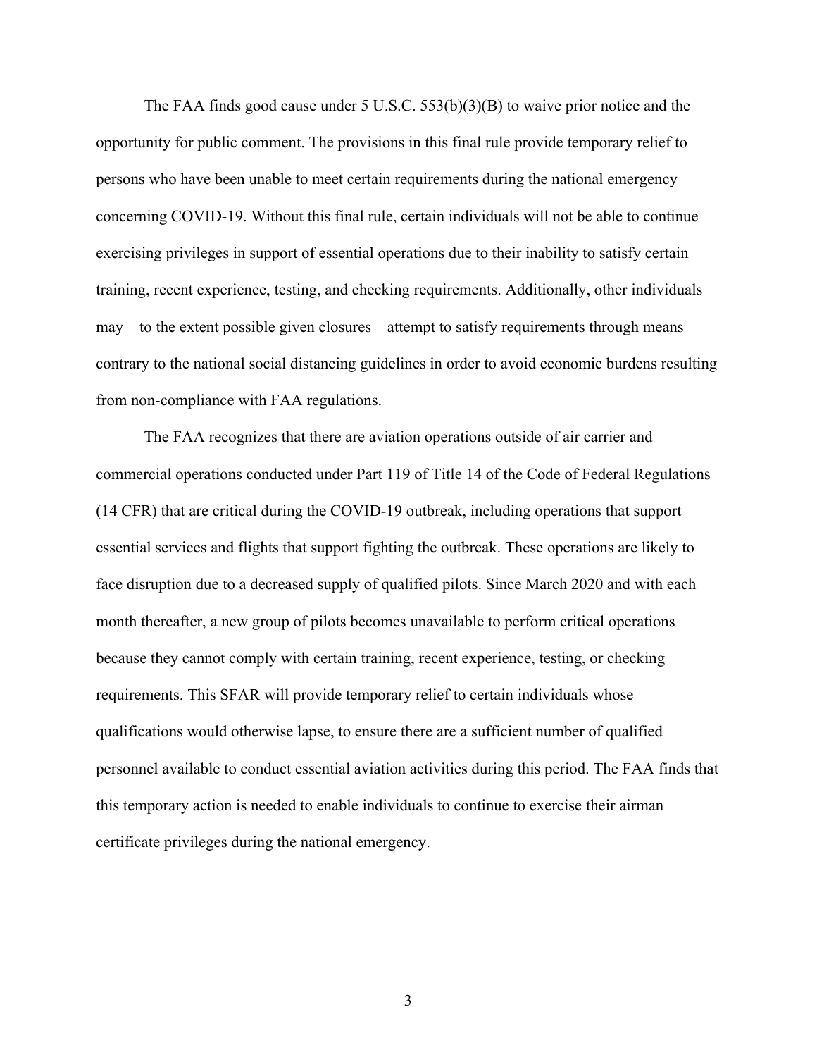The FAA finds good cause under 5 U.S.C. 553(b)(3)(B) to waive prior notice and the opportunity for public comment. The provisions in this final rule provide temporary relief to persons who have been unable to meet certain requirements during the national emergency concerning COVID-19. Without this final rule, certain individuals will not be able to continue exercising privileges in support of essential operations due to their inability to satisfy certain training, recent experience, testing, and checking requirements. Additionally, other individuals may – to the extent possible given closures – attempt to satisfy requirements through means contrary to the national social distancing guidelines in order to avoid economic burdens resulting from non-compliance with FAA regulations.

The FAA recognizes that there are aviation operations outside of air carrier and commercial operations conducted under Part 119 of Title 14 of the Code of Federal Regulations (14 CFR) that are critical during the COVID-19 outbreak, including operations that support essential services and flights that support fighting the outbreak. These operations are likely to face disruption due to a decreased supply of qualified pilots. Since March 2020 and with each month thereafter, a new group of pilots becomes unavailable to perform critical operations because they cannot comply with certain training, recent experience, testing, or checking requirements. This SFAR will provide temporary relief to certain individuals whose qualifications would otherwise lapse, to ensure there are a sufficient number of qualified personnel available to conduct essential aviation activities during this period. The FAA finds that this temporary action is needed to enable individuals to continue to exercise their airman certificate privileges during the national emergency.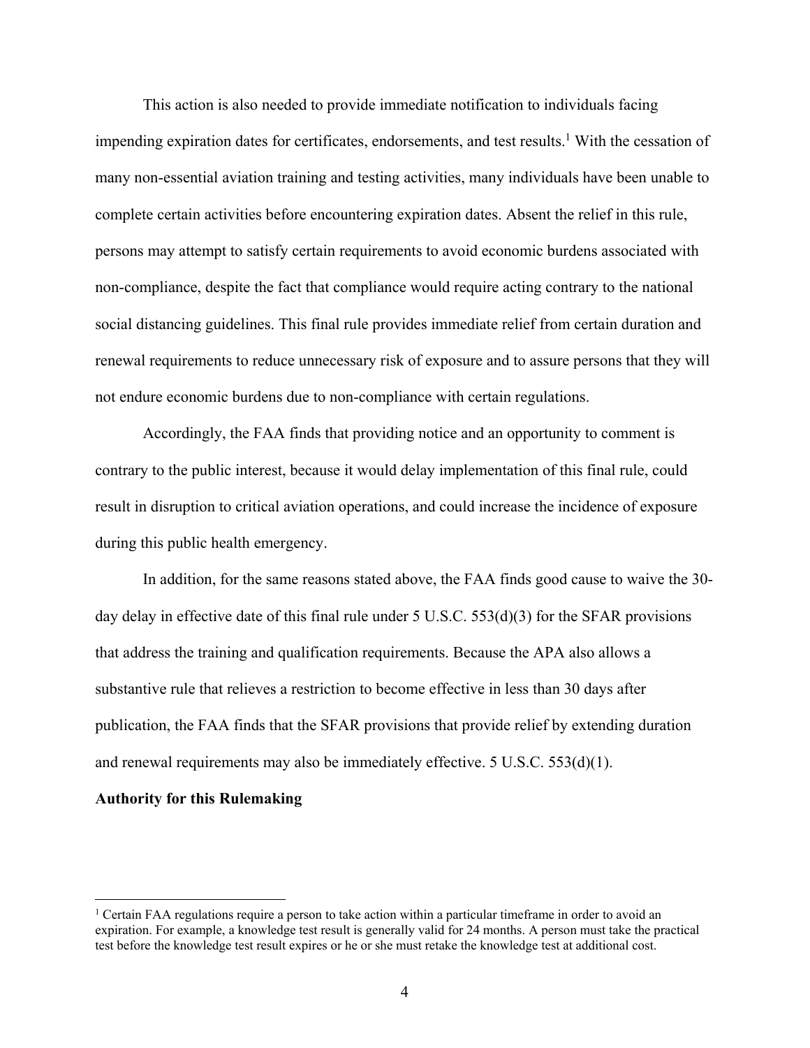This action is also needed to provide immediate notification to individuals facing impending expiration dates for certificates, endorsements, and test results.[1] With the cessation of many non-essential aviation training and testing activities, many individuals have been unable to complete certain activities before encountering expiration dates. Absent the relief in this rule, persons may attempt to satisfy certain requirements to avoid economic burdens associated with non-compliance, despite the fact that compliance would require acting contrary to the national social distancing guidelines. This final rule provides immediate relief from certain duration and renewal requirements to reduce unnecessary risk of exposure and to assure persons that they will not endure economic burdens due to non-compliance with certain regulations.

Accordingly, the FAA finds that providing notice and an opportunity to comment is contrary to the public interest, because it would delay implementation of this final rule, could result in disruption to critical aviation operations, and could increase the incidence of exposure during this public health emergency.

In addition, for the same reasons stated above, the FAA finds good cause to waive the 30-day delay in effective date of this final rule under 5 U.S.C. 553(d)(3) for the SFAR provisions that address the training and qualification requirements. Because the APA also allows a substantive rule that relieves a restriction to become effective in less than 30 days after publication, the FAA finds that the SFAR provisions that provide relief by extending duration and renewal requirements may also be immediately effective. 5 U.S.C. 553(d)(1).

**Authority for this Rulemaking**

[1] Certain FAA regulations require a person to take action within a particular timeframe in order to avoid an expiration. For example, a knowledge test result is generally valid for 24 months. A person must take the practical test before the knowledge test result expires or he or she must retake the knowledge test at additional cost.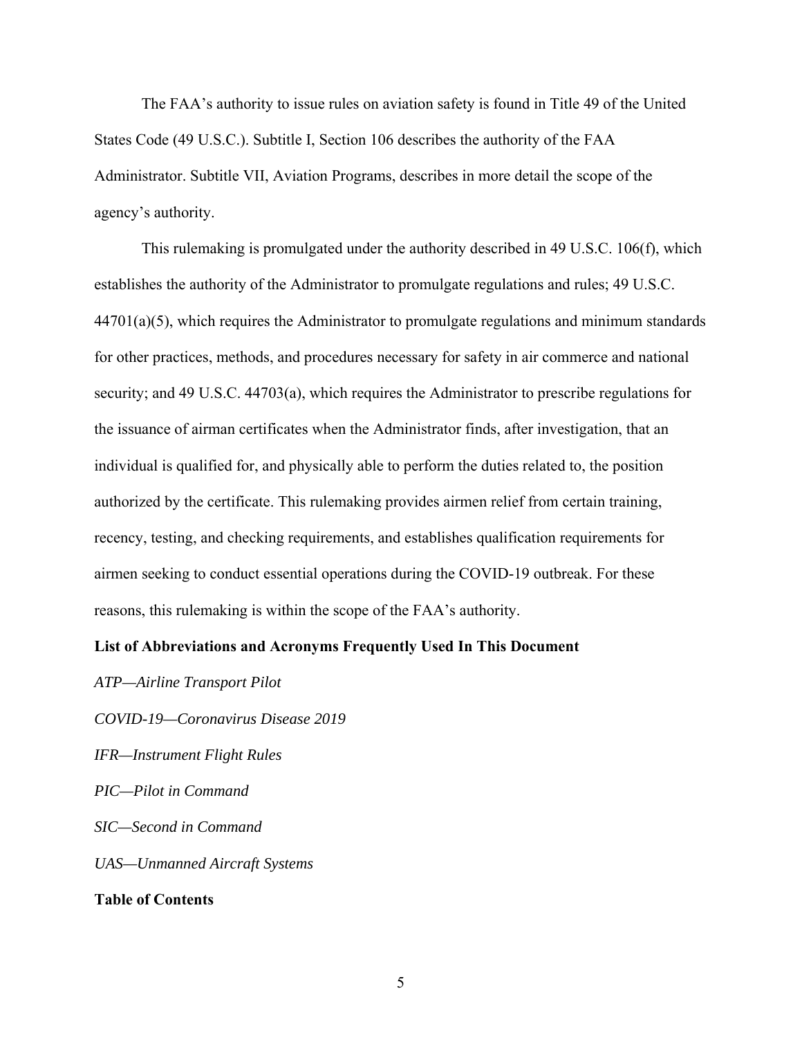The FAA's authority to issue rules on aviation safety is found in Title 49 of the United States Code (49 U.S.C.). Subtitle I, Section 106 describes the authority of the FAA Administrator. Subtitle VII, Aviation Programs, describes in more detail the scope of the agency's authority.

This rulemaking is promulgated under the authority described in 49 U.S.C. 106(f), which establishes the authority of the Administrator to promulgate regulations and rules; 49 U.S.C. 44701(a)(5), which requires the Administrator to promulgate regulations and minimum standards for other practices, methods, and procedures necessary for safety in air commerce and national security; and 49 U.S.C. 44703(a), which requires the Administrator to prescribe regulations for the issuance of airman certificates when the Administrator finds, after investigation, that an individual is qualified for, and physically able to perform the duties related to, the position authorized by the certificate. This rulemaking provides airmen relief from certain training, recency, testing, and checking requirements, and establishes qualification requirements for airmen seeking to conduct essential operations during the COVID-19 outbreak. For these reasons, this rulemaking is within the scope of the FAA's authority.

**List of Abbreviations and Acronyms Frequently Used In This Document**

*ATP—Airline Transport Pilot*

*COVID-19—Coronavirus Disease 2019*

*IFR—Instrument Flight Rules*

*PIC—Pilot in Command*

*SIC—Second in Command*

*UAS—Unmanned Aircraft Systems*

**Table of Contents**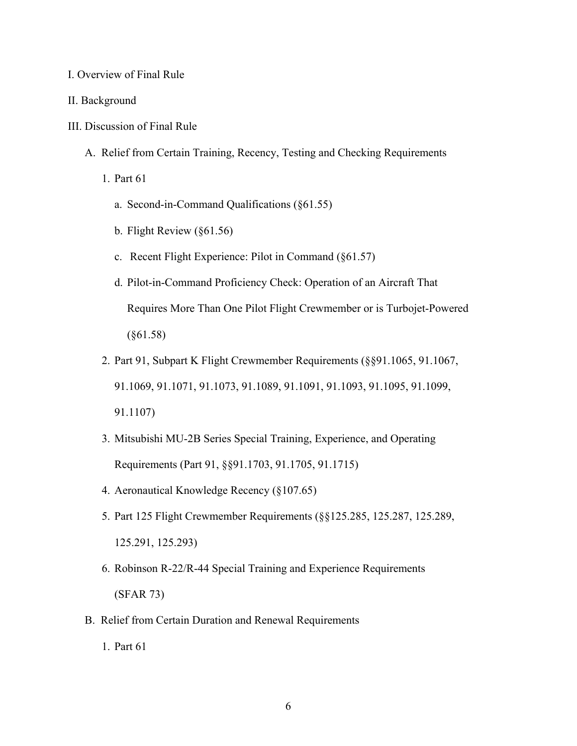I. Overview of Final Rule

II. Background

III. Discussion of Final Rule

- A. Relief from Certain Training, Recency, Testing and Checking Requirements
  1. Part 61
     - a. Second-in-Command Qualifications (§61.55)
     - b. Flight Review (§61.56)
     - c. Recent Flight Experience: Pilot in Command (§61.57)
     - d. Pilot-in-Command Proficiency Check: Operation of an Aircraft That Requires More Than One Pilot Flight Crewmember or is Turbojet-Powered (§61.58)
  2. Part 91, Subpart K Flight Crewmember Requirements (§§91.1065, 91.1067, 91.1069, 91.1071, 91.1073, 91.1089, 91.1091, 91.1093, 91.1095, 91.1099, 91.1107)
  3. Mitsubishi MU-2B Series Special Training, Experience, and Operating Requirements (Part 91, §§91.1703, 91.1705, 91.1715)
  4. Aeronautical Knowledge Recency (§107.65)
  5. Part 125 Flight Crewmember Requirements (§§125.285, 125.287, 125.289, 125.291, 125.293)
  6. Robinson R-22/R-44 Special Training and Experience Requirements (SFAR 73)
- B. Relief from Certain Duration and Renewal Requirements
  1. Part 61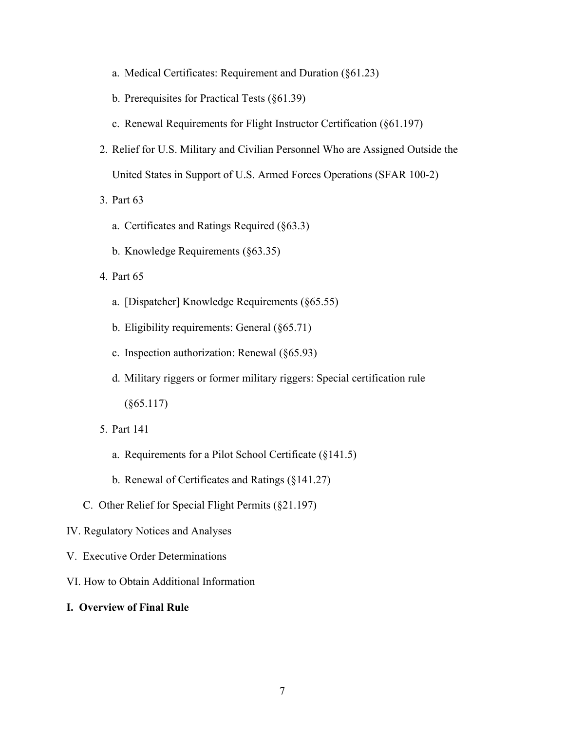a. Medical Certificates: Requirement and Duration (§61.23)

b. Prerequisites for Practical Tests (§61.39)

c. Renewal Requirements for Flight Instructor Certification (§61.197)

2. Relief for U.S. Military and Civilian Personnel Who are Assigned Outside the United States in Support of U.S. Armed Forces Operations (SFAR 100-2)

3. Part 63

   a. Certificates and Ratings Required (§63.3)

   b. Knowledge Requirements (§63.35)

4. Part 65

   a. [Dispatcher] Knowledge Requirements (§65.55)

   b. Eligibility requirements: General (§65.71)

   c. Inspection authorization: Renewal (§65.93)

   d. Military riggers or former military riggers: Special certification rule (§65.117)

5. Part 141

   a. Requirements for a Pilot School Certificate (§141.5)

   b. Renewal of Certificates and Ratings (§141.27)

C. Other Relief for Special Flight Permits (§21.197)

IV. Regulatory Notices and Analyses

V. Executive Order Determinations

VI. How to Obtain Additional Information

**I. Overview of Final Rule**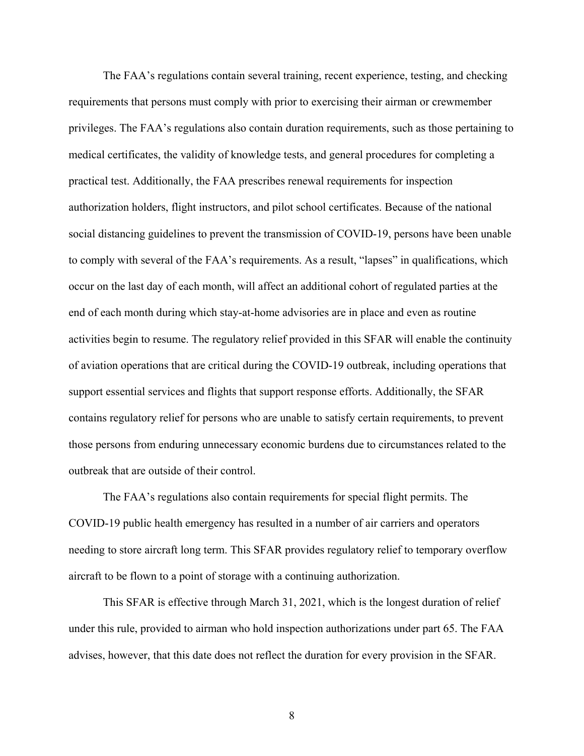The FAA's regulations contain several training, recent experience, testing, and checking requirements that persons must comply with prior to exercising their airman or crewmember privileges. The FAA's regulations also contain duration requirements, such as those pertaining to medical certificates, the validity of knowledge tests, and general procedures for completing a practical test. Additionally, the FAA prescribes renewal requirements for inspection authorization holders, flight instructors, and pilot school certificates. Because of the national social distancing guidelines to prevent the transmission of COVID-19, persons have been unable to comply with several of the FAA's requirements. As a result, "lapses" in qualifications, which occur on the last day of each month, will affect an additional cohort of regulated parties at the end of each month during which stay-at-home advisories are in place and even as routine activities begin to resume. The regulatory relief provided in this SFAR will enable the continuity of aviation operations that are critical during the COVID-19 outbreak, including operations that support essential services and flights that support response efforts. Additionally, the SFAR contains regulatory relief for persons who are unable to satisfy certain requirements, to prevent those persons from enduring unnecessary economic burdens due to circumstances related to the outbreak that are outside of their control.

The FAA's regulations also contain requirements for special flight permits. The COVID-19 public health emergency has resulted in a number of air carriers and operators needing to store aircraft long term. This SFAR provides regulatory relief to temporary overflow aircraft to be flown to a point of storage with a continuing authorization.

This SFAR is effective through March 31, 2021, which is the longest duration of relief under this rule, provided to airman who hold inspection authorizations under part 65. The FAA advises, however, that this date does not reflect the duration for every provision in the SFAR.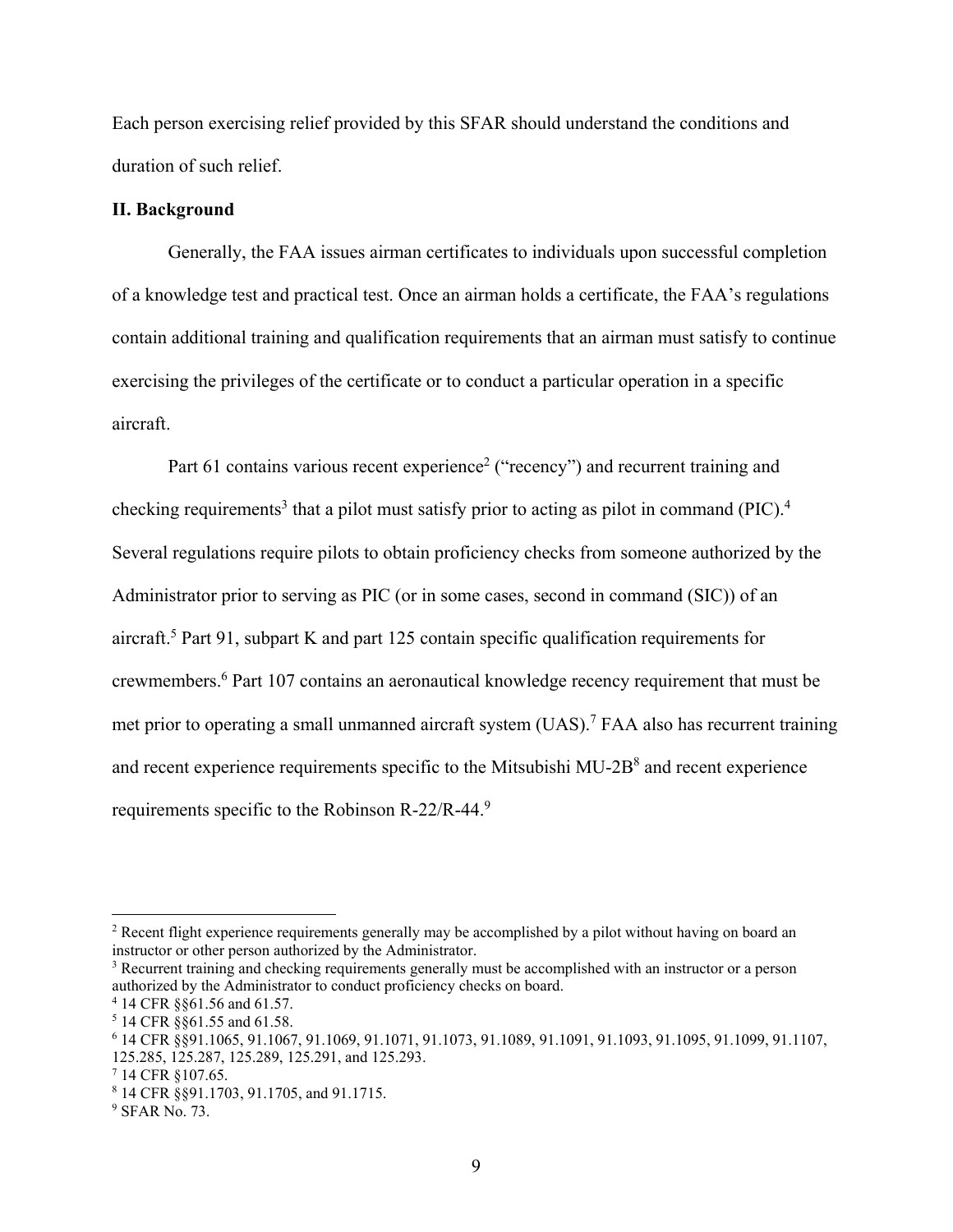Each person exercising relief provided by this SFAR should understand the conditions and duration of such relief.

**II. Background**

Generally, the FAA issues airman certificates to individuals upon successful completion of a knowledge test and practical test. Once an airman holds a certificate, the FAA's regulations contain additional training and qualification requirements that an airman must satisfy to continue exercising the privileges of the certificate or to conduct a particular operation in a specific aircraft.

Part 61 contains various recent experience[2] ("recency") and recurrent training and checking requirements[3] that a pilot must satisfy prior to acting as pilot in command (PIC).[4] Several regulations require pilots to obtain proficiency checks from someone authorized by the Administrator prior to serving as PIC (or in some cases, second in command (SIC)) of an aircraft.[5] Part 91, subpart K and part 125 contain specific qualification requirements for crewmembers.[6] Part 107 contains an aeronautical knowledge recency requirement that must be met prior to operating a small unmanned aircraft system (UAS).[7] FAA also has recurrent training and recent experience requirements specific to the Mitsubishi MU-2B[8] and recent experience requirements specific to the Robinson R-22/R-44.[9]

---

[2] Recent flight experience requirements generally may be accomplished by a pilot without having on board an instructor or other person authorized by the Administrator.

[3] Recurrent training and checking requirements generally must be accomplished with an instructor or a person authorized by the Administrator to conduct proficiency checks on board.

[4] 14 CFR §§61.56 and 61.57.

[5] 14 CFR §§61.55 and 61.58.

[6] 14 CFR §§91.1065, 91.1067, 91.1069, 91.1071, 91.1073, 91.1089, 91.1091, 91.1093, 91.1095, 91.1099, 91.1107, 125.285, 125.287, 125.289, 125.291, and 125.293.

[7] 14 CFR §107.65.

[8] 14 CFR §§91.1703, 91.1705, and 91.1715.

[9] SFAR No. 73.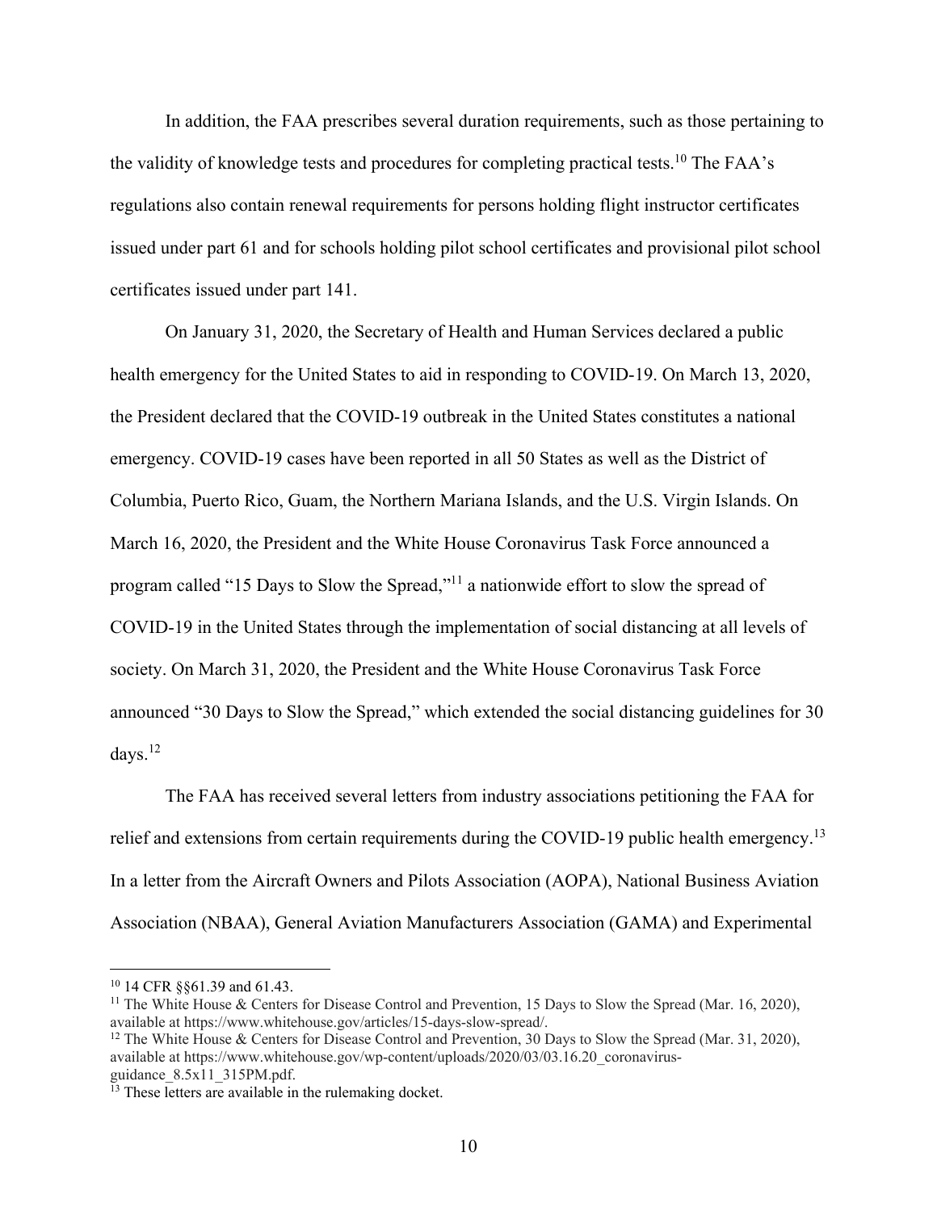In addition, the FAA prescribes several duration requirements, such as those pertaining to the validity of knowledge tests and procedures for completing practical tests.[10] The FAA's regulations also contain renewal requirements for persons holding flight instructor certificates issued under part 61 and for schools holding pilot school certificates and provisional pilot school certificates issued under part 141.

On January 31, 2020, the Secretary of Health and Human Services declared a public health emergency for the United States to aid in responding to COVID-19. On March 13, 2020, the President declared that the COVID-19 outbreak in the United States constitutes a national emergency. COVID-19 cases have been reported in all 50 States as well as the District of Columbia, Puerto Rico, Guam, the Northern Mariana Islands, and the U.S. Virgin Islands. On March 16, 2020, the President and the White House Coronavirus Task Force announced a program called "15 Days to Slow the Spread,"[11] a nationwide effort to slow the spread of COVID-19 in the United States through the implementation of social distancing at all levels of society. On March 31, 2020, the President and the White House Coronavirus Task Force announced "30 Days to Slow the Spread," which extended the social distancing guidelines for 30 days.[12]

The FAA has received several letters from industry associations petitioning the FAA for relief and extensions from certain requirements during the COVID-19 public health emergency.[13] In a letter from the Aircraft Owners and Pilots Association (AOPA), National Business Aviation Association (NBAA), General Aviation Manufacturers Association (GAMA) and Experimental

---

[10] 14 CFR §§61.39 and 61.43.

[11] The White House & Centers for Disease Control and Prevention, 15 Days to Slow the Spread (Mar. 16, 2020), available at https://www.whitehouse.gov/articles/15-days-slow-spread/.

[12] The White House & Centers for Disease Control and Prevention, 30 Days to Slow the Spread (Mar. 31, 2020), available at https://www.whitehouse.gov/wp-content/uploads/2020/03/03.16.20_coronavirus-guidance_8.5x11_315PM.pdf.

[13] These letters are available in the rulemaking docket.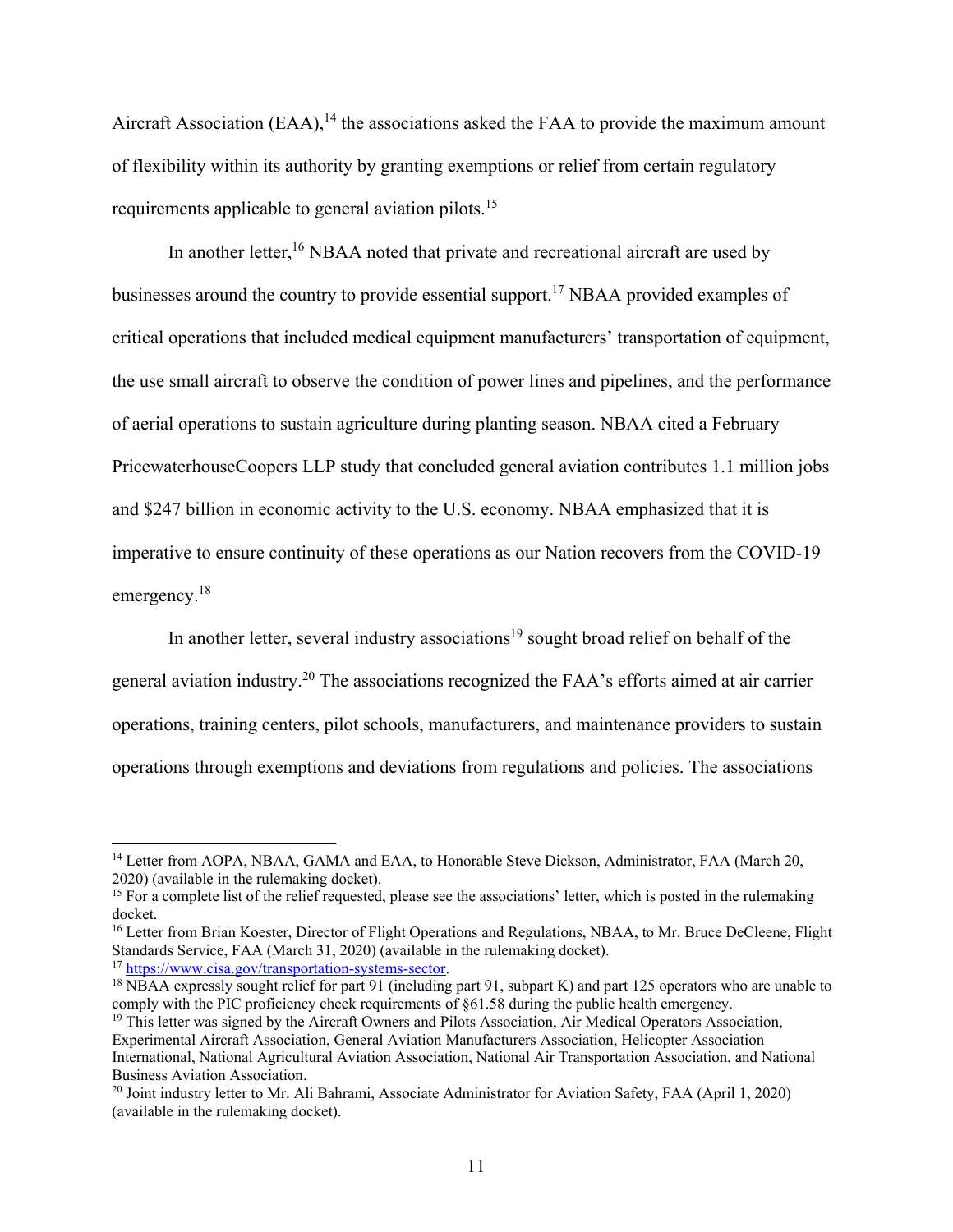Aircraft Association (EAA),[14] the associations asked the FAA to provide the maximum amount of flexibility within its authority by granting exemptions or relief from certain regulatory requirements applicable to general aviation pilots.[15]

In another letter,[16] NBAA noted that private and recreational aircraft are used by businesses around the country to provide essential support.[17] NBAA provided examples of critical operations that included medical equipment manufacturers' transportation of equipment, the use small aircraft to observe the condition of power lines and pipelines, and the performance of aerial operations to sustain agriculture during planting season. NBAA cited a February PricewaterhouseCoopers LLP study that concluded general aviation contributes 1.1 million jobs and $247 billion in economic activity to the U.S. economy. NBAA emphasized that it is imperative to ensure continuity of these operations as our Nation recovers from the COVID-19 emergency.[18]

In another letter, several industry associations[19] sought broad relief on behalf of the general aviation industry.[20] The associations recognized the FAA's efforts aimed at air carrier operations, training centers, pilot schools, manufacturers, and maintenance providers to sustain operations through exemptions and deviations from regulations and policies. The associations

---

[14] Letter from AOPA, NBAA, GAMA and EAA, to Honorable Steve Dickson, Administrator, FAA (March 20, 2020) (available in the rulemaking docket).

[15] For a complete list of the relief requested, please see the associations' letter, which is posted in the rulemaking docket.

[16] Letter from Brian Koester, Director of Flight Operations and Regulations, NBAA, to Mr. Bruce DeCleene, Flight Standards Service, FAA (March 31, 2020) (available in the rulemaking docket).

[17] https://www.cisa.gov/transportation-systems-sector.

[18] NBAA expressly sought relief for part 91 (including part 91, subpart K) and part 125 operators who are unable to comply with the PIC proficiency check requirements of §61.58 during the public health emergency.

[19] This letter was signed by the Aircraft Owners and Pilots Association, Air Medical Operators Association, Experimental Aircraft Association, General Aviation Manufacturers Association, Helicopter Association International, National Agricultural Aviation Association, National Air Transportation Association, and National Business Aviation Association.

[20] Joint industry letter to Mr. Ali Bahrami, Associate Administrator for Aviation Safety, FAA (April 1, 2020) (available in the rulemaking docket).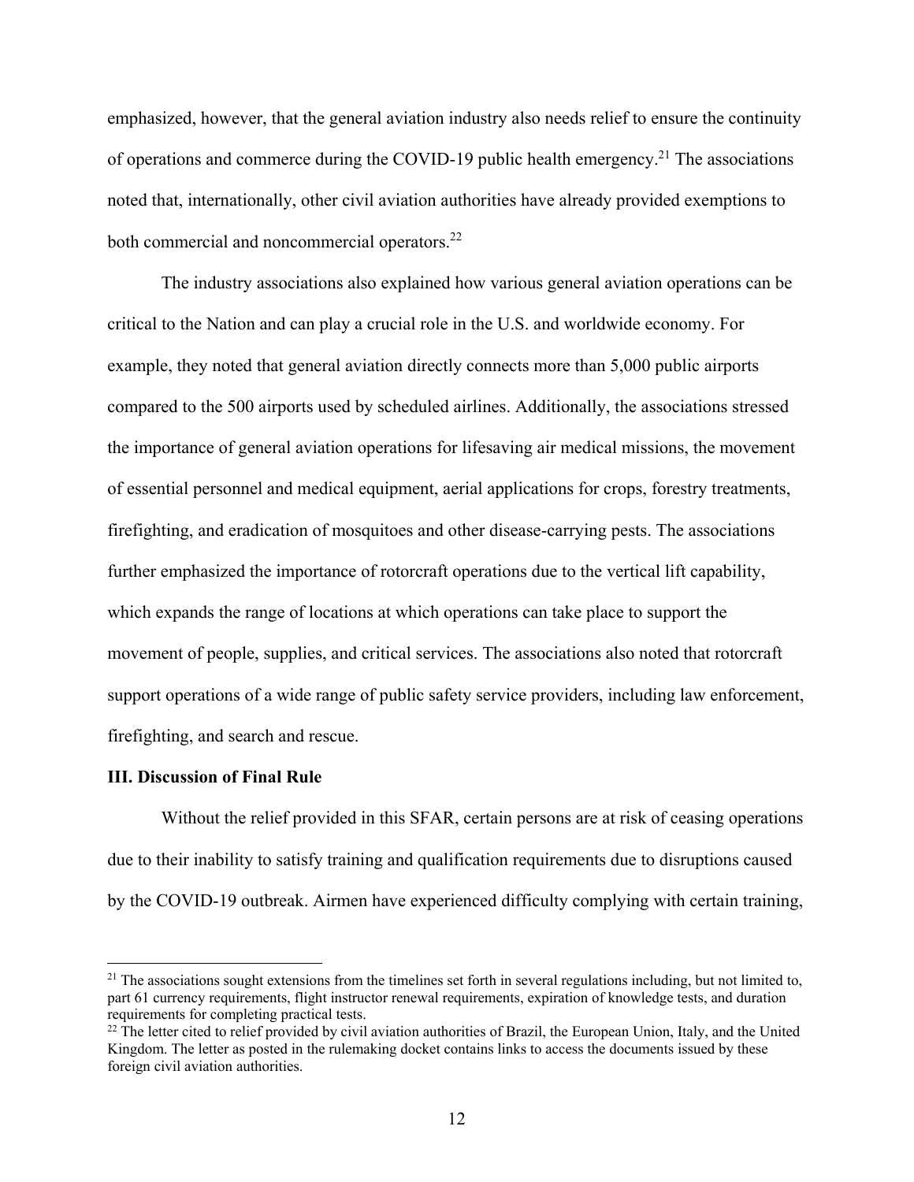emphasized, however, that the general aviation industry also needs relief to ensure the continuity of operations and commerce during the COVID-19 public health emergency.[21] The associations noted that, internationally, other civil aviation authorities have already provided exemptions to both commercial and noncommercial operators.[22]

The industry associations also explained how various general aviation operations can be critical to the Nation and can play a crucial role in the U.S. and worldwide economy. For example, they noted that general aviation directly connects more than 5,000 public airports compared to the 500 airports used by scheduled airlines. Additionally, the associations stressed the importance of general aviation operations for lifesaving air medical missions, the movement of essential personnel and medical equipment, aerial applications for crops, forestry treatments, firefighting, and eradication of mosquitoes and other disease-carrying pests. The associations further emphasized the importance of rotorcraft operations due to the vertical lift capability, which expands the range of locations at which operations can take place to support the movement of people, supplies, and critical services. The associations also noted that rotorcraft support operations of a wide range of public safety service providers, including law enforcement, firefighting, and search and rescue.

**III. Discussion of Final Rule**

Without the relief provided in this SFAR, certain persons are at risk of ceasing operations due to their inability to satisfy training and qualification requirements due to disruptions caused by the COVID-19 outbreak. Airmen have experienced difficulty complying with certain training,

---

[21] The associations sought extensions from the timelines set forth in several regulations including, but not limited to, part 61 currency requirements, flight instructor renewal requirements, expiration of knowledge tests, and duration requirements for completing practical tests.

[22] The letter cited to relief provided by civil aviation authorities of Brazil, the European Union, Italy, and the United Kingdom. The letter as posted in the rulemaking docket contains links to access the documents issued by these foreign civil aviation authorities.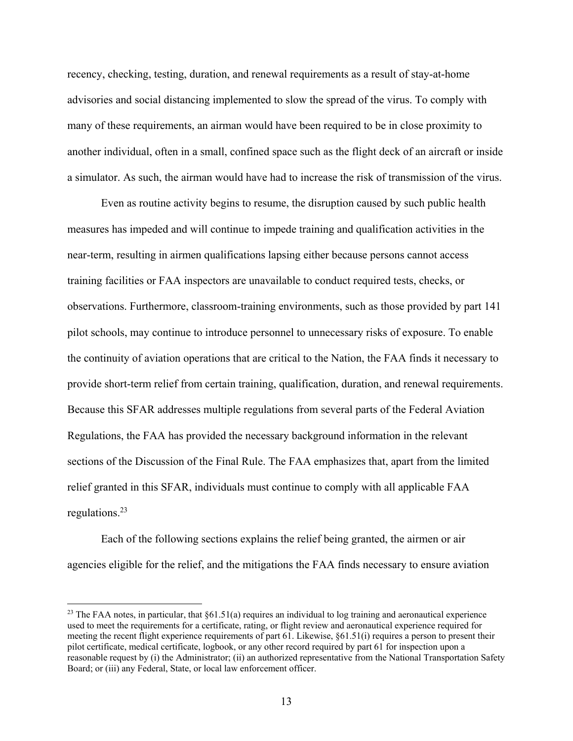recency, checking, testing, duration, and renewal requirements as a result of stay-at-home advisories and social distancing implemented to slow the spread of the virus. To comply with many of these requirements, an airman would have been required to be in close proximity to another individual, often in a small, confined space such as the flight deck of an aircraft or inside a simulator. As such, the airman would have had to increase the risk of transmission of the virus.

Even as routine activity begins to resume, the disruption caused by such public health measures has impeded and will continue to impede training and qualification activities in the near-term, resulting in airmen qualifications lapsing either because persons cannot access training facilities or FAA inspectors are unavailable to conduct required tests, checks, or observations. Furthermore, classroom-training environments, such as those provided by part 141 pilot schools, may continue to introduce personnel to unnecessary risks of exposure. To enable the continuity of aviation operations that are critical to the Nation, the FAA finds it necessary to provide short-term relief from certain training, qualification, duration, and renewal requirements. Because this SFAR addresses multiple regulations from several parts of the Federal Aviation Regulations, the FAA has provided the necessary background information in the relevant sections of the Discussion of the Final Rule. The FAA emphasizes that, apart from the limited relief granted in this SFAR, individuals must continue to comply with all applicable FAA regulations.[23]

Each of the following sections explains the relief being granted, the airmen or air agencies eligible for the relief, and the mitigations the FAA finds necessary to ensure aviation

[23] The FAA notes, in particular, that §61.51(a) requires an individual to log training and aeronautical experience used to meet the requirements for a certificate, rating, or flight review and aeronautical experience required for meeting the recent flight experience requirements of part 61. Likewise, §61.51(i) requires a person to present their pilot certificate, medical certificate, logbook, or any other record required by part 61 for inspection upon a reasonable request by (i) the Administrator; (ii) an authorized representative from the National Transportation Safety Board; or (iii) any Federal, State, or local law enforcement officer.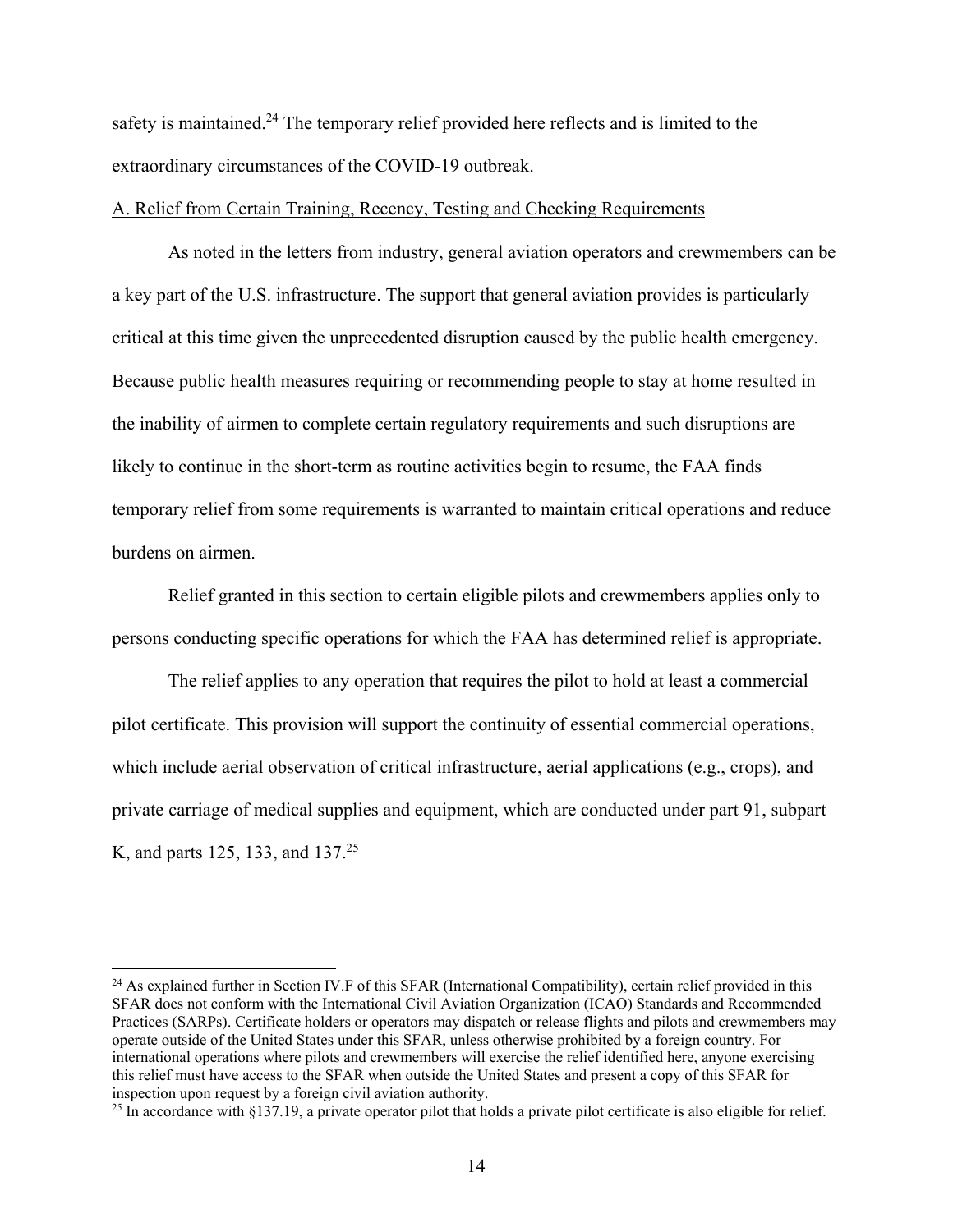safety is maintained.[24] The temporary relief provided here reflects and is limited to the extraordinary circumstances of the COVID-19 outbreak.

A. Relief from Certain Training, Recency, Testing and Checking Requirements

As noted in the letters from industry, general aviation operators and crewmembers can be a key part of the U.S. infrastructure. The support that general aviation provides is particularly critical at this time given the unprecedented disruption caused by the public health emergency. Because public health measures requiring or recommending people to stay at home resulted in the inability of airmen to complete certain regulatory requirements and such disruptions are likely to continue in the short-term as routine activities begin to resume, the FAA finds temporary relief from some requirements is warranted to maintain critical operations and reduce burdens on airmen.

Relief granted in this section to certain eligible pilots and crewmembers applies only to persons conducting specific operations for which the FAA has determined relief is appropriate.

The relief applies to any operation that requires the pilot to hold at least a commercial pilot certificate. This provision will support the continuity of essential commercial operations, which include aerial observation of critical infrastructure, aerial applications (e.g., crops), and private carriage of medical supplies and equipment, which are conducted under part 91, subpart K, and parts 125, 133, and 137.[25]

---

[24] As explained further in Section IV.F of this SFAR (International Compatibility), certain relief provided in this SFAR does not conform with the International Civil Aviation Organization (ICAO) Standards and Recommended Practices (SARPs). Certificate holders or operators may dispatch or release flights and pilots and crewmembers may operate outside of the United States under this SFAR, unless otherwise prohibited by a foreign country. For international operations where pilots and crewmembers will exercise the relief identified here, anyone exercising this relief must have access to the SFAR when outside the United States and present a copy of this SFAR for inspection upon request by a foreign civil aviation authority.

[25] In accordance with §137.19, a private operator pilot that holds a private pilot certificate is also eligible for relief.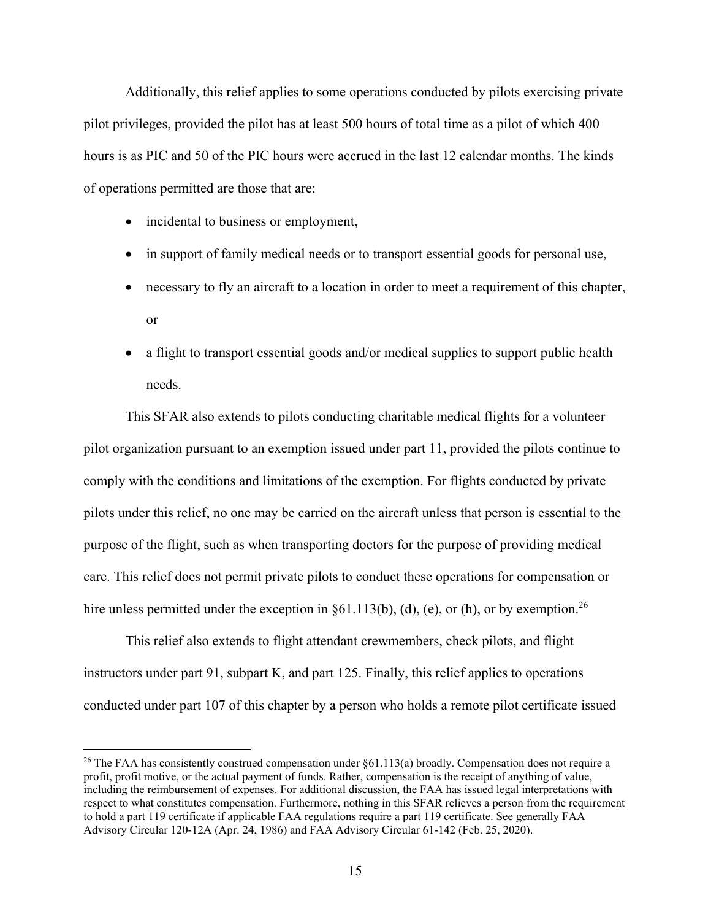Additionally, this relief applies to some operations conducted by pilots exercising private pilot privileges, provided the pilot has at least 500 hours of total time as a pilot of which 400 hours is as PIC and 50 of the PIC hours were accrued in the last 12 calendar months. The kinds of operations permitted are those that are:

- incidental to business or employment,
- in support of family medical needs or to transport essential goods for personal use,
- necessary to fly an aircraft to a location in order to meet a requirement of this chapter, or
- a flight to transport essential goods and/or medical supplies to support public health needs.

This SFAR also extends to pilots conducting charitable medical flights for a volunteer pilot organization pursuant to an exemption issued under part 11, provided the pilots continue to comply with the conditions and limitations of the exemption. For flights conducted by private pilots under this relief, no one may be carried on the aircraft unless that person is essential to the purpose of the flight, such as when transporting doctors for the purpose of providing medical care. This relief does not permit private pilots to conduct these operations for compensation or hire unless permitted under the exception in §61.113(b), (d), (e), or (h), or by exemption.[26]

This relief also extends to flight attendant crewmembers, check pilots, and flight instructors under part 91, subpart K, and part 125. Finally, this relief applies to operations conducted under part 107 of this chapter by a person who holds a remote pilot certificate issued

---

[26] The FAA has consistently construed compensation under §61.113(a) broadly. Compensation does not require a profit, profit motive, or the actual payment of funds. Rather, compensation is the receipt of anything of value, including the reimbursement of expenses. For additional discussion, the FAA has issued legal interpretations with respect to what constitutes compensation. Furthermore, nothing in this SFAR relieves a person from the requirement to hold a part 119 certificate if applicable FAA regulations require a part 119 certificate. See generally FAA Advisory Circular 120-12A (Apr. 24, 1986) and FAA Advisory Circular 61-142 (Feb. 25, 2020).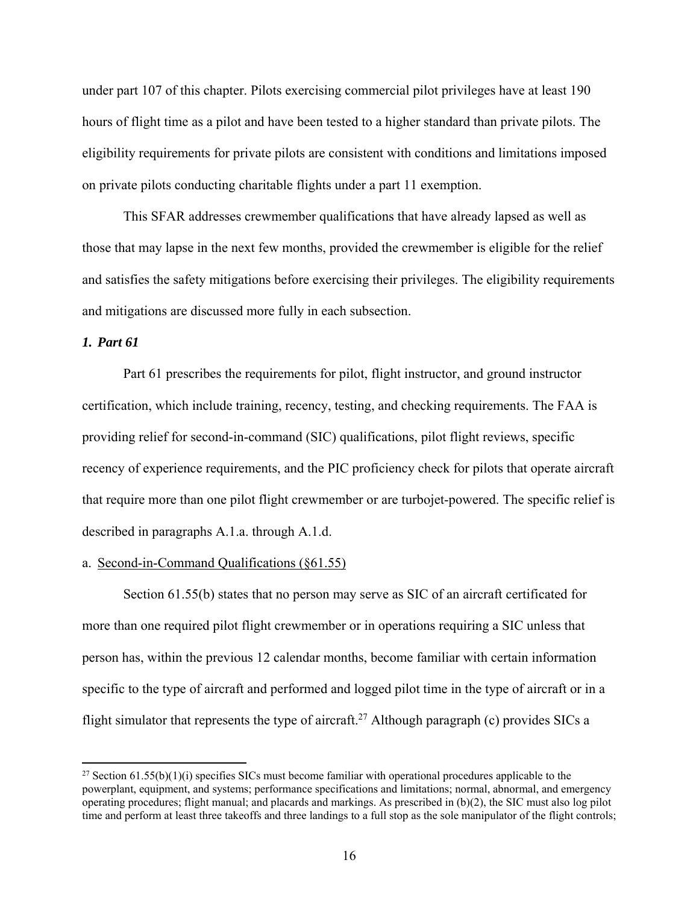under part 107 of this chapter. Pilots exercising commercial pilot privileges have at least 190 hours of flight time as a pilot and have been tested to a higher standard than private pilots. The eligibility requirements for private pilots are consistent with conditions and limitations imposed on private pilots conducting charitable flights under a part 11 exemption.

This SFAR addresses crewmember qualifications that have already lapsed as well as those that may lapse in the next few months, provided the crewmember is eligible for the relief and satisfies the safety mitigations before exercising their privileges. The eligibility requirements and mitigations are discussed more fully in each subsection.

### *1. Part 61*

Part 61 prescribes the requirements for pilot, flight instructor, and ground instructor certification, which include training, recency, testing, and checking requirements. The FAA is providing relief for second-in-command (SIC) qualifications, pilot flight reviews, specific recency of experience requirements, and the PIC proficiency check for pilots that operate aircraft that require more than one pilot flight crewmember or are turbojet-powered. The specific relief is described in paragraphs A.1.a. through A.1.d.

#### a. Second-in-Command Qualifications (§61.55)

Section 61.55(b) states that no person may serve as SIC of an aircraft certificated for more than one required pilot flight crewmember or in operations requiring a SIC unless that person has, within the previous 12 calendar months, become familiar with certain information specific to the type of aircraft and performed and logged pilot time in the type of aircraft or in a flight simulator that represents the type of aircraft.[27] Although paragraph (c) provides SICs a

---

[27] Section 61.55(b)(1)(i) specifies SICs must become familiar with operational procedures applicable to the powerplant, equipment, and systems; performance specifications and limitations; normal, abnormal, and emergency operating procedures; flight manual; and placards and markings. As prescribed in (b)(2), the SIC must also log pilot time and perform at least three takeoffs and three landings to a full stop as the sole manipulator of the flight controls;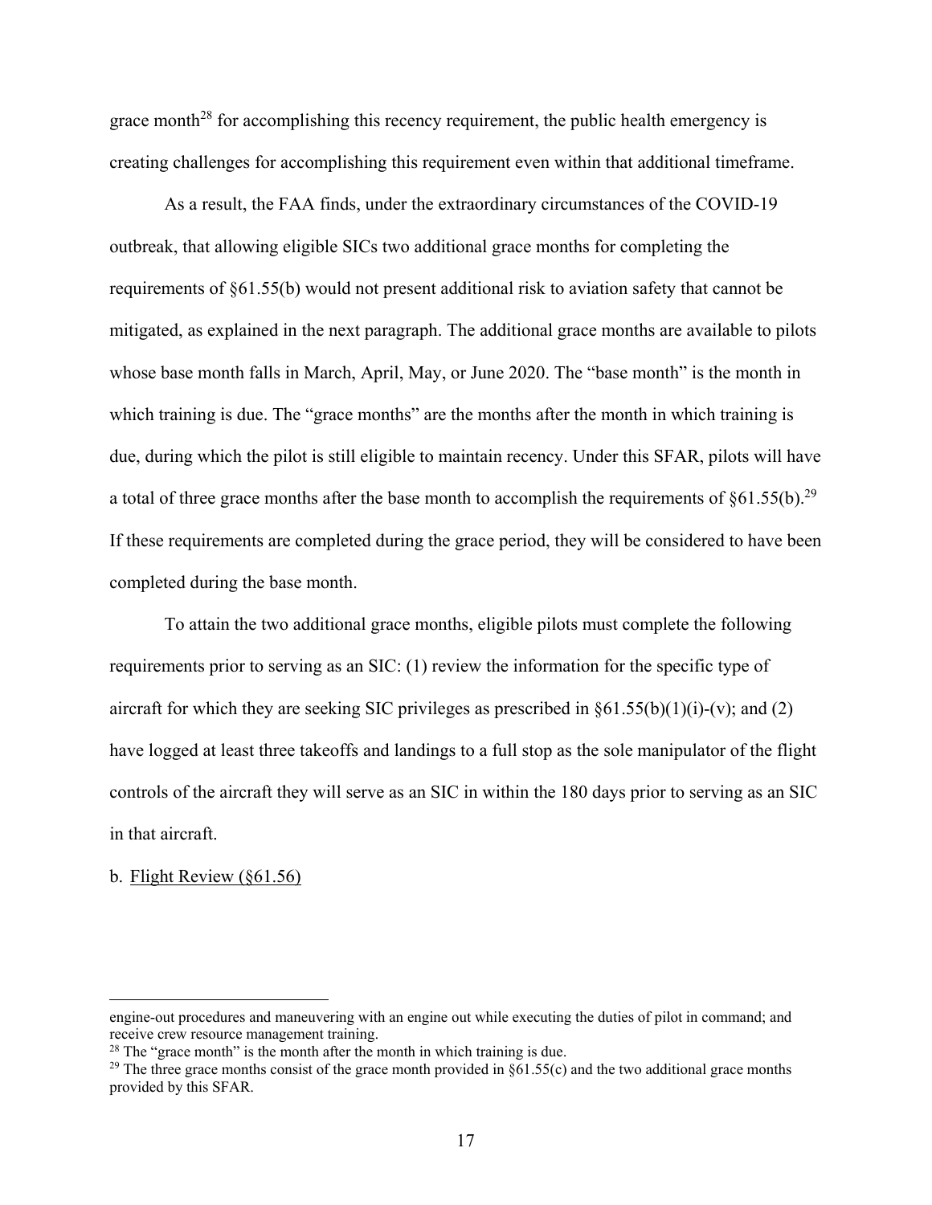grace month[28] for accomplishing this recency requirement, the public health emergency is creating challenges for accomplishing this requirement even within that additional timeframe.

As a result, the FAA finds, under the extraordinary circumstances of the COVID-19 outbreak, that allowing eligible SICs two additional grace months for completing the requirements of §61.55(b) would not present additional risk to aviation safety that cannot be mitigated, as explained in the next paragraph. The additional grace months are available to pilots whose base month falls in March, April, May, or June 2020. The "base month" is the month in which training is due. The "grace months" are the months after the month in which training is due, during which the pilot is still eligible to maintain recency. Under this SFAR, pilots will have a total of three grace months after the base month to accomplish the requirements of §61.55(b).[29] If these requirements are completed during the grace period, they will be considered to have been completed during the base month.

To attain the two additional grace months, eligible pilots must complete the following requirements prior to serving as an SIC: (1) review the information for the specific type of aircraft for which they are seeking SIC privileges as prescribed in §61.55(b)(1)(i)-(v); and (2) have logged at least three takeoffs and landings to a full stop as the sole manipulator of the flight controls of the aircraft they will serve as an SIC in within the 180 days prior to serving as an SIC in that aircraft.

b. Flight Review (§61.56)

---

engine-out procedures and maneuvering with an engine out while executing the duties of pilot in command; and receive crew resource management training.

[28] The "grace month" is the month after the month in which training is due.

[29] The three grace months consist of the grace month provided in §61.55(c) and the two additional grace months provided by this SFAR.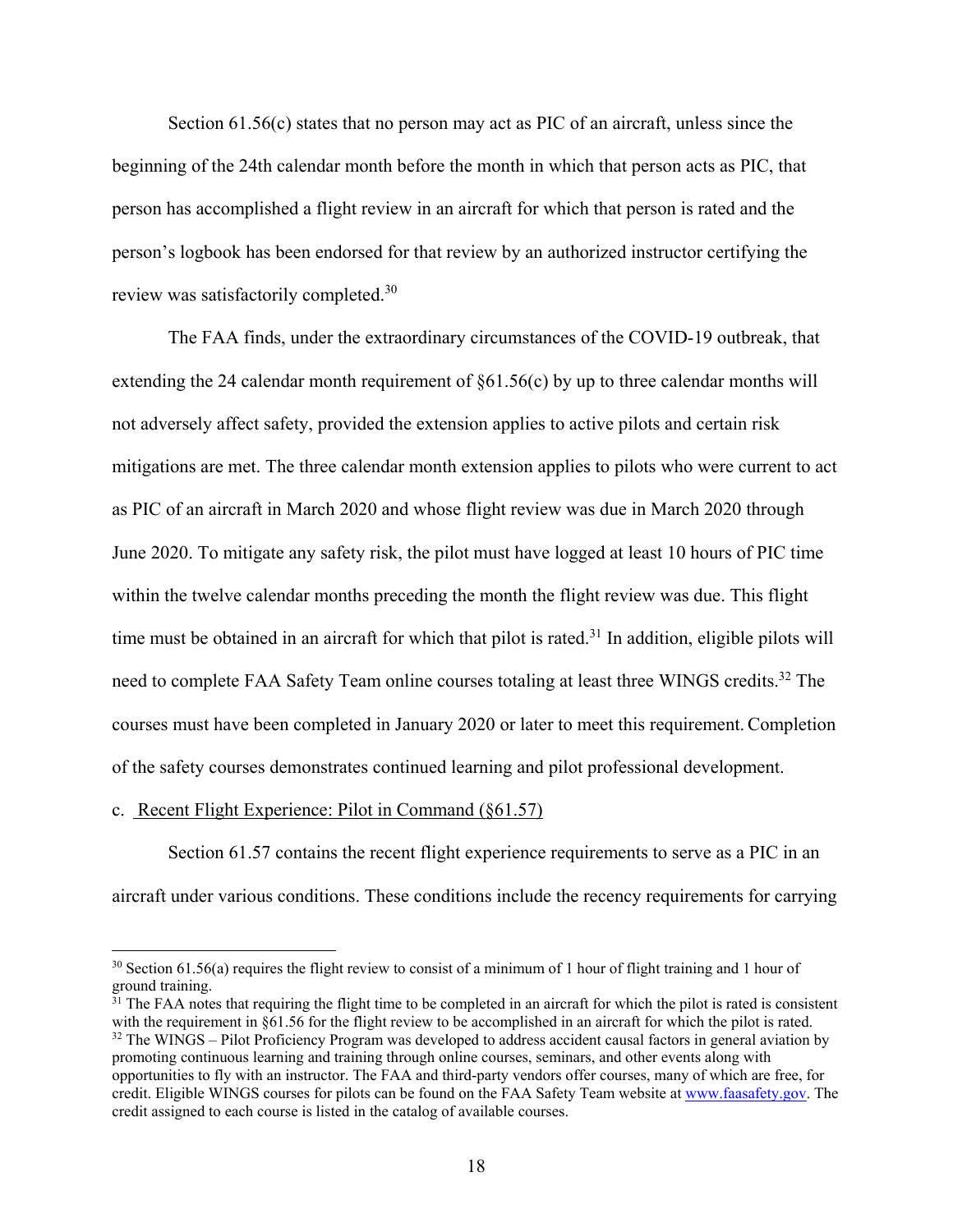Section 61.56(c) states that no person may act as PIC of an aircraft, unless since the beginning of the 24th calendar month before the month in which that person acts as PIC, that person has accomplished a flight review in an aircraft for which that person is rated and the person's logbook has been endorsed for that review by an authorized instructor certifying the review was satisfactorily completed.[30]

The FAA finds, under the extraordinary circumstances of the COVID-19 outbreak, that extending the 24 calendar month requirement of §61.56(c) by up to three calendar months will not adversely affect safety, provided the extension applies to active pilots and certain risk mitigations are met. The three calendar month extension applies to pilots who were current to act as PIC of an aircraft in March 2020 and whose flight review was due in March 2020 through June 2020. To mitigate any safety risk, the pilot must have logged at least 10 hours of PIC time within the twelve calendar months preceding the month the flight review was due. This flight time must be obtained in an aircraft for which that pilot is rated.[31] In addition, eligible pilots will need to complete FAA Safety Team online courses totaling at least three WINGS credits.[32] The courses must have been completed in January 2020 or later to meet this requirement. Completion of the safety courses demonstrates continued learning and pilot professional development.

c. Recent Flight Experience: Pilot in Command (§61.57)

Section 61.57 contains the recent flight experience requirements to serve as a PIC in an aircraft under various conditions. These conditions include the recency requirements for carrying

---

[30] Section 61.56(a) requires the flight review to consist of a minimum of 1 hour of flight training and 1 hour of ground training.

[31] The FAA notes that requiring the flight time to be completed in an aircraft for which the pilot is rated is consistent with the requirement in §61.56 for the flight review to be accomplished in an aircraft for which the pilot is rated.

[32] The WINGS – Pilot Proficiency Program was developed to address accident causal factors in general aviation by promoting continuous learning and training through online courses, seminars, and other events along with opportunities to fly with an instructor. The FAA and third-party vendors offer courses, many of which are free, for credit. Eligible WINGS courses for pilots can be found on the FAA Safety Team website at www.faasafety.gov. The credit assigned to each course is listed in the catalog of available courses.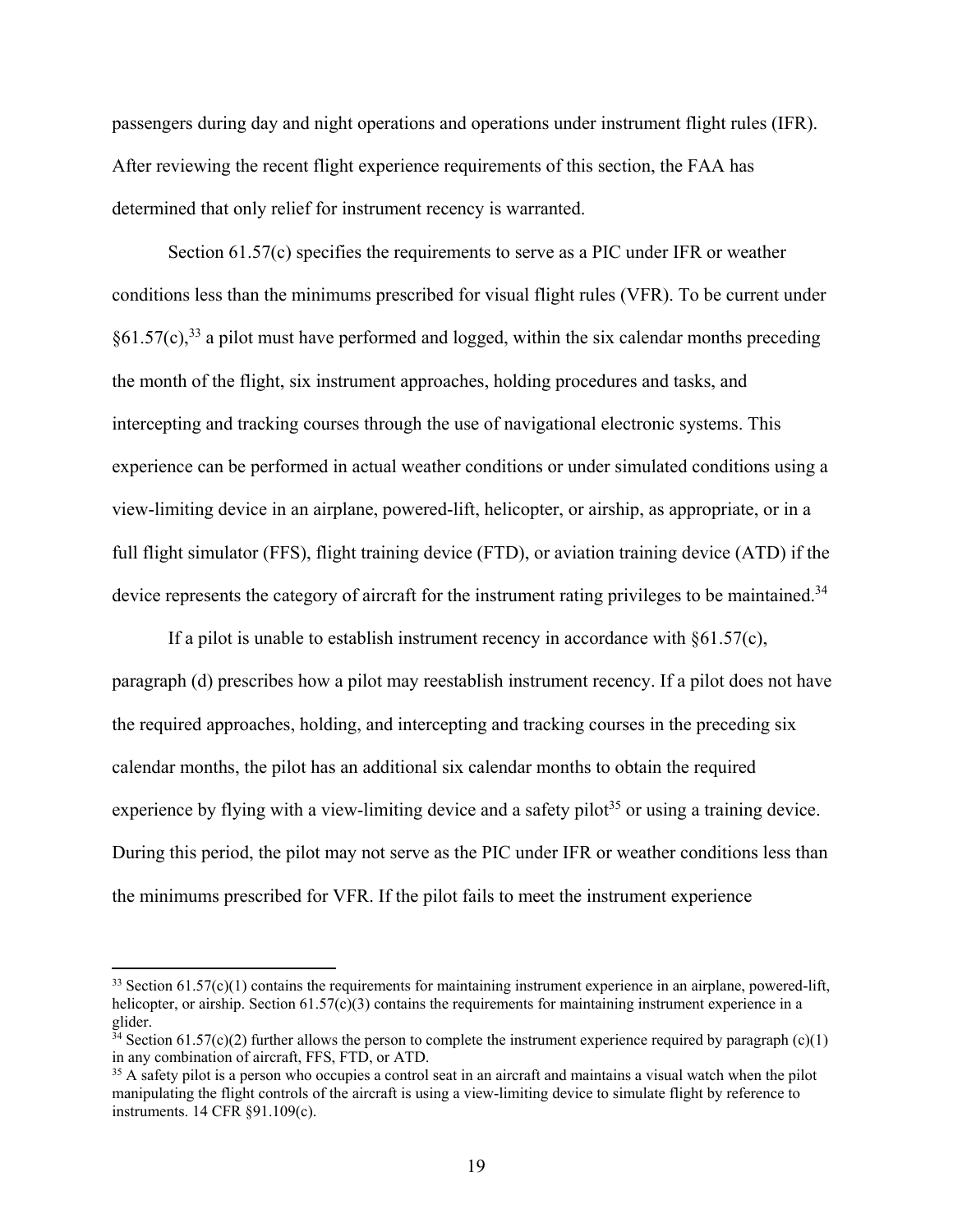passengers during day and night operations and operations under instrument flight rules (IFR). After reviewing the recent flight experience requirements of this section, the FAA has determined that only relief for instrument recency is warranted.

Section 61.57(c) specifies the requirements to serve as a PIC under IFR or weather conditions less than the minimums prescribed for visual flight rules (VFR). To be current under §61.57(c),[33] a pilot must have performed and logged, within the six calendar months preceding the month of the flight, six instrument approaches, holding procedures and tasks, and intercepting and tracking courses through the use of navigational electronic systems. This experience can be performed in actual weather conditions or under simulated conditions using a view-limiting device in an airplane, powered-lift, helicopter, or airship, as appropriate, or in a full flight simulator (FFS), flight training device (FTD), or aviation training device (ATD) if the device represents the category of aircraft for the instrument rating privileges to be maintained.[34]

If a pilot is unable to establish instrument recency in accordance with §61.57(c), paragraph (d) prescribes how a pilot may reestablish instrument recency. If a pilot does not have the required approaches, holding, and intercepting and tracking courses in the preceding six calendar months, the pilot has an additional six calendar months to obtain the required experience by flying with a view-limiting device and a safety pilot[35] or using a training device. During this period, the pilot may not serve as the PIC under IFR or weather conditions less than the minimums prescribed for VFR. If the pilot fails to meet the instrument experience

---

[33] Section 61.57(c)(1) contains the requirements for maintaining instrument experience in an airplane, powered-lift, helicopter, or airship. Section 61.57(c)(3) contains the requirements for maintaining instrument experience in a glider.

[34] Section 61.57(c)(2) further allows the person to complete the instrument experience required by paragraph (c)(1) in any combination of aircraft, FFS, FTD, or ATD.

[35] A safety pilot is a person who occupies a control seat in an aircraft and maintains a visual watch when the pilot manipulating the flight controls of the aircraft is using a view-limiting device to simulate flight by reference to instruments. 14 CFR §91.109(c).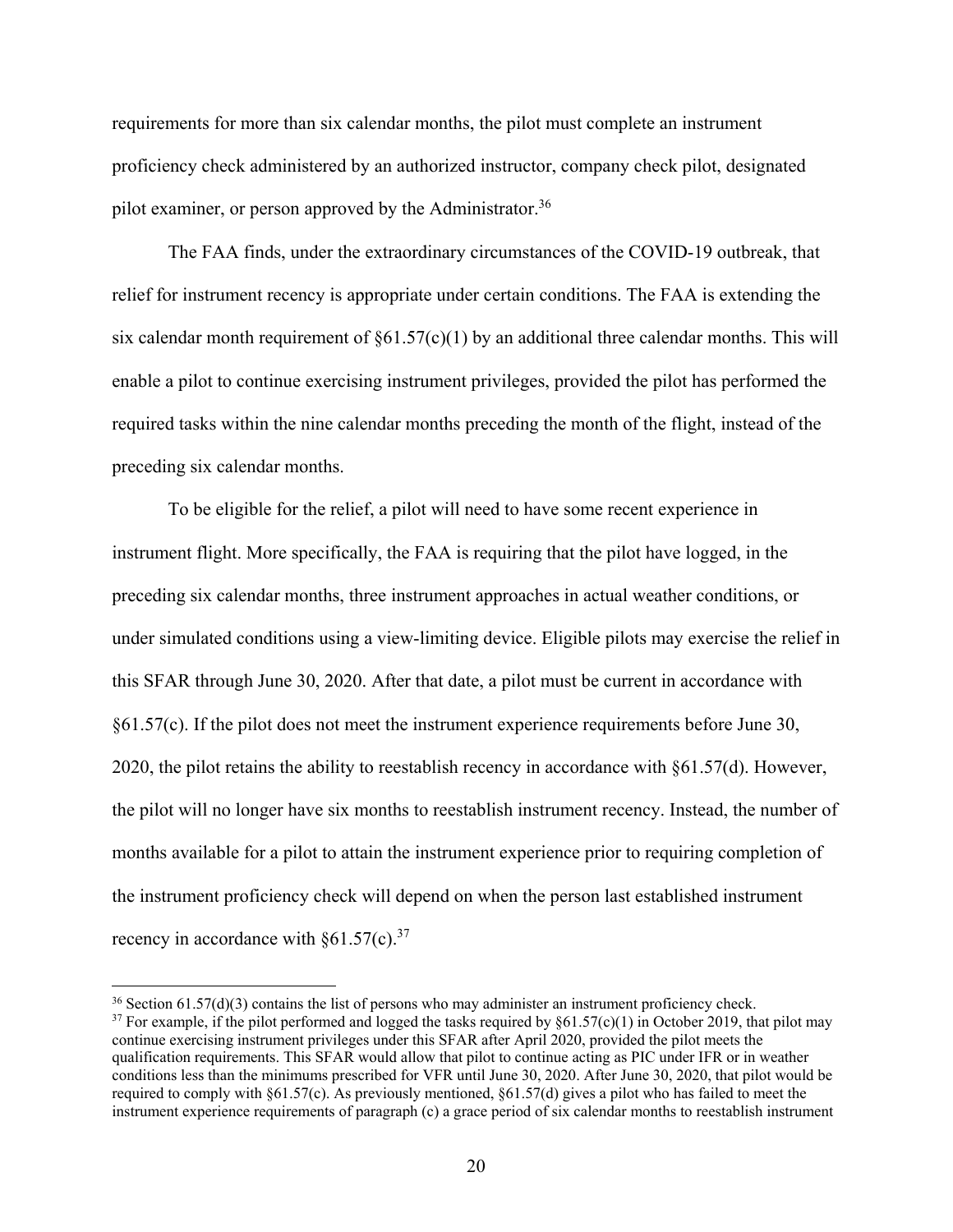requirements for more than six calendar months, the pilot must complete an instrument proficiency check administered by an authorized instructor, company check pilot, designated pilot examiner, or person approved by the Administrator.[36]

The FAA finds, under the extraordinary circumstances of the COVID-19 outbreak, that relief for instrument recency is appropriate under certain conditions. The FAA is extending the six calendar month requirement of §61.57(c)(1) by an additional three calendar months. This will enable a pilot to continue exercising instrument privileges, provided the pilot has performed the required tasks within the nine calendar months preceding the month of the flight, instead of the preceding six calendar months.

To be eligible for the relief, a pilot will need to have some recent experience in instrument flight. More specifically, the FAA is requiring that the pilot have logged, in the preceding six calendar months, three instrument approaches in actual weather conditions, or under simulated conditions using a view-limiting device. Eligible pilots may exercise the relief in this SFAR through June 30, 2020. After that date, a pilot must be current in accordance with §61.57(c). If the pilot does not meet the instrument experience requirements before June 30, 2020, the pilot retains the ability to reestablish recency in accordance with §61.57(d). However, the pilot will no longer have six months to reestablish instrument recency. Instead, the number of months available for a pilot to attain the instrument experience prior to requiring completion of the instrument proficiency check will depend on when the person last established instrument recency in accordance with §61.57(c).[37]

---

[36] Section 61.57(d)(3) contains the list of persons who may administer an instrument proficiency check.

[37] For example, if the pilot performed and logged the tasks required by §61.57(c)(1) in October 2019, that pilot may continue exercising instrument privileges under this SFAR after April 2020, provided the pilot meets the qualification requirements. This SFAR would allow that pilot to continue acting as PIC under IFR or in weather conditions less than the minimums prescribed for VFR until June 30, 2020. After June 30, 2020, that pilot would be required to comply with §61.57(c). As previously mentioned, §61.57(d) gives a pilot who has failed to meet the instrument experience requirements of paragraph (c) a grace period of six calendar months to reestablish instrument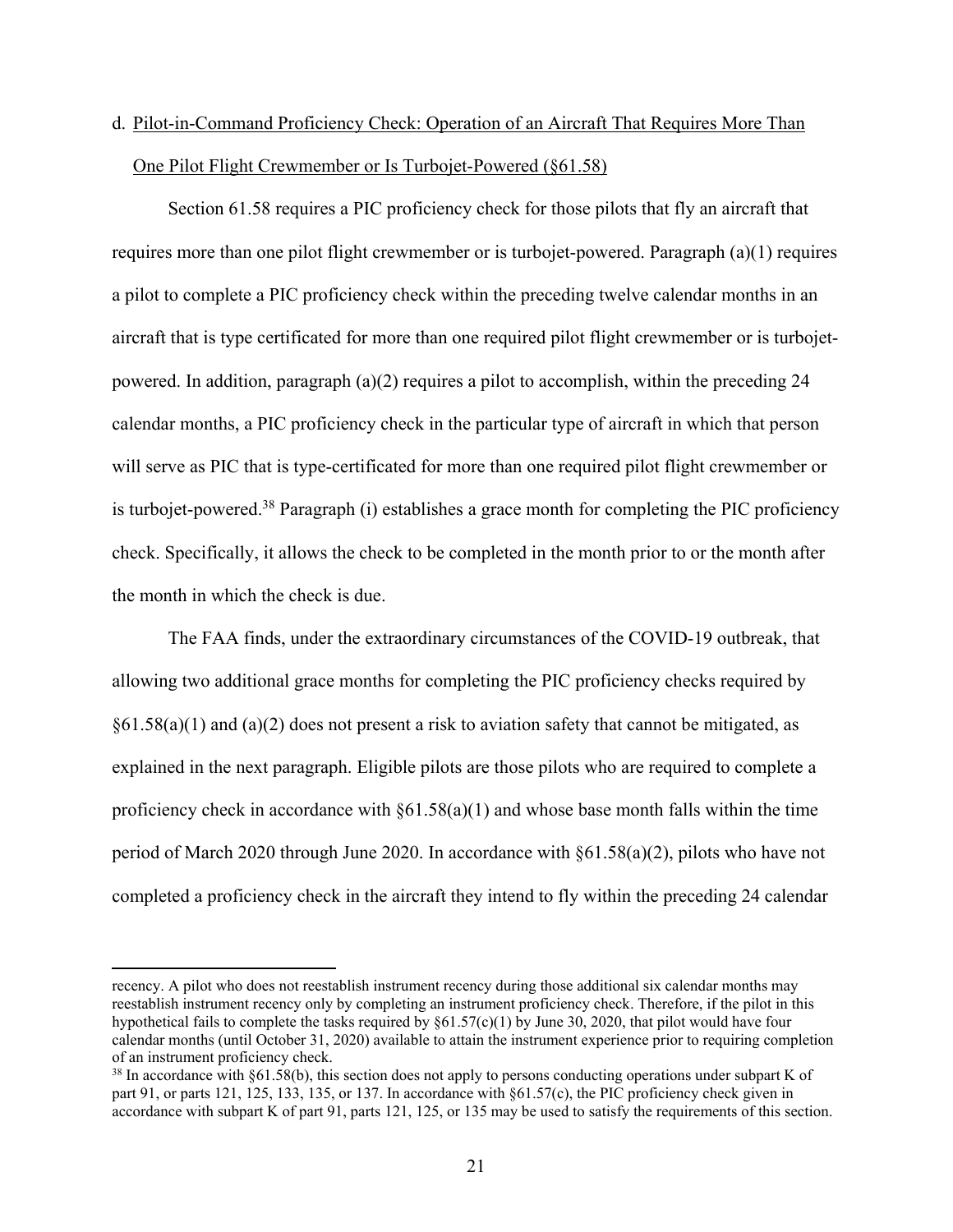d. Pilot-in-Command Proficiency Check: Operation of an Aircraft That Requires More Than One Pilot Flight Crewmember or Is Turbojet-Powered (§61.58)

Section 61.58 requires a PIC proficiency check for those pilots that fly an aircraft that requires more than one pilot flight crewmember or is turbojet-powered. Paragraph (a)(1) requires a pilot to complete a PIC proficiency check within the preceding twelve calendar months in an aircraft that is type certificated for more than one required pilot flight crewmember or is turbojet-powered. In addition, paragraph (a)(2) requires a pilot to accomplish, within the preceding 24 calendar months, a PIC proficiency check in the particular type of aircraft in which that person will serve as PIC that is type-certificated for more than one required pilot flight crewmember or is turbojet-powered.[38] Paragraph (i) establishes a grace month for completing the PIC proficiency check. Specifically, it allows the check to be completed in the month prior to or the month after the month in which the check is due.

The FAA finds, under the extraordinary circumstances of the COVID-19 outbreak, that allowing two additional grace months for completing the PIC proficiency checks required by §61.58(a)(1) and (a)(2) does not present a risk to aviation safety that cannot be mitigated, as explained in the next paragraph. Eligible pilots are those pilots who are required to complete a proficiency check in accordance with §61.58(a)(1) and whose base month falls within the time period of March 2020 through June 2020. In accordance with §61.58(a)(2), pilots who have not completed a proficiency check in the aircraft they intend to fly within the preceding 24 calendar

---

recency. A pilot who does not reestablish instrument recency during those additional six calendar months may reestablish instrument recency only by completing an instrument proficiency check. Therefore, if the pilot in this hypothetical fails to complete the tasks required by §61.57(c)(1) by June 30, 2020, that pilot would have four calendar months (until October 31, 2020) available to attain the instrument experience prior to requiring completion of an instrument proficiency check.

[38] In accordance with §61.58(b), this section does not apply to persons conducting operations under subpart K of part 91, or parts 121, 125, 133, 135, or 137. In accordance with §61.57(c), the PIC proficiency check given in accordance with subpart K of part 91, parts 121, 125, or 135 may be used to satisfy the requirements of this section.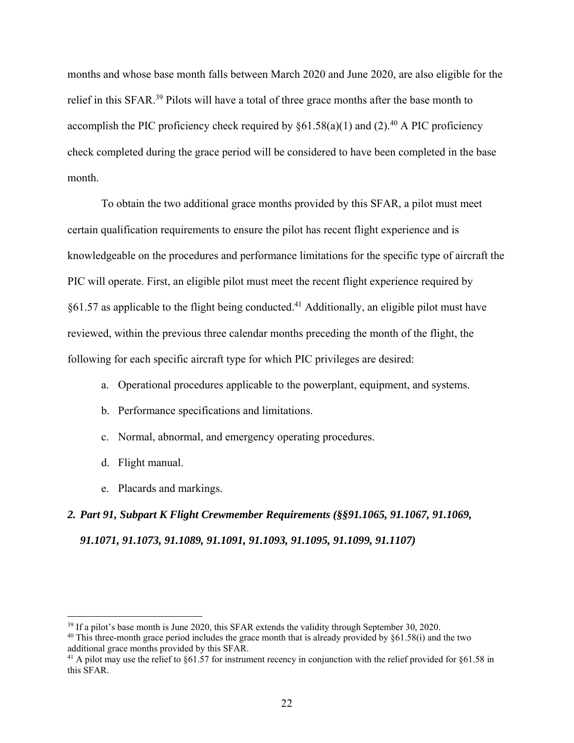months and whose base month falls between March 2020 and June 2020, are also eligible for the relief in this SFAR.[39] Pilots will have a total of three grace months after the base month to accomplish the PIC proficiency check required by §61.58(a)(1) and (2).[40] A PIC proficiency check completed during the grace period will be considered to have been completed in the base month.

To obtain the two additional grace months provided by this SFAR, a pilot must meet certain qualification requirements to ensure the pilot has recent flight experience and is knowledgeable on the procedures and performance limitations for the specific type of aircraft the PIC will operate. First, an eligible pilot must meet the recent flight experience required by §61.57 as applicable to the flight being conducted.[41] Additionally, an eligible pilot must have reviewed, within the previous three calendar months preceding the month of the flight, the following for each specific aircraft type for which PIC privileges are desired:

a. Operational procedures applicable to the powerplant, equipment, and systems.
b. Performance specifications and limitations.
c. Normal, abnormal, and emergency operating procedures.
d. Flight manual.
e. Placards and markings.

### *2. Part 91, Subpart K Flight Crewmember Requirements (§§91.1065, 91.1067, 91.1069, 91.1071, 91.1073, 91.1089, 91.1091, 91.1093, 91.1095, 91.1099, 91.1107)*

---

[39] If a pilot's base month is June 2020, this SFAR extends the validity through September 30, 2020.

[40] This three-month grace period includes the grace month that is already provided by §61.58(i) and the two additional grace months provided by this SFAR.

[41] A pilot may use the relief to §61.57 for instrument recency in conjunction with the relief provided for §61.58 in this SFAR.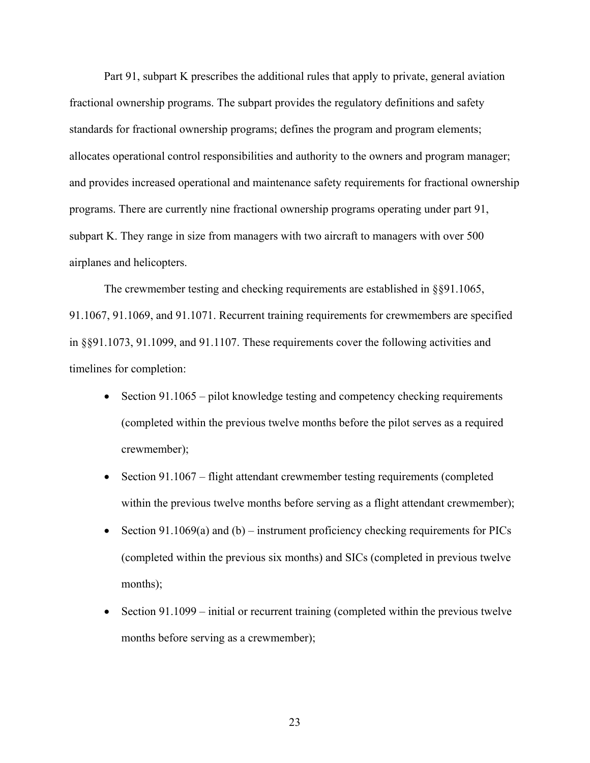Part 91, subpart K prescribes the additional rules that apply to private, general aviation fractional ownership programs. The subpart provides the regulatory definitions and safety standards for fractional ownership programs; defines the program and program elements; allocates operational control responsibilities and authority to the owners and program manager; and provides increased operational and maintenance safety requirements for fractional ownership programs. There are currently nine fractional ownership programs operating under part 91, subpart K. They range in size from managers with two aircraft to managers with over 500 airplanes and helicopters.

The crewmember testing and checking requirements are established in §§91.1065, 91.1067, 91.1069, and 91.1071. Recurrent training requirements for crewmembers are specified in §§91.1073, 91.1099, and 91.1107. These requirements cover the following activities and timelines for completion:

- Section 91.1065 – pilot knowledge testing and competency checking requirements (completed within the previous twelve months before the pilot serves as a required crewmember);
- Section 91.1067 – flight attendant crewmember testing requirements (completed within the previous twelve months before serving as a flight attendant crewmember);
- Section 91.1069(a) and (b) – instrument proficiency checking requirements for PICs (completed within the previous six months) and SICs (completed in previous twelve months);
- Section 91.1099 – initial or recurrent training (completed within the previous twelve months before serving as a crewmember);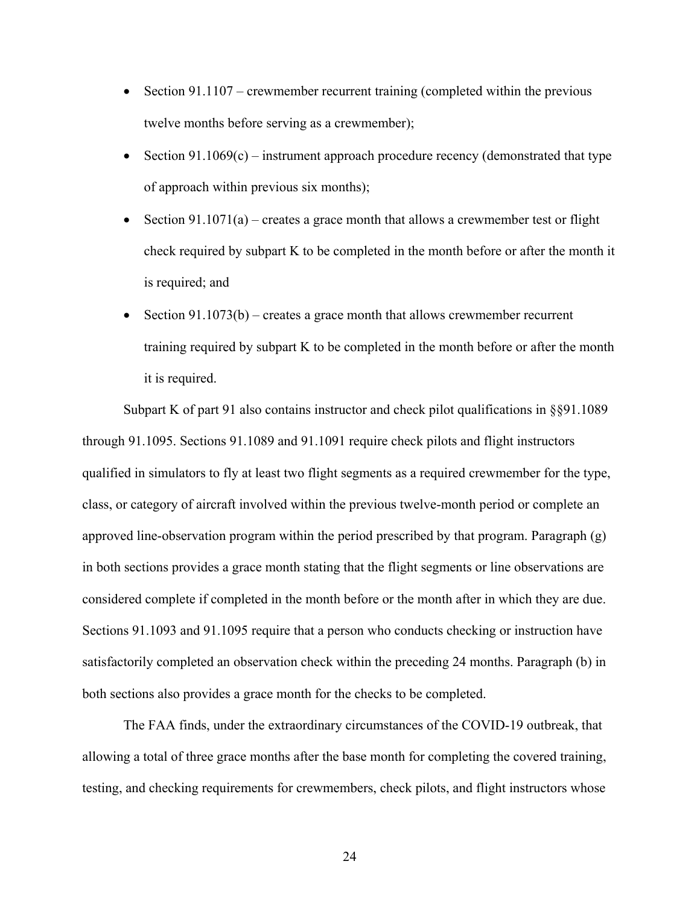- Section 91.1107 – crewmember recurrent training (completed within the previous twelve months before serving as a crewmember);
- Section 91.1069(c) – instrument approach procedure recency (demonstrated that type of approach within previous six months);
- Section 91.1071(a) – creates a grace month that allows a crewmember test or flight check required by subpart K to be completed in the month before or after the month it is required; and
- Section 91.1073(b) – creates a grace month that allows crewmember recurrent training required by subpart K to be completed in the month before or after the month it is required.

Subpart K of part 91 also contains instructor and check pilot qualifications in §§91.1089 through 91.1095. Sections 91.1089 and 91.1091 require check pilots and flight instructors qualified in simulators to fly at least two flight segments as a required crewmember for the type, class, or category of aircraft involved within the previous twelve-month period or complete an approved line-observation program within the period prescribed by that program. Paragraph (g) in both sections provides a grace month stating that the flight segments or line observations are considered complete if completed in the month before or the month after in which they are due. Sections 91.1093 and 91.1095 require that a person who conducts checking or instruction have satisfactorily completed an observation check within the preceding 24 months. Paragraph (b) in both sections also provides a grace month for the checks to be completed.

The FAA finds, under the extraordinary circumstances of the COVID-19 outbreak, that allowing a total of three grace months after the base month for completing the covered training, testing, and checking requirements for crewmembers, check pilots, and flight instructors whose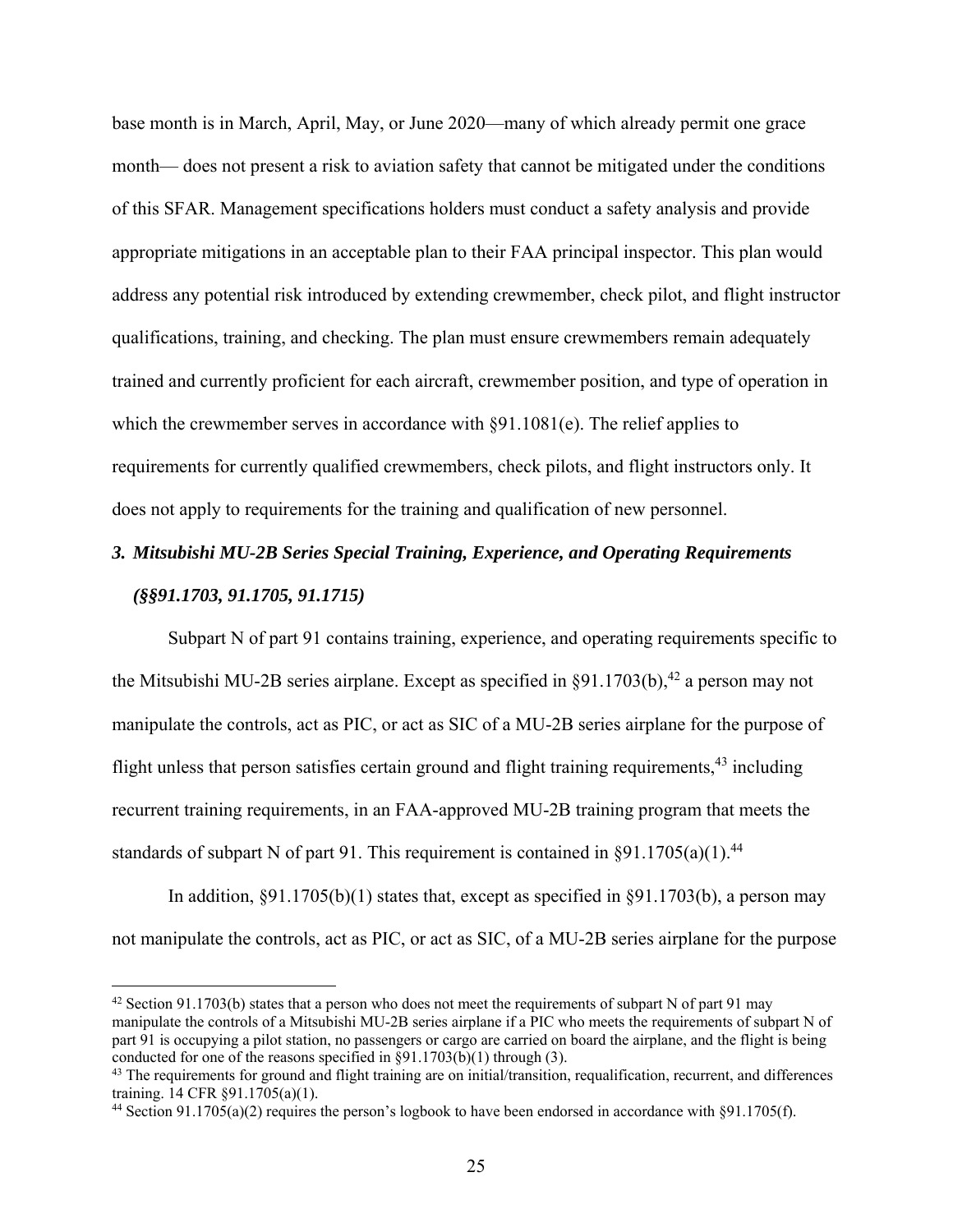base month is in March, April, May, or June 2020—many of which already permit one grace month— does not present a risk to aviation safety that cannot be mitigated under the conditions of this SFAR. Management specifications holders must conduct a safety analysis and provide appropriate mitigations in an acceptable plan to their FAA principal inspector. This plan would address any potential risk introduced by extending crewmember, check pilot, and flight instructor qualifications, training, and checking. The plan must ensure crewmembers remain adequately trained and currently proficient for each aircraft, crewmember position, and type of operation in which the crewmember serves in accordance with §91.1081(e). The relief applies to requirements for currently qualified crewmembers, check pilots, and flight instructors only. It does not apply to requirements for the training and qualification of new personnel.

### *3. Mitsubishi MU-2B Series Special Training, Experience, and Operating Requirements (§§91.1703, 91.1705, 91.1715)*

Subpart N of part 91 contains training, experience, and operating requirements specific to the Mitsubishi MU-2B series airplane. Except as specified in §91.1703(b),[42] a person may not manipulate the controls, act as PIC, or act as SIC of a MU-2B series airplane for the purpose of flight unless that person satisfies certain ground and flight training requirements,[43] including recurrent training requirements, in an FAA-approved MU-2B training program that meets the standards of subpart N of part 91. This requirement is contained in §91.1705(a)(1).[44]

In addition, §91.1705(b)(1) states that, except as specified in §91.1703(b), a person may not manipulate the controls, act as PIC, or act as SIC, of a MU-2B series airplane for the purpose

---

[42] Section 91.1703(b) states that a person who does not meet the requirements of subpart N of part 91 may manipulate the controls of a Mitsubishi MU-2B series airplane if a PIC who meets the requirements of subpart N of part 91 is occupying a pilot station, no passengers or cargo are carried on board the airplane, and the flight is being conducted for one of the reasons specified in §91.1703(b)(1) through (3).

[43] The requirements for ground and flight training are on initial/transition, requalification, recurrent, and differences training. 14 CFR §91.1705(a)(1).

[44] Section 91.1705(a)(2) requires the person's logbook to have been endorsed in accordance with §91.1705(f).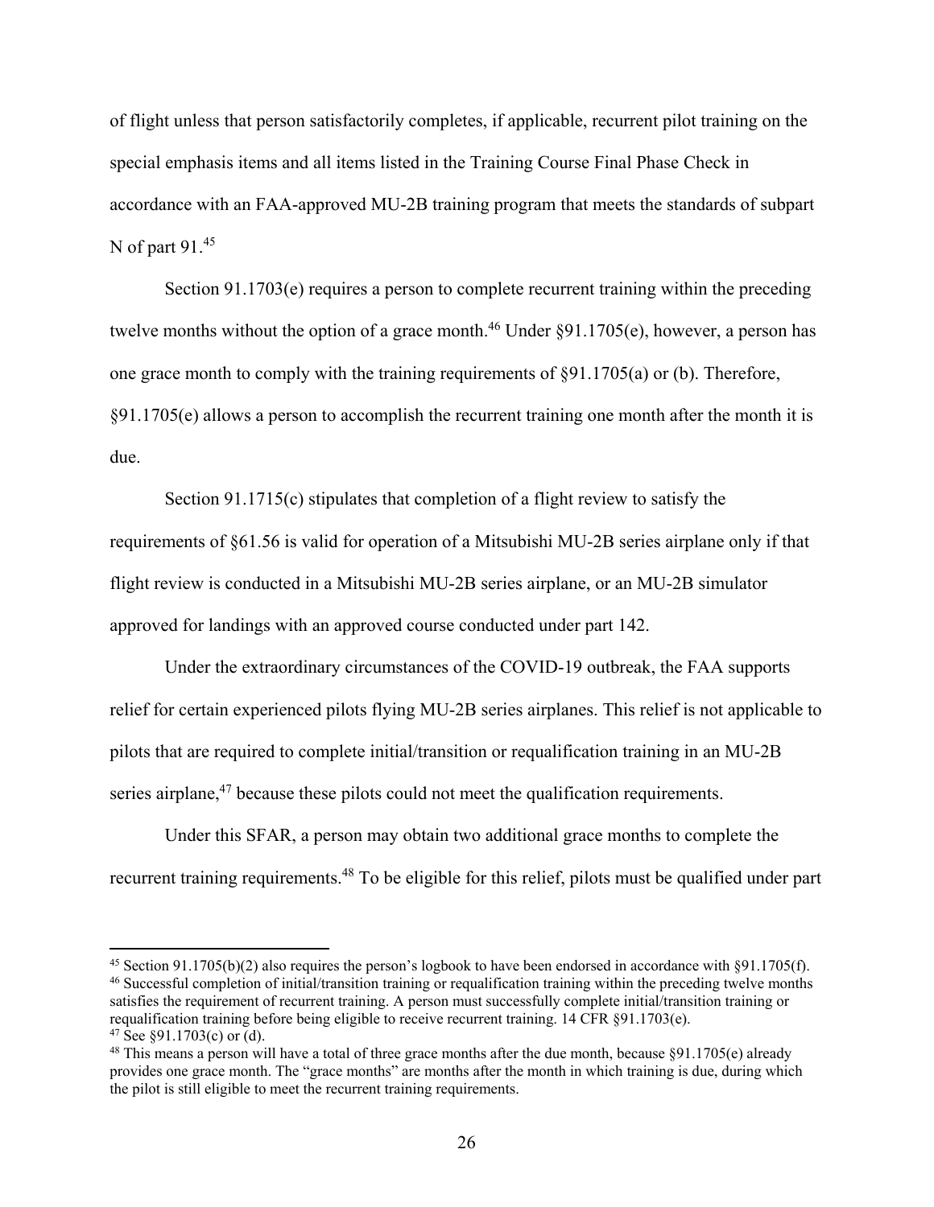of flight unless that person satisfactorily completes, if applicable, recurrent pilot training on the special emphasis items and all items listed in the Training Course Final Phase Check in accordance with an FAA-approved MU-2B training program that meets the standards of subpart N of part 91.[45]

Section 91.1703(e) requires a person to complete recurrent training within the preceding twelve months without the option of a grace month.[46] Under §91.1705(e), however, a person has one grace month to comply with the training requirements of §91.1705(a) or (b). Therefore, §91.1705(e) allows a person to accomplish the recurrent training one month after the month it is due.

Section 91.1715(c) stipulates that completion of a flight review to satisfy the requirements of §61.56 is valid for operation of a Mitsubishi MU-2B series airplane only if that flight review is conducted in a Mitsubishi MU-2B series airplane, or an MU-2B simulator approved for landings with an approved course conducted under part 142.

Under the extraordinary circumstances of the COVID-19 outbreak, the FAA supports relief for certain experienced pilots flying MU-2B series airplanes. This relief is not applicable to pilots that are required to complete initial/transition or requalification training in an MU-2B series airplane,[47] because these pilots could not meet the qualification requirements.

Under this SFAR, a person may obtain two additional grace months to complete the recurrent training requirements.[48] To be eligible for this relief, pilots must be qualified under part

---

[45] Section 91.1705(b)(2) also requires the person's logbook to have been endorsed in accordance with §91.1705(f).

[46] Successful completion of initial/transition training or requalification training within the preceding twelve months satisfies the requirement of recurrent training. A person must successfully complete initial/transition training or requalification training before being eligible to receive recurrent training. 14 CFR §91.1703(e).

[47] See §91.1703(c) or (d).

[48] This means a person will have a total of three grace months after the due month, because §91.1705(e) already provides one grace month. The "grace months" are months after the month in which training is due, during which the pilot is still eligible to meet the recurrent training requirements.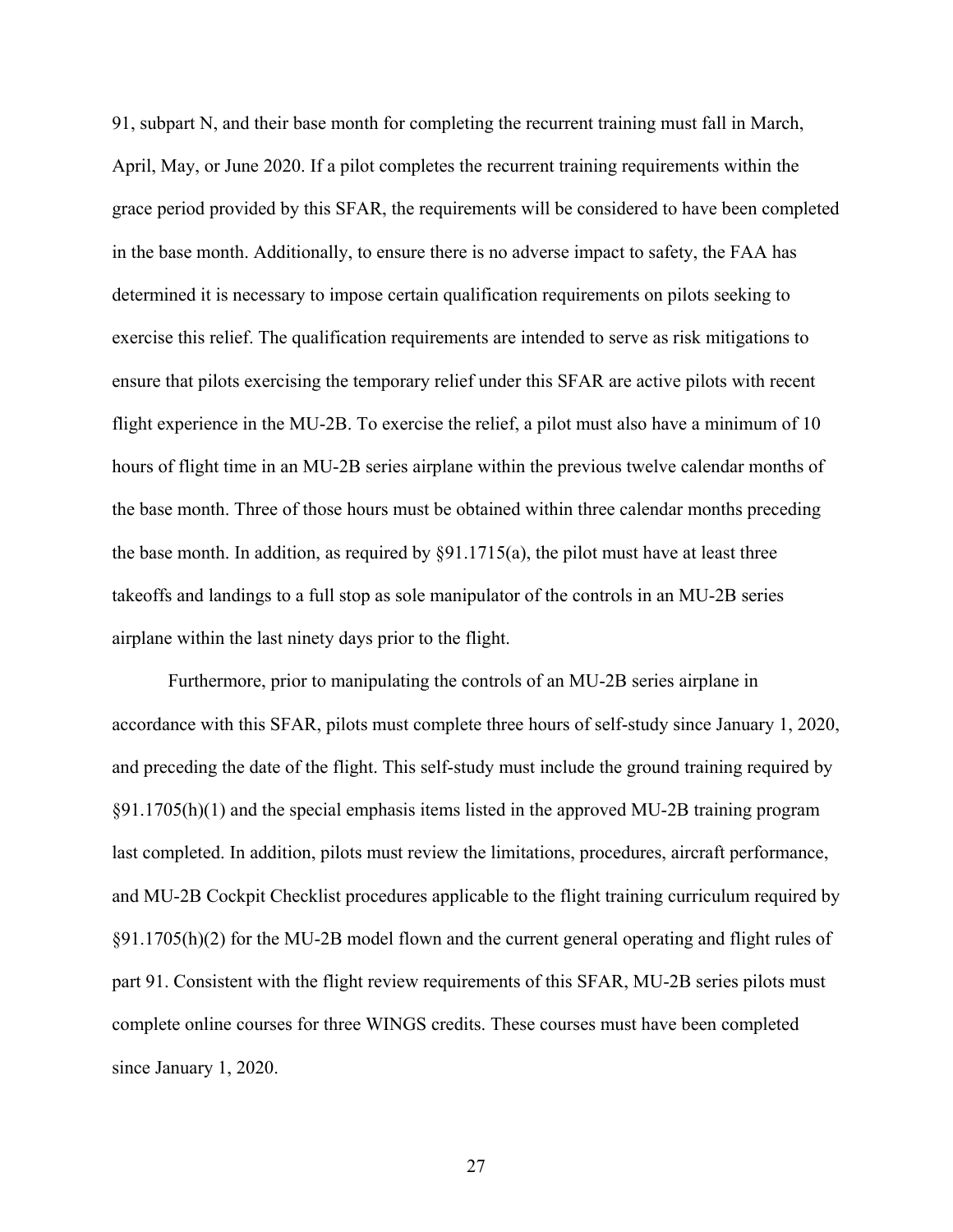91, subpart N, and their base month for completing the recurrent training must fall in March, April, May, or June 2020. If a pilot completes the recurrent training requirements within the grace period provided by this SFAR, the requirements will be considered to have been completed in the base month. Additionally, to ensure there is no adverse impact to safety, the FAA has determined it is necessary to impose certain qualification requirements on pilots seeking to exercise this relief. The qualification requirements are intended to serve as risk mitigations to ensure that pilots exercising the temporary relief under this SFAR are active pilots with recent flight experience in the MU-2B. To exercise the relief, a pilot must also have a minimum of 10 hours of flight time in an MU-2B series airplane within the previous twelve calendar months of the base month. Three of those hours must be obtained within three calendar months preceding the base month. In addition, as required by §91.1715(a), the pilot must have at least three takeoffs and landings to a full stop as sole manipulator of the controls in an MU-2B series airplane within the last ninety days prior to the flight.

Furthermore, prior to manipulating the controls of an MU-2B series airplane in accordance with this SFAR, pilots must complete three hours of self-study since January 1, 2020, and preceding the date of the flight. This self-study must include the ground training required by §91.1705(h)(1) and the special emphasis items listed in the approved MU-2B training program last completed. In addition, pilots must review the limitations, procedures, aircraft performance, and MU-2B Cockpit Checklist procedures applicable to the flight training curriculum required by §91.1705(h)(2) for the MU-2B model flown and the current general operating and flight rules of part 91. Consistent with the flight review requirements of this SFAR, MU-2B series pilots must complete online courses for three WINGS credits. These courses must have been completed since January 1, 2020.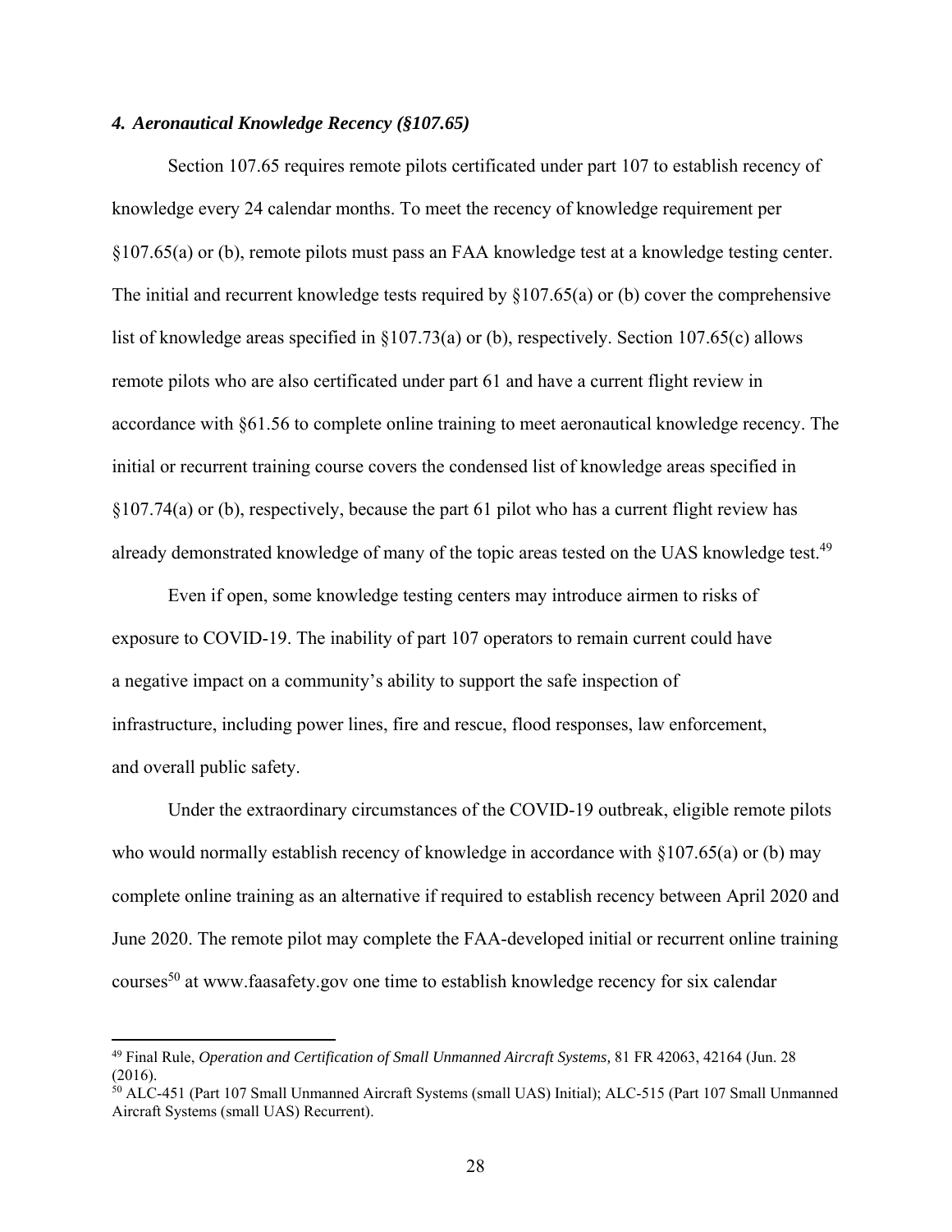### *4. Aeronautical Knowledge Recency (§107.65)*

Section 107.65 requires remote pilots certificated under part 107 to establish recency of knowledge every 24 calendar months. To meet the recency of knowledge requirement per §107.65(a) or (b), remote pilots must pass an FAA knowledge test at a knowledge testing center. The initial and recurrent knowledge tests required by §107.65(a) or (b) cover the comprehensive list of knowledge areas specified in §107.73(a) or (b), respectively. Section 107.65(c) allows remote pilots who are also certificated under part 61 and have a current flight review in accordance with §61.56 to complete online training to meet aeronautical knowledge recency. The initial or recurrent training course covers the condensed list of knowledge areas specified in §107.74(a) or (b), respectively, because the part 61 pilot who has a current flight review has already demonstrated knowledge of many of the topic areas tested on the UAS knowledge test.[49]

Even if open, some knowledge testing centers may introduce airmen to risks of exposure to COVID-19. The inability of part 107 operators to remain current could have a negative impact on a community's ability to support the safe inspection of infrastructure, including power lines, fire and rescue, flood responses, law enforcement, and overall public safety.

Under the extraordinary circumstances of the COVID-19 outbreak, eligible remote pilots who would normally establish recency of knowledge in accordance with §107.65(a) or (b) may complete online training as an alternative if required to establish recency between April 2020 and June 2020. The remote pilot may complete the FAA-developed initial or recurrent online training courses[50] at www.faasafety.gov one time to establish knowledge recency for six calendar

---

[49] Final Rule, *Operation and Certification of Small Unmanned Aircraft Systems,* 81 FR 42063, 42164 (Jun. 28 (2016).

[50] ALC-451 (Part 107 Small Unmanned Aircraft Systems (small UAS) Initial); ALC-515 (Part 107 Small Unmanned Aircraft Systems (small UAS) Recurrent).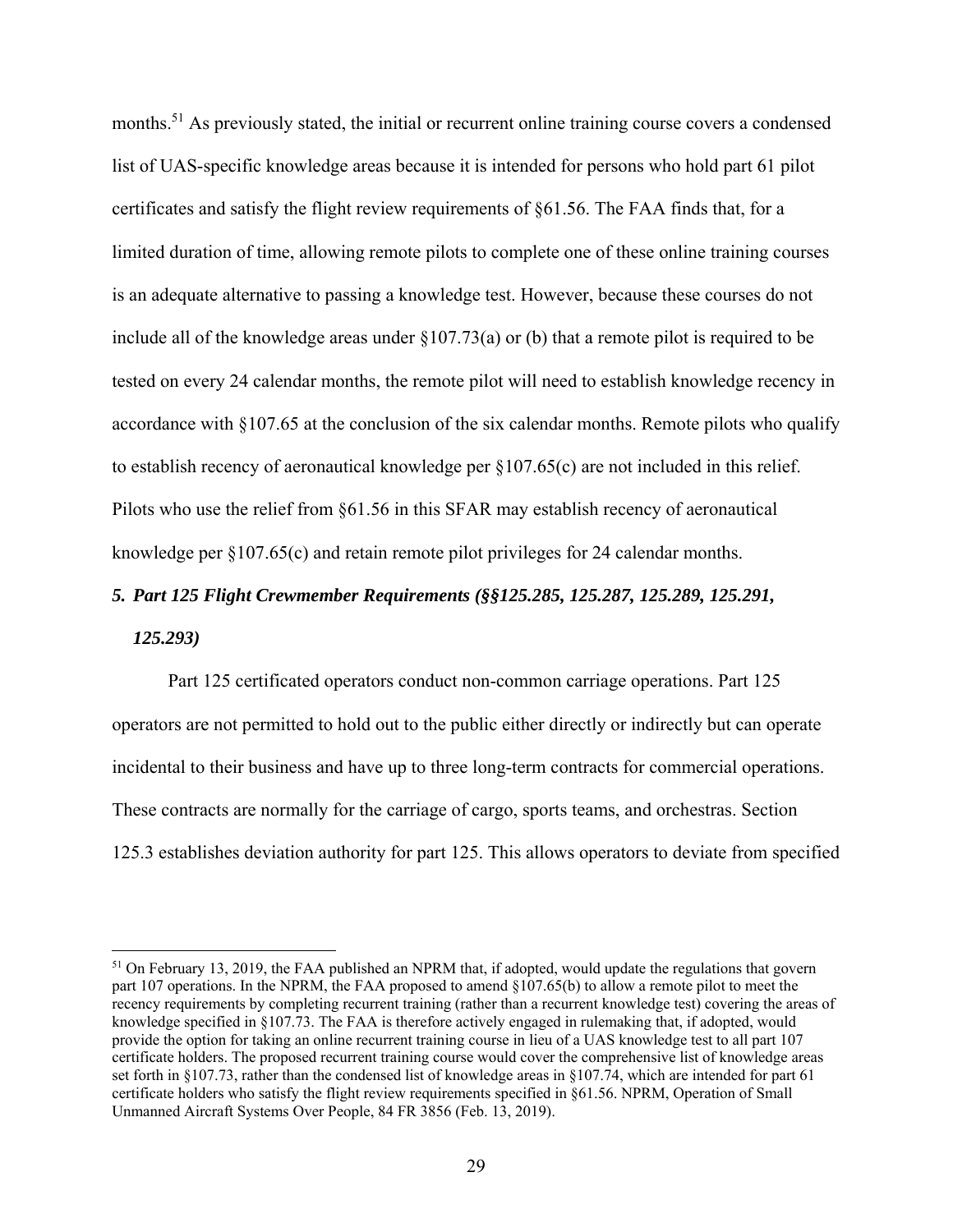months.[51] As previously stated, the initial or recurrent online training course covers a condensed list of UAS-specific knowledge areas because it is intended for persons who hold part 61 pilot certificates and satisfy the flight review requirements of §61.56. The FAA finds that, for a limited duration of time, allowing remote pilots to complete one of these online training courses is an adequate alternative to passing a knowledge test. However, because these courses do not include all of the knowledge areas under §107.73(a) or (b) that a remote pilot is required to be tested on every 24 calendar months, the remote pilot will need to establish knowledge recency in accordance with §107.65 at the conclusion of the six calendar months. Remote pilots who qualify to establish recency of aeronautical knowledge per §107.65(c) are not included in this relief. Pilots who use the relief from §61.56 in this SFAR may establish recency of aeronautical knowledge per §107.65(c) and retain remote pilot privileges for 24 calendar months.

### *5. Part 125 Flight Crewmember Requirements (§§125.285, 125.287, 125.289, 125.291, 125.293)*

Part 125 certificated operators conduct non-common carriage operations. Part 125 operators are not permitted to hold out to the public either directly or indirectly but can operate incidental to their business and have up to three long-term contracts for commercial operations. These contracts are normally for the carriage of cargo, sports teams, and orchestras. Section 125.3 establishes deviation authority for part 125. This allows operators to deviate from specified

---

[51] On February 13, 2019, the FAA published an NPRM that, if adopted, would update the regulations that govern part 107 operations. In the NPRM, the FAA proposed to amend §107.65(b) to allow a remote pilot to meet the recency requirements by completing recurrent training (rather than a recurrent knowledge test) covering the areas of knowledge specified in §107.73. The FAA is therefore actively engaged in rulemaking that, if adopted, would provide the option for taking an online recurrent training course in lieu of a UAS knowledge test to all part 107 certificate holders. The proposed recurrent training course would cover the comprehensive list of knowledge areas set forth in §107.73, rather than the condensed list of knowledge areas in §107.74, which are intended for part 61 certificate holders who satisfy the flight review requirements specified in §61.56. NPRM, Operation of Small Unmanned Aircraft Systems Over People, 84 FR 3856 (Feb. 13, 2019).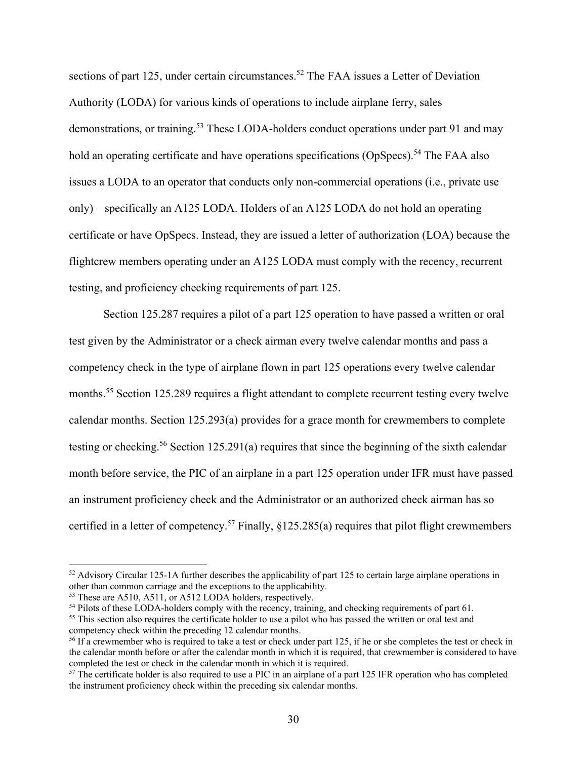sections of part 125, under certain circumstances.[52] The FAA issues a Letter of Deviation Authority (LODA) for various kinds of operations to include airplane ferry, sales demonstrations, or training.[53] These LODA-holders conduct operations under part 91 and may hold an operating certificate and have operations specifications (OpSpecs).[54] The FAA also issues a LODA to an operator that conducts only non-commercial operations (i.e., private use only) – specifically an A125 LODA. Holders of an A125 LODA do not hold an operating certificate or have OpSpecs. Instead, they are issued a letter of authorization (LOA) because the flightcrew members operating under an A125 LODA must comply with the recency, recurrent testing, and proficiency checking requirements of part 125.

Section 125.287 requires a pilot of a part 125 operation to have passed a written or oral test given by the Administrator or a check airman every twelve calendar months and pass a competency check in the type of airplane flown in part 125 operations every twelve calendar months.[55] Section 125.289 requires a flight attendant to complete recurrent testing every twelve calendar months. Section 125.293(a) provides for a grace month for crewmembers to complete testing or checking.[56] Section 125.291(a) requires that since the beginning of the sixth calendar month before service, the PIC of an airplane in a part 125 operation under IFR must have passed an instrument proficiency check and the Administrator or an authorized check airman has so certified in a letter of competency.[57] Finally, §125.285(a) requires that pilot flight crewmembers

---

[52] Advisory Circular 125-1A further describes the applicability of part 125 to certain large airplane operations in other than common carriage and the exceptions to the applicability.

[53] These are A510, A511, or A512 LODA holders, respectively.

[54] Pilots of these LODA-holders comply with the recency, training, and checking requirements of part 61.

[55] This section also requires the certificate holder to use a pilot who has passed the written or oral test and competency check within the preceding 12 calendar months.

[56] If a crewmember who is required to take a test or check under part 125, if he or she completes the test or check in the calendar month before or after the calendar month in which it is required, that crewmember is considered to have completed the test or check in the calendar month in which it is required.

[57] The certificate holder is also required to use a PIC in an airplane of a part 125 IFR operation who has completed the instrument proficiency check within the preceding six calendar months.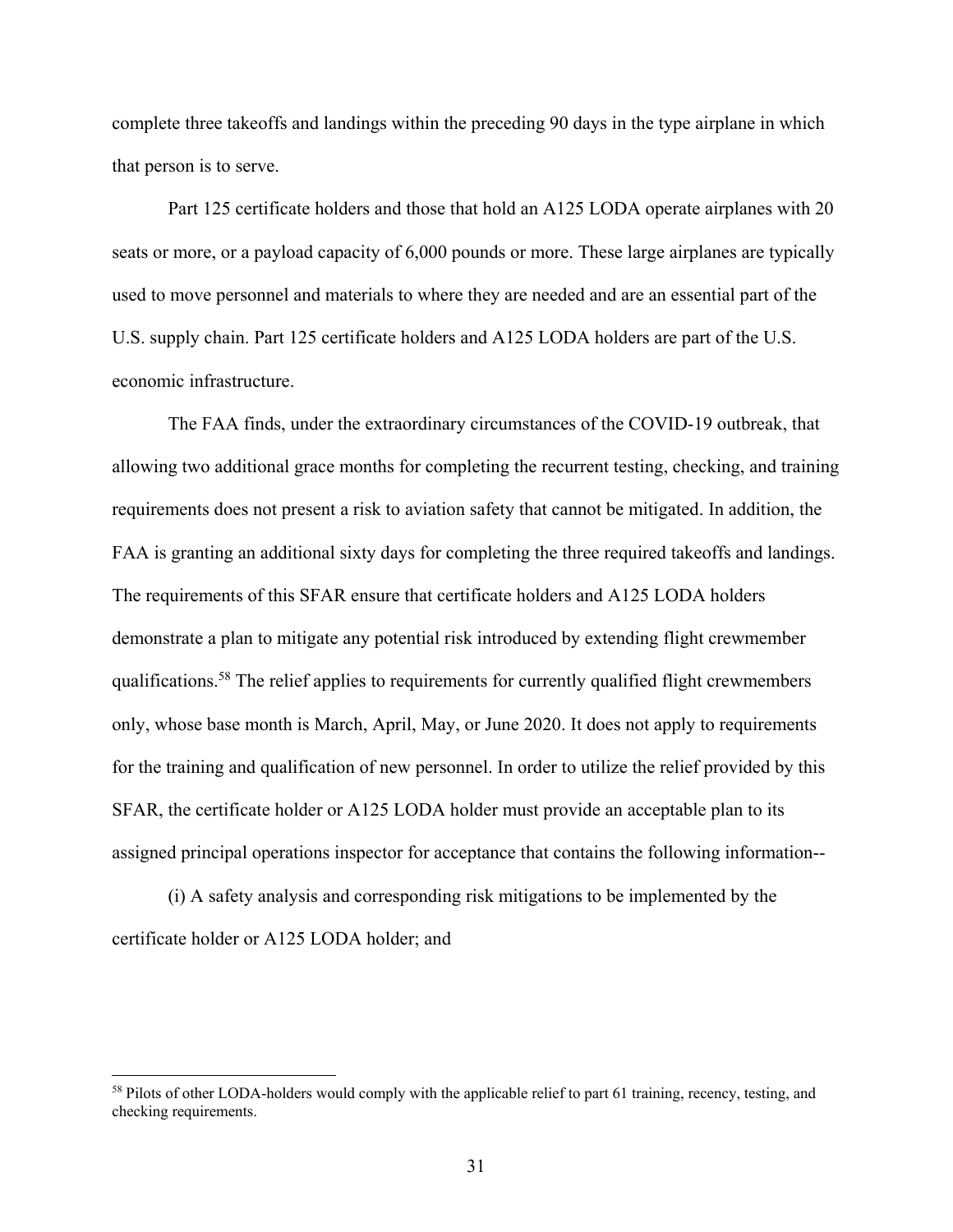complete three takeoffs and landings within the preceding 90 days in the type airplane in which that person is to serve.

Part 125 certificate holders and those that hold an A125 LODA operate airplanes with 20 seats or more, or a payload capacity of 6,000 pounds or more. These large airplanes are typically used to move personnel and materials to where they are needed and are an essential part of the U.S. supply chain. Part 125 certificate holders and A125 LODA holders are part of the U.S. economic infrastructure.

The FAA finds, under the extraordinary circumstances of the COVID-19 outbreak, that allowing two additional grace months for completing the recurrent testing, checking, and training requirements does not present a risk to aviation safety that cannot be mitigated. In addition, the FAA is granting an additional sixty days for completing the three required takeoffs and landings. The requirements of this SFAR ensure that certificate holders and A125 LODA holders demonstrate a plan to mitigate any potential risk introduced by extending flight crewmember qualifications.[58] The relief applies to requirements for currently qualified flight crewmembers only, whose base month is March, April, May, or June 2020. It does not apply to requirements for the training and qualification of new personnel. In order to utilize the relief provided by this SFAR, the certificate holder or A125 LODA holder must provide an acceptable plan to its assigned principal operations inspector for acceptance that contains the following information--

(i) A safety analysis and corresponding risk mitigations to be implemented by the certificate holder or A125 LODA holder; and

[58] Pilots of other LODA-holders would comply with the applicable relief to part 61 training, recency, testing, and checking requirements.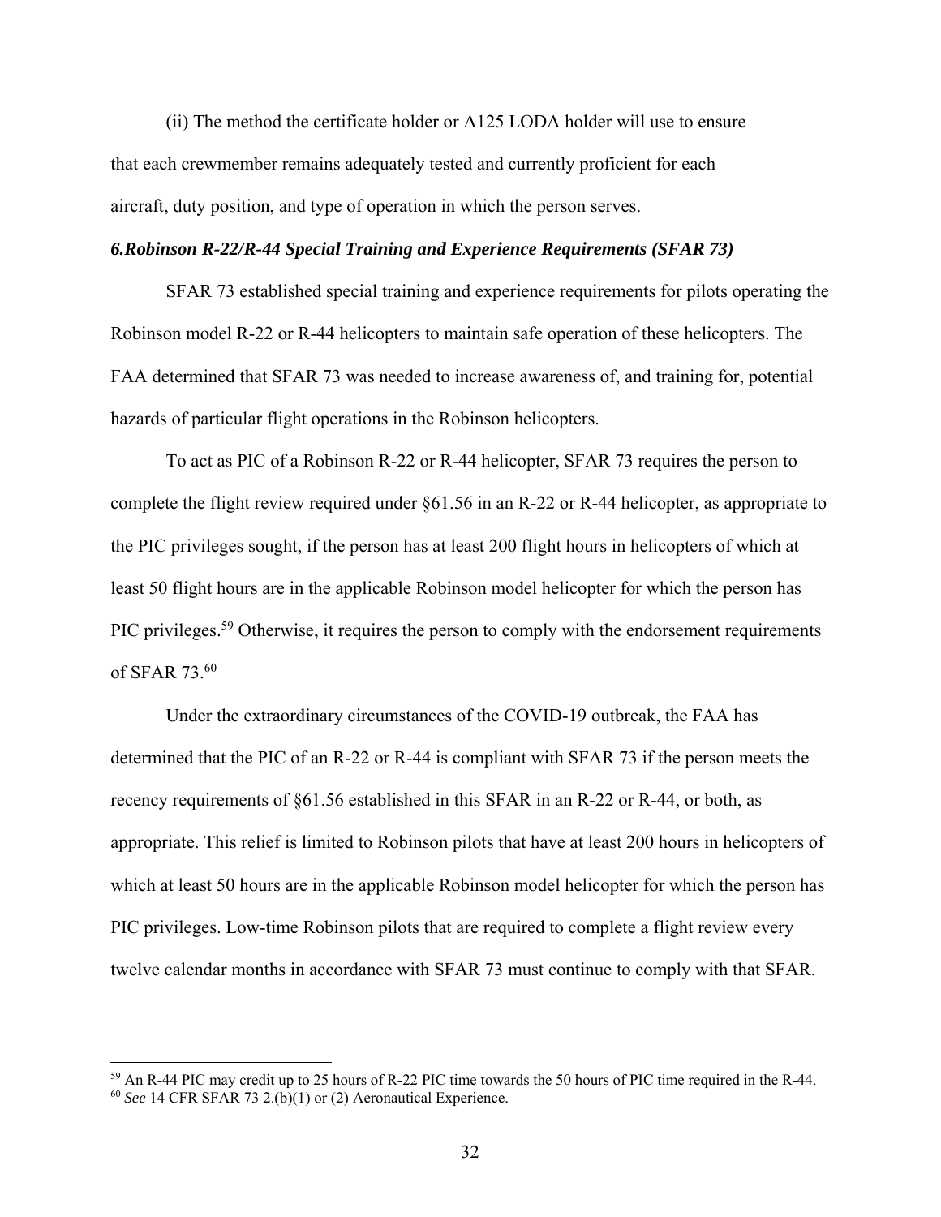(ii) The method the certificate holder or A125 LODA holder will use to ensure that each crewmember remains adequately tested and currently proficient for each aircraft, duty position, and type of operation in which the person serves.

***6.Robinson R-22/R-44 Special Training and Experience Requirements (SFAR 73)***

SFAR 73 established special training and experience requirements for pilots operating the Robinson model R-22 or R-44 helicopters to maintain safe operation of these helicopters. The FAA determined that SFAR 73 was needed to increase awareness of, and training for, potential hazards of particular flight operations in the Robinson helicopters.

To act as PIC of a Robinson R-22 or R-44 helicopter, SFAR 73 requires the person to complete the flight review required under §61.56 in an R-22 or R-44 helicopter, as appropriate to the PIC privileges sought, if the person has at least 200 flight hours in helicopters of which at least 50 flight hours are in the applicable Robinson model helicopter for which the person has PIC privileges.[59] Otherwise, it requires the person to comply with the endorsement requirements of SFAR 73.[60]

Under the extraordinary circumstances of the COVID-19 outbreak, the FAA has determined that the PIC of an R-22 or R-44 is compliant with SFAR 73 if the person meets the recency requirements of §61.56 established in this SFAR in an R-22 or R-44, or both, as appropriate. This relief is limited to Robinson pilots that have at least 200 hours in helicopters of which at least 50 hours are in the applicable Robinson model helicopter for which the person has PIC privileges. Low-time Robinson pilots that are required to complete a flight review every twelve calendar months in accordance with SFAR 73 must continue to comply with that SFAR.

---

[59] An R-44 PIC may credit up to 25 hours of R-22 PIC time towards the 50 hours of PIC time required in the R-44.

[60] *See* 14 CFR SFAR 73 2.(b)(1) or (2) Aeronautical Experience.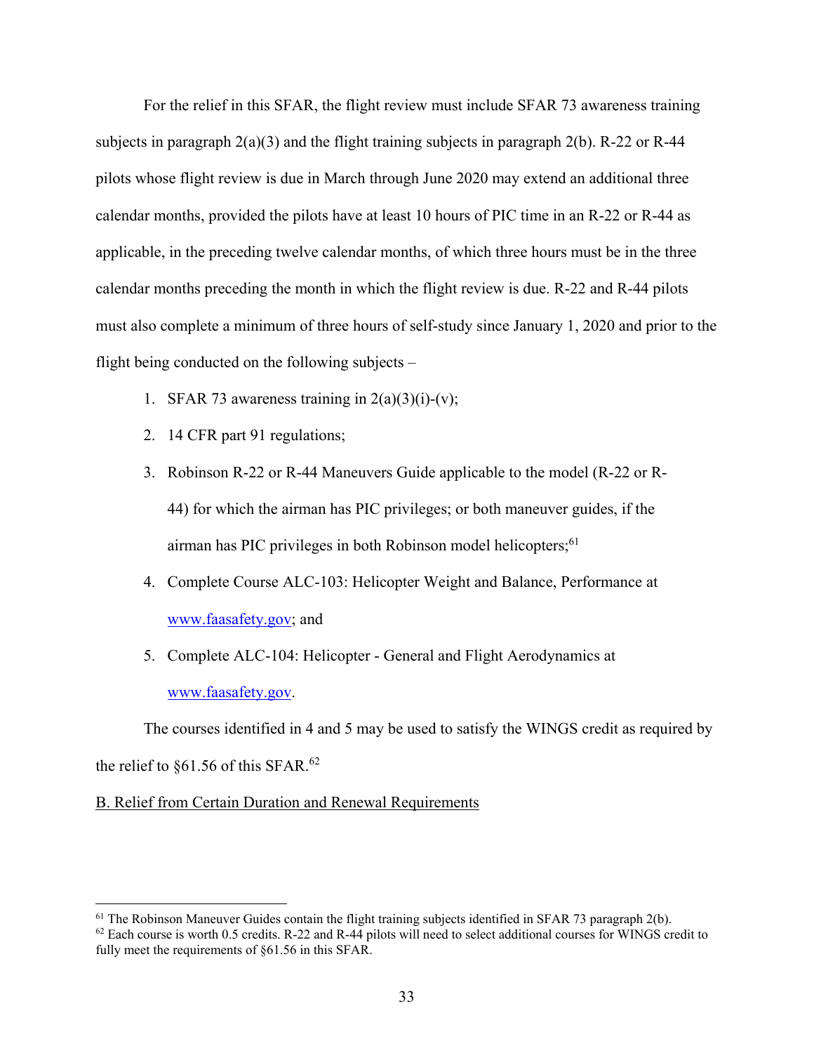For the relief in this SFAR, the flight review must include SFAR 73 awareness training subjects in paragraph 2(a)(3) and the flight training subjects in paragraph 2(b). R-22 or R-44 pilots whose flight review is due in March through June 2020 may extend an additional three calendar months, provided the pilots have at least 10 hours of PIC time in an R-22 or R-44 as applicable, in the preceding twelve calendar months, of which three hours must be in the three calendar months preceding the month in which the flight review is due. R-22 and R-44 pilots must also complete a minimum of three hours of self-study since January 1, 2020 and prior to the flight being conducted on the following subjects –

1. SFAR 73 awareness training in 2(a)(3)(i)-(v);
2. 14 CFR part 91 regulations;
3. Robinson R-22 or R-44 Maneuvers Guide applicable to the model (R-22 or R-44) for which the airman has PIC privileges; or both maneuver guides, if the airman has PIC privileges in both Robinson model helicopters;[61]
4. Complete Course ALC-103: Helicopter Weight and Balance, Performance at www.faasafety.gov; and
5. Complete ALC-104: Helicopter - General and Flight Aerodynamics at www.faasafety.gov.

The courses identified in 4 and 5 may be used to satisfy the WINGS credit as required by the relief to §61.56 of this SFAR.[62]

B. Relief from Certain Duration and Renewal Requirements

---

[61] The Robinson Maneuver Guides contain the flight training subjects identified in SFAR 73 paragraph 2(b).

[62] Each course is worth 0.5 credits. R-22 and R-44 pilots will need to select additional courses for WINGS credit to fully meet the requirements of §61.56 in this SFAR.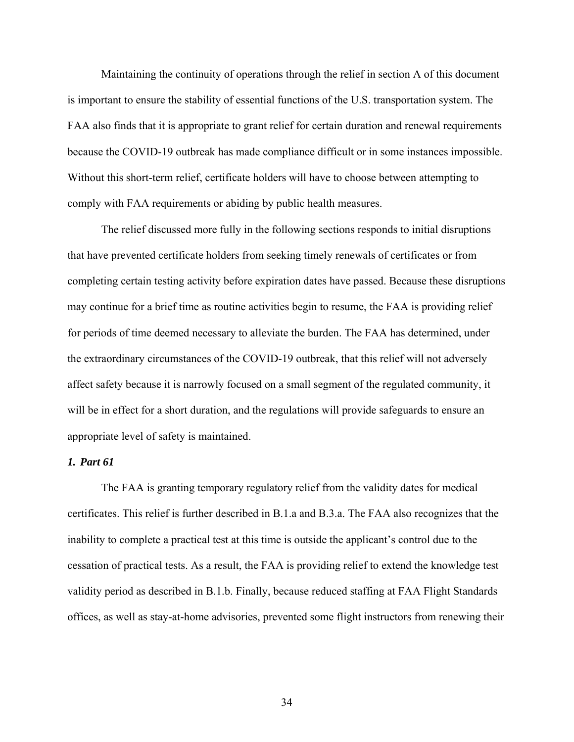Maintaining the continuity of operations through the relief in section A of this document is important to ensure the stability of essential functions of the U.S. transportation system. The FAA also finds that it is appropriate to grant relief for certain duration and renewal requirements because the COVID-19 outbreak has made compliance difficult or in some instances impossible. Without this short-term relief, certificate holders will have to choose between attempting to comply with FAA requirements or abiding by public health measures.

The relief discussed more fully in the following sections responds to initial disruptions that have prevented certificate holders from seeking timely renewals of certificates or from completing certain testing activity before expiration dates have passed. Because these disruptions may continue for a brief time as routine activities begin to resume, the FAA is providing relief for periods of time deemed necessary to alleviate the burden. The FAA has determined, under the extraordinary circumstances of the COVID-19 outbreak, that this relief will not adversely affect safety because it is narrowly focused on a small segment of the regulated community, it will be in effect for a short duration, and the regulations will provide safeguards to ensure an appropriate level of safety is maintained.

### *1. Part 61*

The FAA is granting temporary regulatory relief from the validity dates for medical certificates. This relief is further described in B.1.a and B.3.a. The FAA also recognizes that the inability to complete a practical test at this time is outside the applicant's control due to the cessation of practical tests. As a result, the FAA is providing relief to extend the knowledge test validity period as described in B.1.b. Finally, because reduced staffing at FAA Flight Standards offices, as well as stay-at-home advisories, prevented some flight instructors from renewing their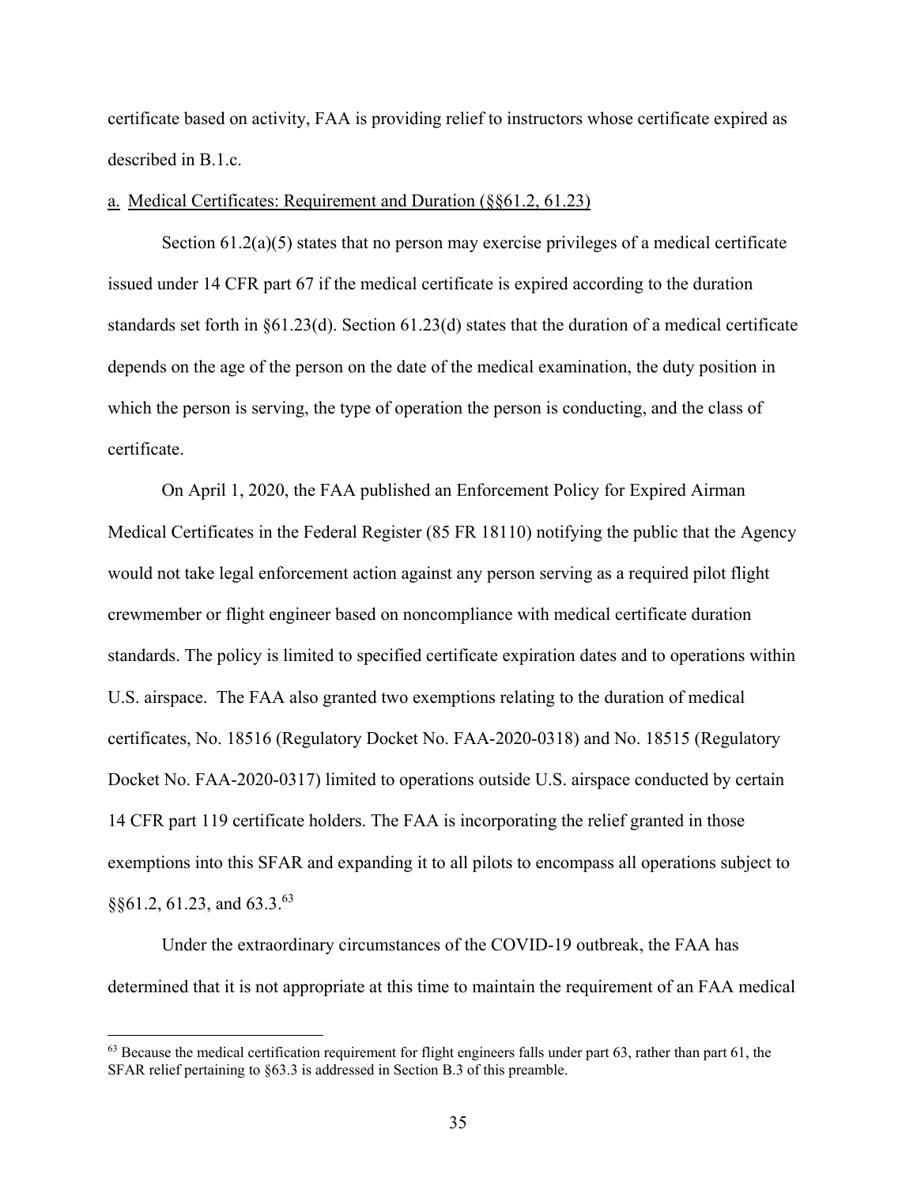certificate based on activity, FAA is providing relief to instructors whose certificate expired as described in B.1.c.

a. Medical Certificates: Requirement and Duration (§§61.2, 61.23)

Section 61.2(a)(5) states that no person may exercise privileges of a medical certificate issued under 14 CFR part 67 if the medical certificate is expired according to the duration standards set forth in §61.23(d). Section 61.23(d) states that the duration of a medical certificate depends on the age of the person on the date of the medical examination, the duty position in which the person is serving, the type of operation the person is conducting, and the class of certificate.

On April 1, 2020, the FAA published an Enforcement Policy for Expired Airman Medical Certificates in the Federal Register (85 FR 18110) notifying the public that the Agency would not take legal enforcement action against any person serving as a required pilot flight crewmember or flight engineer based on noncompliance with medical certificate duration standards. The policy is limited to specified certificate expiration dates and to operations within U.S. airspace. The FAA also granted two exemptions relating to the duration of medical certificates, No. 18516 (Regulatory Docket No. FAA-2020-0318) and No. 18515 (Regulatory Docket No. FAA-2020-0317) limited to operations outside U.S. airspace conducted by certain 14 CFR part 119 certificate holders. The FAA is incorporating the relief granted in those exemptions into this SFAR and expanding it to all pilots to encompass all operations subject to §§61.2, 61.23, and 63.3.[63]

Under the extraordinary circumstances of the COVID-19 outbreak, the FAA has determined that it is not appropriate at this time to maintain the requirement of an FAA medical

[63] Because the medical certification requirement for flight engineers falls under part 63, rather than part 61, the SFAR relief pertaining to §63.3 is addressed in Section B.3 of this preamble.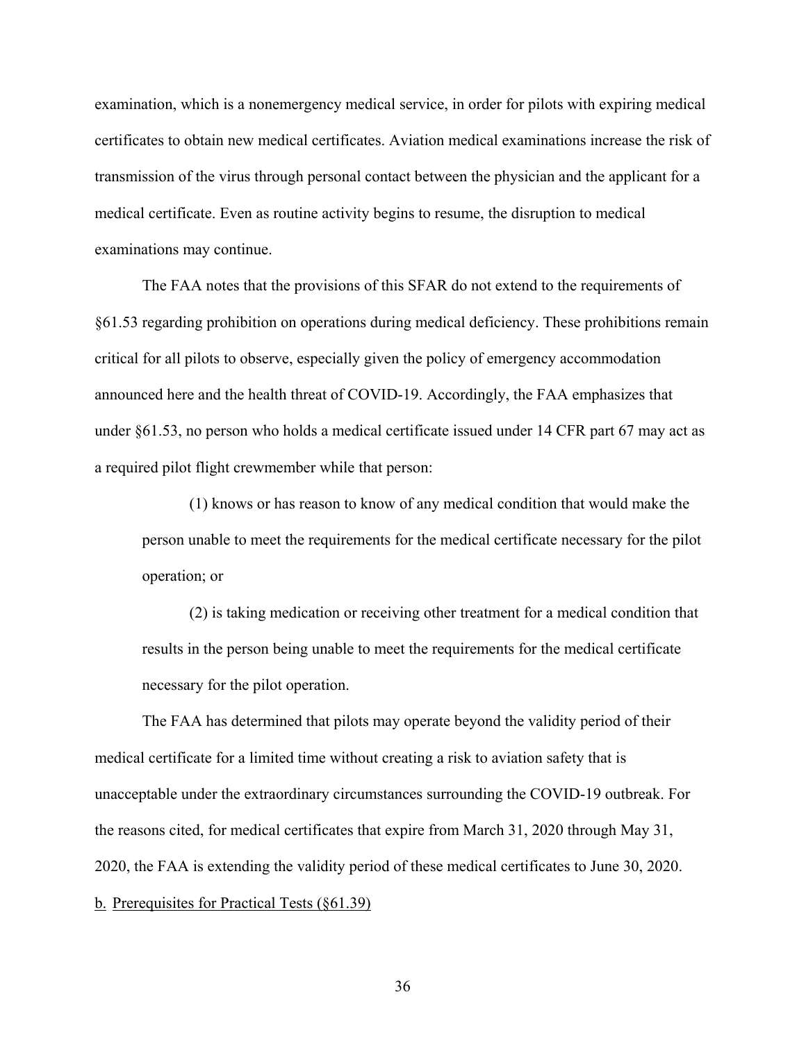examination, which is a nonemergency medical service, in order for pilots with expiring medical certificates to obtain new medical certificates. Aviation medical examinations increase the risk of transmission of the virus through personal contact between the physician and the applicant for a medical certificate. Even as routine activity begins to resume, the disruption to medical examinations may continue.

The FAA notes that the provisions of this SFAR do not extend to the requirements of §61.53 regarding prohibition on operations during medical deficiency. These prohibitions remain critical for all pilots to observe, especially given the policy of emergency accommodation announced here and the health threat of COVID-19. Accordingly, the FAA emphasizes that under §61.53, no person who holds a medical certificate issued under 14 CFR part 67 may act as a required pilot flight crewmember while that person:

> (1) knows or has reason to know of any medical condition that would make the person unable to meet the requirements for the medical certificate necessary for the pilot operation; or
>
> (2) is taking medication or receiving other treatment for a medical condition that results in the person being unable to meet the requirements for the medical certificate necessary for the pilot operation.

The FAA has determined that pilots may operate beyond the validity period of their medical certificate for a limited time without creating a risk to aviation safety that is unacceptable under the extraordinary circumstances surrounding the COVID-19 outbreak. For the reasons cited, for medical certificates that expire from March 31, 2020 through May 31, 2020, the FAA is extending the validity period of these medical certificates to June 30, 2020.

b. Prerequisites for Practical Tests (§61.39)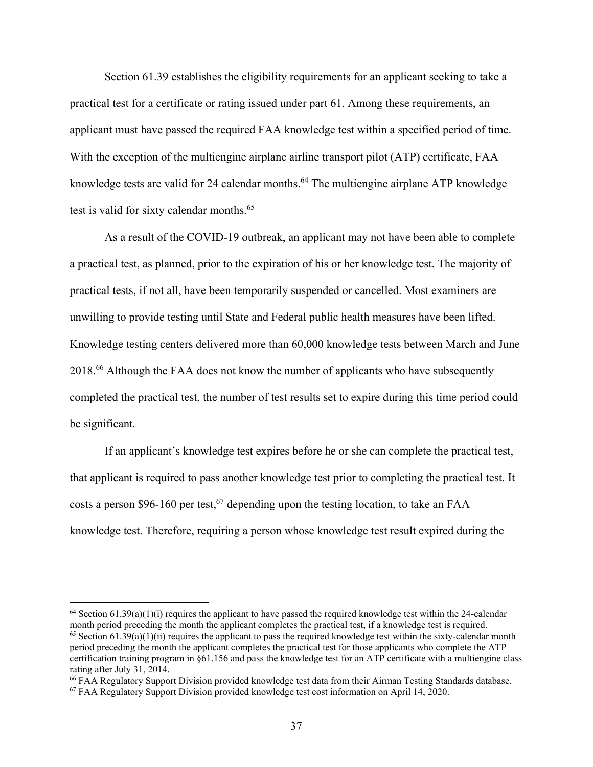Section 61.39 establishes the eligibility requirements for an applicant seeking to take a practical test for a certificate or rating issued under part 61. Among these requirements, an applicant must have passed the required FAA knowledge test within a specified period of time. With the exception of the multiengine airplane airline transport pilot (ATP) certificate, FAA knowledge tests are valid for 24 calendar months.[64] The multiengine airplane ATP knowledge test is valid for sixty calendar months.[65]

As a result of the COVID-19 outbreak, an applicant may not have been able to complete a practical test, as planned, prior to the expiration of his or her knowledge test. The majority of practical tests, if not all, have been temporarily suspended or cancelled. Most examiners are unwilling to provide testing until State and Federal public health measures have been lifted. Knowledge testing centers delivered more than 60,000 knowledge tests between March and June 2018.[66] Although the FAA does not know the number of applicants who have subsequently completed the practical test, the number of test results set to expire during this time period could be significant.

If an applicant's knowledge test expires before he or she can complete the practical test, that applicant is required to pass another knowledge test prior to completing the practical test. It costs a person $96-160 per test,[67] depending upon the testing location, to take an FAA knowledge test. Therefore, requiring a person whose knowledge test result expired during the

---

[64] Section 61.39(a)(1)(i) requires the applicant to have passed the required knowledge test within the 24-calendar month period preceding the month the applicant completes the practical test, if a knowledge test is required.

[65] Section 61.39(a)(1)(ii) requires the applicant to pass the required knowledge test within the sixty-calendar month period preceding the month the applicant completes the practical test for those applicants who complete the ATP certification training program in §61.156 and pass the knowledge test for an ATP certificate with a multiengine class rating after July 31, 2014.

[66] FAA Regulatory Support Division provided knowledge test data from their Airman Testing Standards database.

[67] FAA Regulatory Support Division provided knowledge test cost information on April 14, 2020.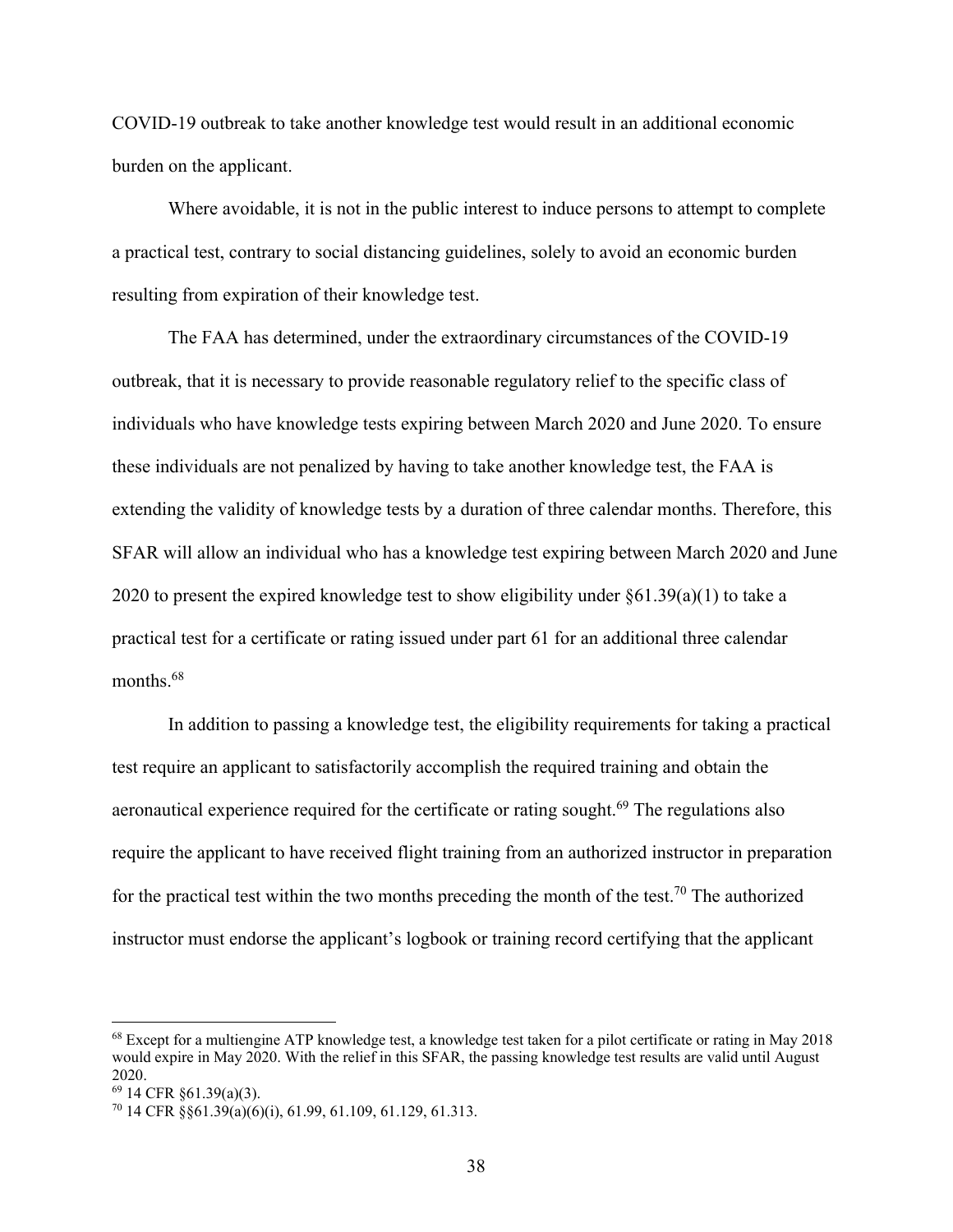COVID-19 outbreak to take another knowledge test would result in an additional economic burden on the applicant.

Where avoidable, it is not in the public interest to induce persons to attempt to complete a practical test, contrary to social distancing guidelines, solely to avoid an economic burden resulting from expiration of their knowledge test.

The FAA has determined, under the extraordinary circumstances of the COVID-19 outbreak, that it is necessary to provide reasonable regulatory relief to the specific class of individuals who have knowledge tests expiring between March 2020 and June 2020. To ensure these individuals are not penalized by having to take another knowledge test, the FAA is extending the validity of knowledge tests by a duration of three calendar months. Therefore, this SFAR will allow an individual who has a knowledge test expiring between March 2020 and June 2020 to present the expired knowledge test to show eligibility under §61.39(a)(1) to take a practical test for a certificate or rating issued under part 61 for an additional three calendar months.[68]

In addition to passing a knowledge test, the eligibility requirements for taking a practical test require an applicant to satisfactorily accomplish the required training and obtain the aeronautical experience required for the certificate or rating sought.[69] The regulations also require the applicant to have received flight training from an authorized instructor in preparation for the practical test within the two months preceding the month of the test.[70] The authorized instructor must endorse the applicant's logbook or training record certifying that the applicant

---

[68] Except for a multiengine ATP knowledge test, a knowledge test taken for a pilot certificate or rating in May 2018 would expire in May 2020. With the relief in this SFAR, the passing knowledge test results are valid until August 2020.

[69] 14 CFR §61.39(a)(3).

[70] 14 CFR §§61.39(a)(6)(i), 61.99, 61.109, 61.129, 61.313.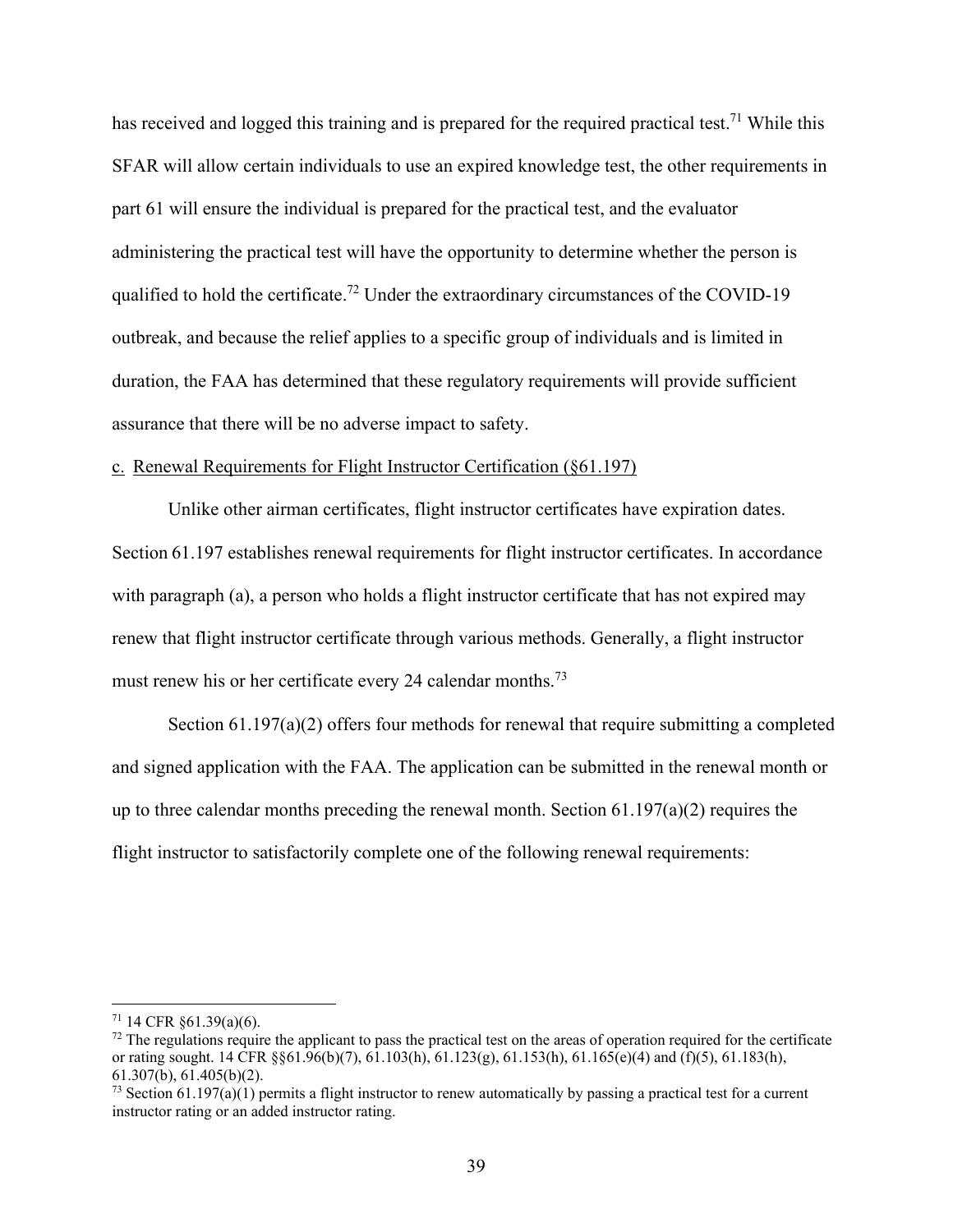has received and logged this training and is prepared for the required practical test.[71] While this SFAR will allow certain individuals to use an expired knowledge test, the other requirements in part 61 will ensure the individual is prepared for the practical test, and the evaluator administering the practical test will have the opportunity to determine whether the person is qualified to hold the certificate.[72] Under the extraordinary circumstances of the COVID-19 outbreak, and because the relief applies to a specific group of individuals and is limited in duration, the FAA has determined that these regulatory requirements will provide sufficient assurance that there will be no adverse impact to safety.

c. Renewal Requirements for Flight Instructor Certification (§61.197)

Unlike other airman certificates, flight instructor certificates have expiration dates. Section 61.197 establishes renewal requirements for flight instructor certificates. In accordance with paragraph (a), a person who holds a flight instructor certificate that has not expired may renew that flight instructor certificate through various methods. Generally, a flight instructor must renew his or her certificate every 24 calendar months.[73]

Section 61.197(a)(2) offers four methods for renewal that require submitting a completed and signed application with the FAA. The application can be submitted in the renewal month or up to three calendar months preceding the renewal month. Section 61.197(a)(2) requires the flight instructor to satisfactorily complete one of the following renewal requirements:

---

[71] 14 CFR §61.39(a)(6).

[72] The regulations require the applicant to pass the practical test on the areas of operation required for the certificate or rating sought. 14 CFR §§61.96(b)(7), 61.103(h), 61.123(g), 61.153(h), 61.165(e)(4) and (f)(5), 61.183(h), 61.307(b), 61.405(b)(2).

[73] Section 61.197(a)(1) permits a flight instructor to renew automatically by passing a practical test for a current instructor rating or an added instructor rating.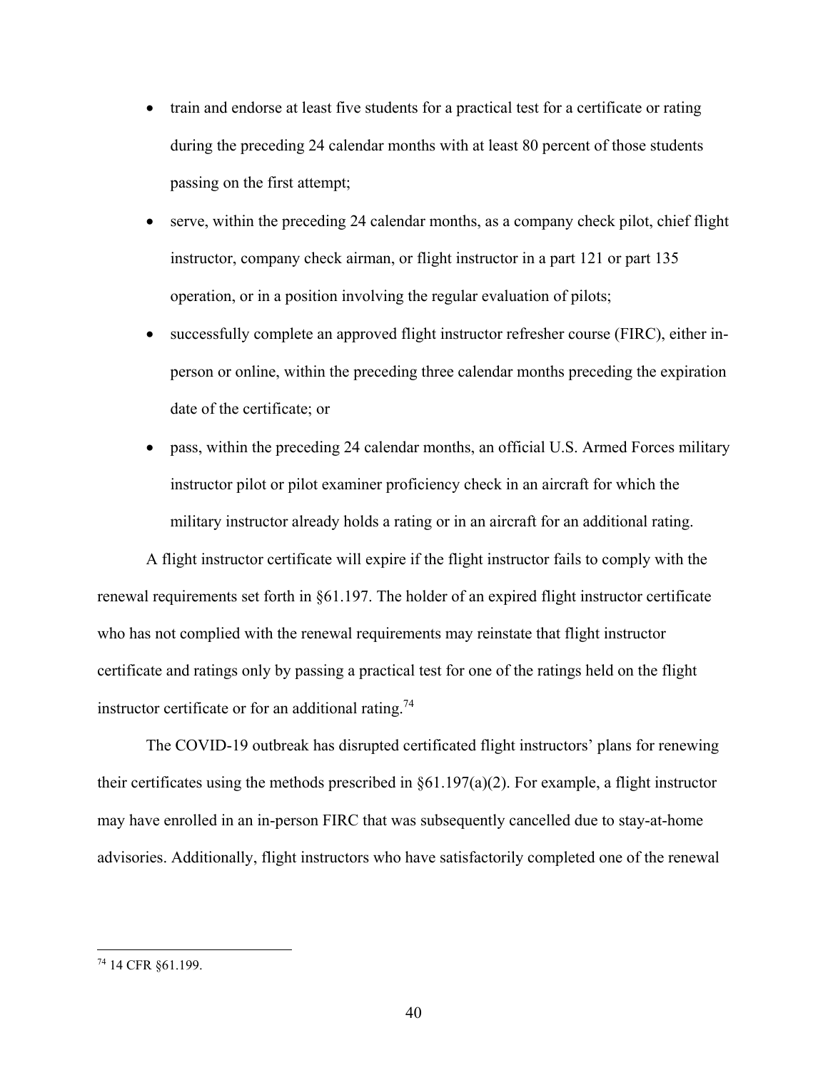- train and endorse at least five students for a practical test for a certificate or rating during the preceding 24 calendar months with at least 80 percent of those students passing on the first attempt;
- serve, within the preceding 24 calendar months, as a company check pilot, chief flight instructor, company check airman, or flight instructor in a part 121 or part 135 operation, or in a position involving the regular evaluation of pilots;
- successfully complete an approved flight instructor refresher course (FIRC), either in-person or online, within the preceding three calendar months preceding the expiration date of the certificate; or
- pass, within the preceding 24 calendar months, an official U.S. Armed Forces military instructor pilot or pilot examiner proficiency check in an aircraft for which the military instructor already holds a rating or in an aircraft for an additional rating.

A flight instructor certificate will expire if the flight instructor fails to comply with the renewal requirements set forth in §61.197. The holder of an expired flight instructor certificate who has not complied with the renewal requirements may reinstate that flight instructor certificate and ratings only by passing a practical test for one of the ratings held on the flight instructor certificate or for an additional rating.[74]

The COVID-19 outbreak has disrupted certificated flight instructors' plans for renewing their certificates using the methods prescribed in §61.197(a)(2). For example, a flight instructor may have enrolled in an in-person FIRC that was subsequently cancelled due to stay-at-home advisories. Additionally, flight instructors who have satisfactorily completed one of the renewal

[74] 14 CFR §61.199.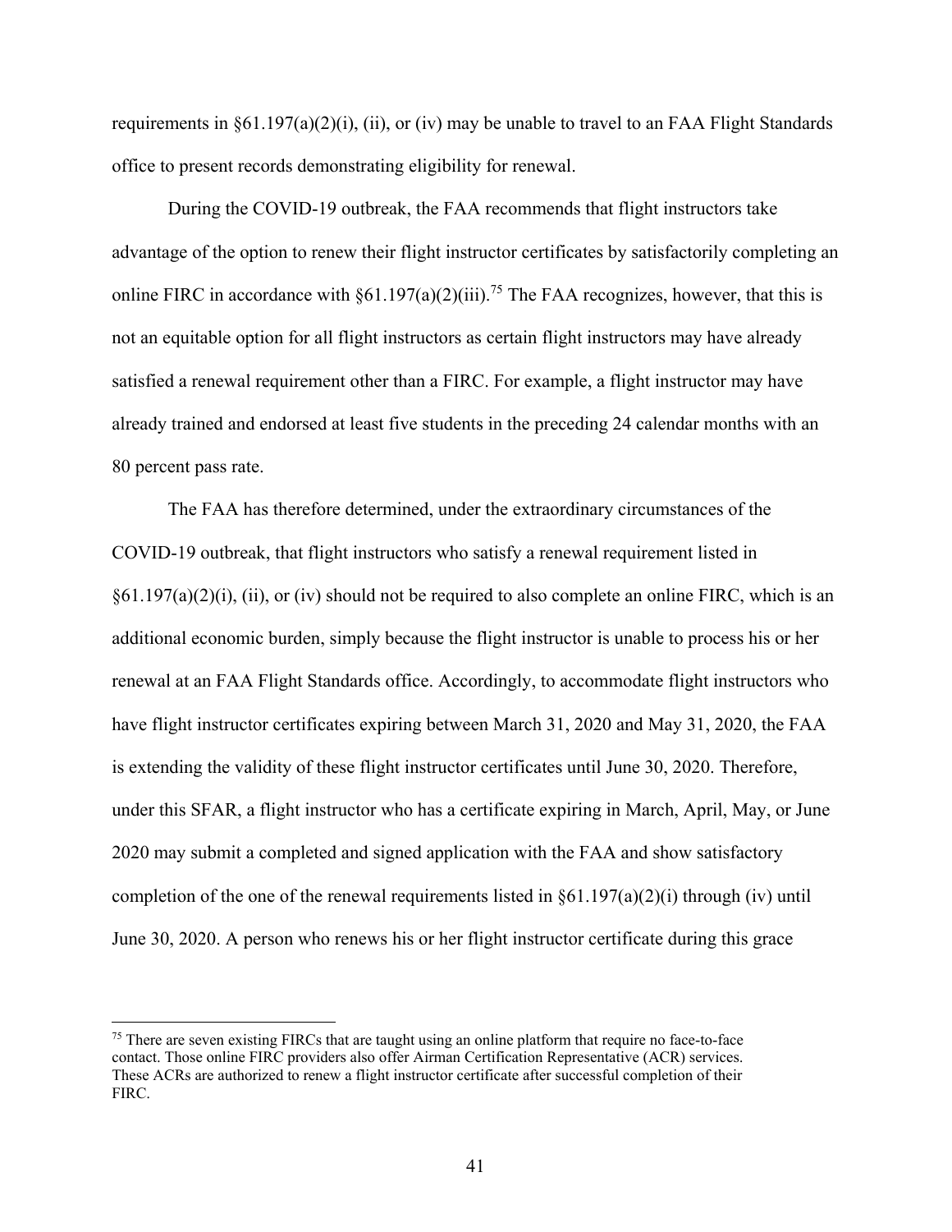requirements in §61.197(a)(2)(i), (ii), or (iv) may be unable to travel to an FAA Flight Standards office to present records demonstrating eligibility for renewal.

During the COVID-19 outbreak, the FAA recommends that flight instructors take advantage of the option to renew their flight instructor certificates by satisfactorily completing an online FIRC in accordance with §61.197(a)(2)(iii).[75] The FAA recognizes, however, that this is not an equitable option for all flight instructors as certain flight instructors may have already satisfied a renewal requirement other than a FIRC. For example, a flight instructor may have already trained and endorsed at least five students in the preceding 24 calendar months with an 80 percent pass rate.

The FAA has therefore determined, under the extraordinary circumstances of the COVID-19 outbreak, that flight instructors who satisfy a renewal requirement listed in §61.197(a)(2)(i), (ii), or (iv) should not be required to also complete an online FIRC, which is an additional economic burden, simply because the flight instructor is unable to process his or her renewal at an FAA Flight Standards office. Accordingly, to accommodate flight instructors who have flight instructor certificates expiring between March 31, 2020 and May 31, 2020, the FAA is extending the validity of these flight instructor certificates until June 30, 2020. Therefore, under this SFAR, a flight instructor who has a certificate expiring in March, April, May, or June 2020 may submit a completed and signed application with the FAA and show satisfactory completion of the one of the renewal requirements listed in §61.197(a)(2)(i) through (iv) until June 30, 2020. A person who renews his or her flight instructor certificate during this grace

---

[75] There are seven existing FIRCs that are taught using an online platform that require no face-to-face contact. Those online FIRC providers also offer Airman Certification Representative (ACR) services. These ACRs are authorized to renew a flight instructor certificate after successful completion of their FIRC.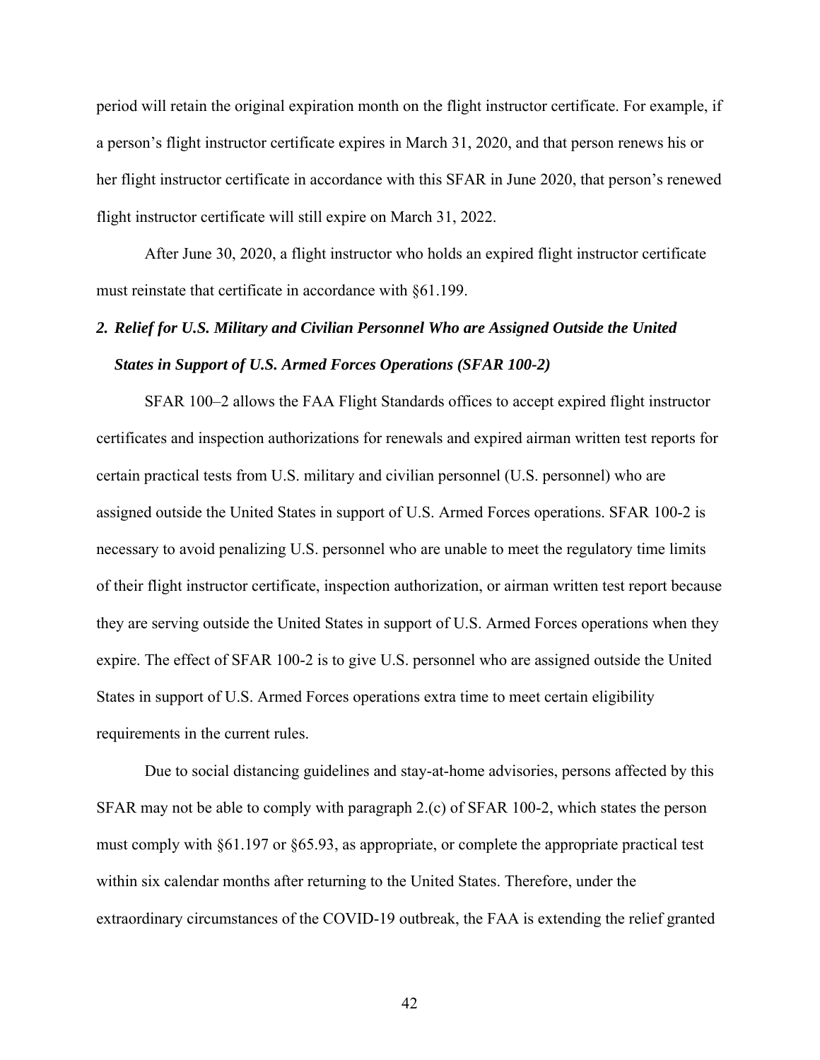period will retain the original expiration month on the flight instructor certificate. For example, if a person's flight instructor certificate expires in March 31, 2020, and that person renews his or her flight instructor certificate in accordance with this SFAR in June 2020, that person's renewed flight instructor certificate will still expire on March 31, 2022.

After June 30, 2020, a flight instructor who holds an expired flight instructor certificate must reinstate that certificate in accordance with §61.199.

### *2. Relief for U.S. Military and Civilian Personnel Who are Assigned Outside the United States in Support of U.S. Armed Forces Operations (SFAR 100-2)*

SFAR 100–2 allows the FAA Flight Standards offices to accept expired flight instructor certificates and inspection authorizations for renewals and expired airman written test reports for certain practical tests from U.S. military and civilian personnel (U.S. personnel) who are assigned outside the United States in support of U.S. Armed Forces operations. SFAR 100-2 is necessary to avoid penalizing U.S. personnel who are unable to meet the regulatory time limits of their flight instructor certificate, inspection authorization, or airman written test report because they are serving outside the United States in support of U.S. Armed Forces operations when they expire. The effect of SFAR 100-2 is to give U.S. personnel who are assigned outside the United States in support of U.S. Armed Forces operations extra time to meet certain eligibility requirements in the current rules.

Due to social distancing guidelines and stay-at-home advisories, persons affected by this SFAR may not be able to comply with paragraph 2.(c) of SFAR 100-2, which states the person must comply with §61.197 or §65.93, as appropriate, or complete the appropriate practical test within six calendar months after returning to the United States. Therefore, under the extraordinary circumstances of the COVID-19 outbreak, the FAA is extending the relief granted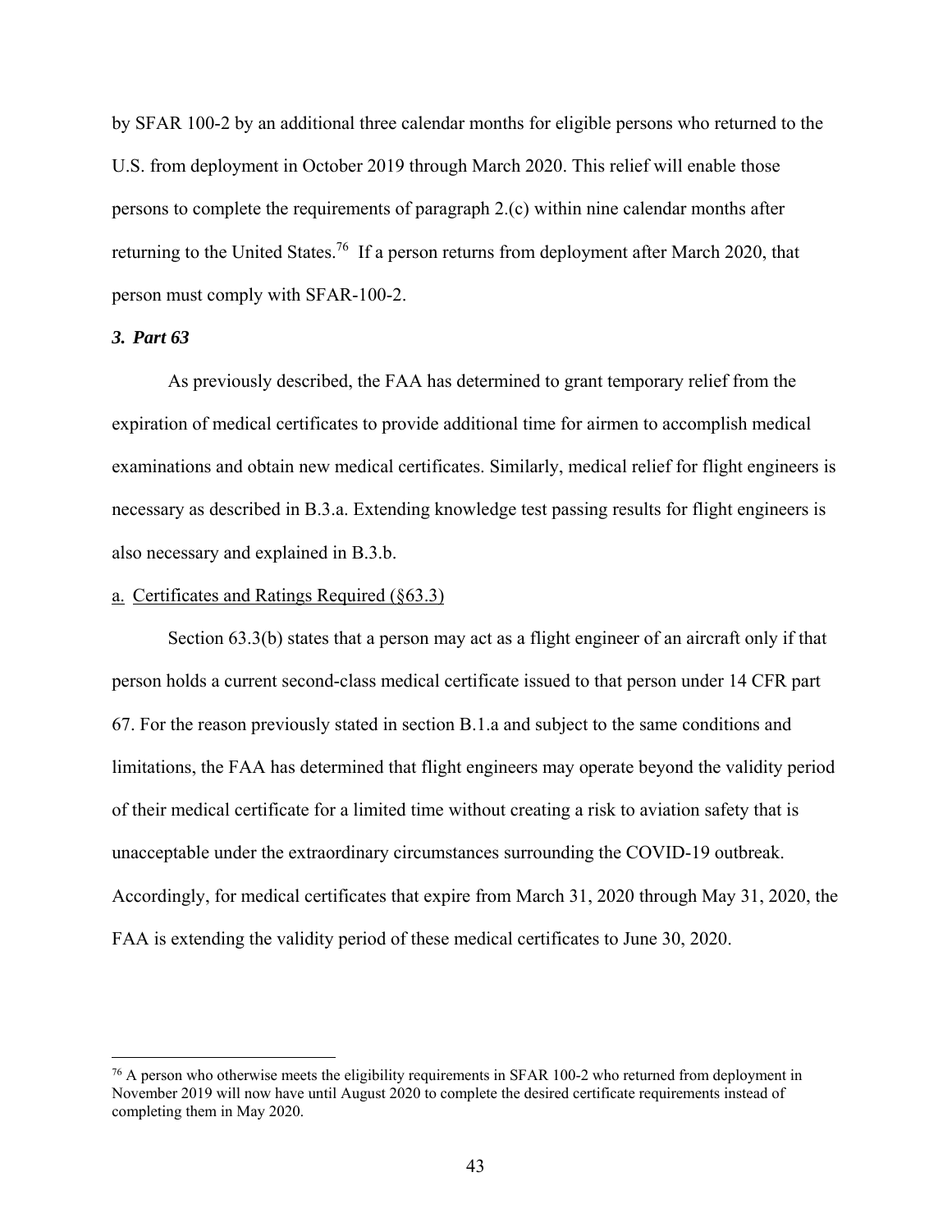by SFAR 100-2 by an additional three calendar months for eligible persons who returned to the U.S. from deployment in October 2019 through March 2020. This relief will enable those persons to complete the requirements of paragraph 2.(c) within nine calendar months after returning to the United States.[76] If a person returns from deployment after March 2020, that person must comply with SFAR-100-2.

### *3. Part 63*

As previously described, the FAA has determined to grant temporary relief from the expiration of medical certificates to provide additional time for airmen to accomplish medical examinations and obtain new medical certificates. Similarly, medical relief for flight engineers is necessary as described in B.3.a. Extending knowledge test passing results for flight engineers is also necessary and explained in B.3.b.

a. Certificates and Ratings Required (§63.3)

Section 63.3(b) states that a person may act as a flight engineer of an aircraft only if that person holds a current second-class medical certificate issued to that person under 14 CFR part 67. For the reason previously stated in section B.1.a and subject to the same conditions and limitations, the FAA has determined that flight engineers may operate beyond the validity period of their medical certificate for a limited time without creating a risk to aviation safety that is unacceptable under the extraordinary circumstances surrounding the COVID-19 outbreak. Accordingly, for medical certificates that expire from March 31, 2020 through May 31, 2020, the FAA is extending the validity period of these medical certificates to June 30, 2020.

---

[76] A person who otherwise meets the eligibility requirements in SFAR 100-2 who returned from deployment in November 2019 will now have until August 2020 to complete the desired certificate requirements instead of completing them in May 2020.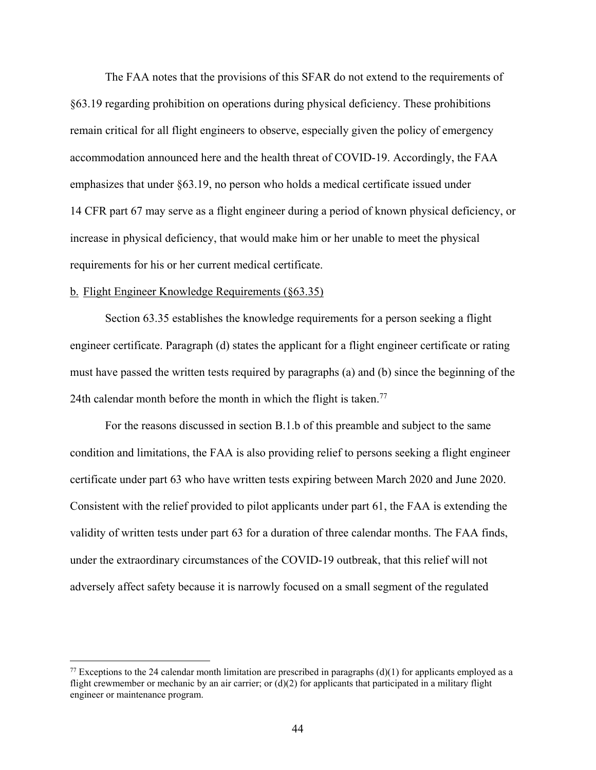The FAA notes that the provisions of this SFAR do not extend to the requirements of §63.19 regarding prohibition on operations during physical deficiency. These prohibitions remain critical for all flight engineers to observe, especially given the policy of emergency accommodation announced here and the health threat of COVID-19. Accordingly, the FAA emphasizes that under §63.19, no person who holds a medical certificate issued under 14 CFR part 67 may serve as a flight engineer during a period of known physical deficiency, or increase in physical deficiency, that would make him or her unable to meet the physical requirements for his or her current medical certificate.

b. Flight Engineer Knowledge Requirements (§63.35)

Section 63.35 establishes the knowledge requirements for a person seeking a flight engineer certificate. Paragraph (d) states the applicant for a flight engineer certificate or rating must have passed the written tests required by paragraphs (a) and (b) since the beginning of the 24th calendar month before the month in which the flight is taken.[77]

For the reasons discussed in section B.1.b of this preamble and subject to the same condition and limitations, the FAA is also providing relief to persons seeking a flight engineer certificate under part 63 who have written tests expiring between March 2020 and June 2020. Consistent with the relief provided to pilot applicants under part 61, the FAA is extending the validity of written tests under part 63 for a duration of three calendar months. The FAA finds, under the extraordinary circumstances of the COVID-19 outbreak, that this relief will not adversely affect safety because it is narrowly focused on a small segment of the regulated

[77] Exceptions to the 24 calendar month limitation are prescribed in paragraphs (d)(1) for applicants employed as a flight crewmember or mechanic by an air carrier; or (d)(2) for applicants that participated in a military flight engineer or maintenance program.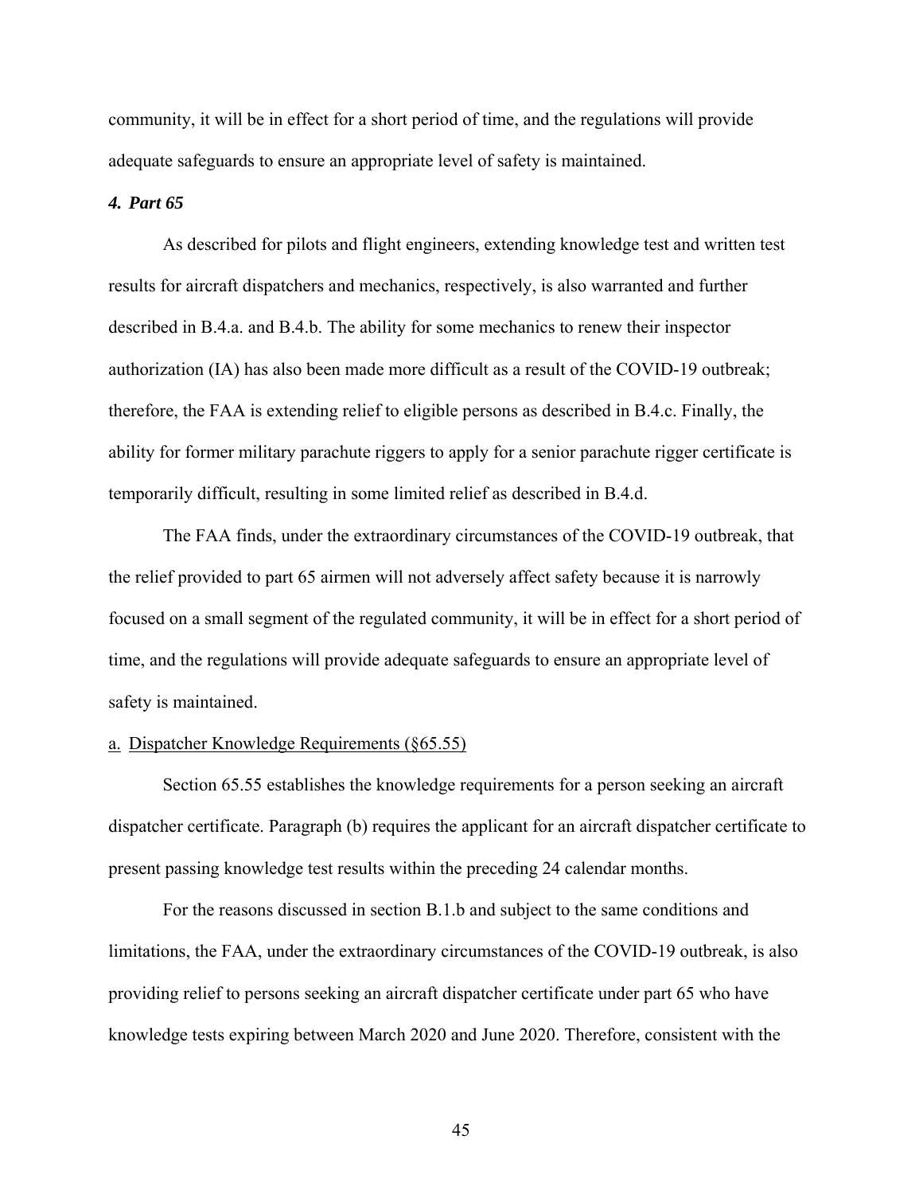community, it will be in effect for a short period of time, and the regulations will provide adequate safeguards to ensure an appropriate level of safety is maintained.

### *4. Part 65*

As described for pilots and flight engineers, extending knowledge test and written test results for aircraft dispatchers and mechanics, respectively, is also warranted and further described in B.4.a. and B.4.b. The ability for some mechanics to renew their inspector authorization (IA) has also been made more difficult as a result of the COVID-19 outbreak; therefore, the FAA is extending relief to eligible persons as described in B.4.c. Finally, the ability for former military parachute riggers to apply for a senior parachute rigger certificate is temporarily difficult, resulting in some limited relief as described in B.4.d.

The FAA finds, under the extraordinary circumstances of the COVID-19 outbreak, that the relief provided to part 65 airmen will not adversely affect safety because it is narrowly focused on a small segment of the regulated community, it will be in effect for a short period of time, and the regulations will provide adequate safeguards to ensure an appropriate level of safety is maintained.

<u>a.</u> <u>Dispatcher Knowledge Requirements (§65.55)</u>

Section 65.55 establishes the knowledge requirements for a person seeking an aircraft dispatcher certificate. Paragraph (b) requires the applicant for an aircraft dispatcher certificate to present passing knowledge test results within the preceding 24 calendar months.

For the reasons discussed in section B.1.b and subject to the same conditions and limitations, the FAA, under the extraordinary circumstances of the COVID-19 outbreak, is also providing relief to persons seeking an aircraft dispatcher certificate under part 65 who have knowledge tests expiring between March 2020 and June 2020. Therefore, consistent with the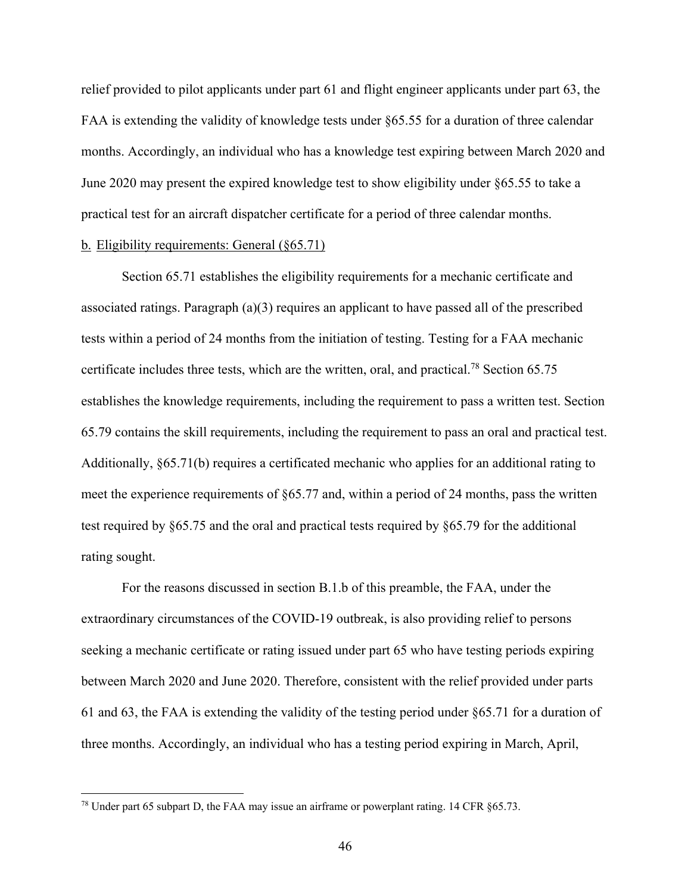relief provided to pilot applicants under part 61 and flight engineer applicants under part 63, the FAA is extending the validity of knowledge tests under §65.55 for a duration of three calendar months. Accordingly, an individual who has a knowledge test expiring between March 2020 and June 2020 may present the expired knowledge test to show eligibility under §65.55 to take a practical test for an aircraft dispatcher certificate for a period of three calendar months.

b. Eligibility requirements: General (§65.71)

Section 65.71 establishes the eligibility requirements for a mechanic certificate and associated ratings. Paragraph (a)(3) requires an applicant to have passed all of the prescribed tests within a period of 24 months from the initiation of testing. Testing for a FAA mechanic certificate includes three tests, which are the written, oral, and practical.[78] Section 65.75 establishes the knowledge requirements, including the requirement to pass a written test. Section 65.79 contains the skill requirements, including the requirement to pass an oral and practical test. Additionally, §65.71(b) requires a certificated mechanic who applies for an additional rating to meet the experience requirements of §65.77 and, within a period of 24 months, pass the written test required by §65.75 and the oral and practical tests required by §65.79 for the additional rating sought.

For the reasons discussed in section B.1.b of this preamble, the FAA, under the extraordinary circumstances of the COVID-19 outbreak, is also providing relief to persons seeking a mechanic certificate or rating issued under part 65 who have testing periods expiring between March 2020 and June 2020. Therefore, consistent with the relief provided under parts 61 and 63, the FAA is extending the validity of the testing period under §65.71 for a duration of three months. Accordingly, an individual who has a testing period expiring in March, April,

[78] Under part 65 subpart D, the FAA may issue an airframe or powerplant rating. 14 CFR §65.73.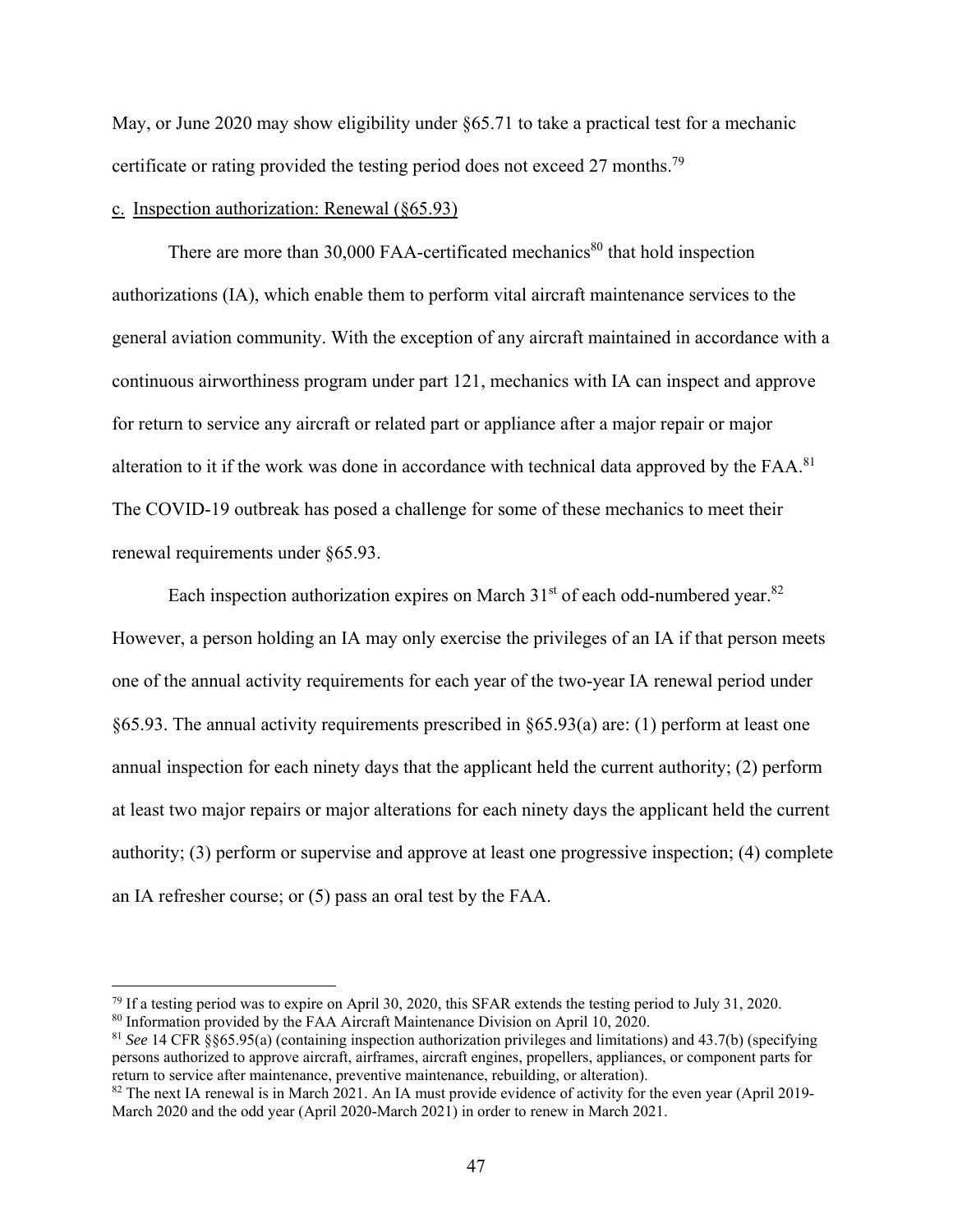May, or June 2020 may show eligibility under §65.71 to take a practical test for a mechanic certificate or rating provided the testing period does not exceed 27 months.[79]

c. Inspection authorization: Renewal (§65.93)

There are more than 30,000 FAA-certificated mechanics[80] that hold inspection authorizations (IA), which enable them to perform vital aircraft maintenance services to the general aviation community. With the exception of any aircraft maintained in accordance with a continuous airworthiness program under part 121, mechanics with IA can inspect and approve for return to service any aircraft or related part or appliance after a major repair or major alteration to it if the work was done in accordance with technical data approved by the FAA.[81] The COVID-19 outbreak has posed a challenge for some of these mechanics to meet their renewal requirements under §65.93.

Each inspection authorization expires on March 31st of each odd-numbered year.[82] However, a person holding an IA may only exercise the privileges of an IA if that person meets one of the annual activity requirements for each year of the two-year IA renewal period under §65.93. The annual activity requirements prescribed in §65.93(a) are: (1) perform at least one annual inspection for each ninety days that the applicant held the current authority; (2) perform at least two major repairs or major alterations for each ninety days the applicant held the current authority; (3) perform or supervise and approve at least one progressive inspection; (4) complete an IA refresher course; or (5) pass an oral test by the FAA.

---

[79] If a testing period was to expire on April 30, 2020, this SFAR extends the testing period to July 31, 2020.

[80] Information provided by the FAA Aircraft Maintenance Division on April 10, 2020.

[81] *See* 14 CFR §§65.95(a) (containing inspection authorization privileges and limitations) and 43.7(b) (specifying persons authorized to approve aircraft, airframes, aircraft engines, propellers, appliances, or component parts for return to service after maintenance, preventive maintenance, rebuilding, or alteration).

[82] The next IA renewal is in March 2021. An IA must provide evidence of activity for the even year (April 2019-March 2020 and the odd year (April 2020-March 2021) in order to renew in March 2021.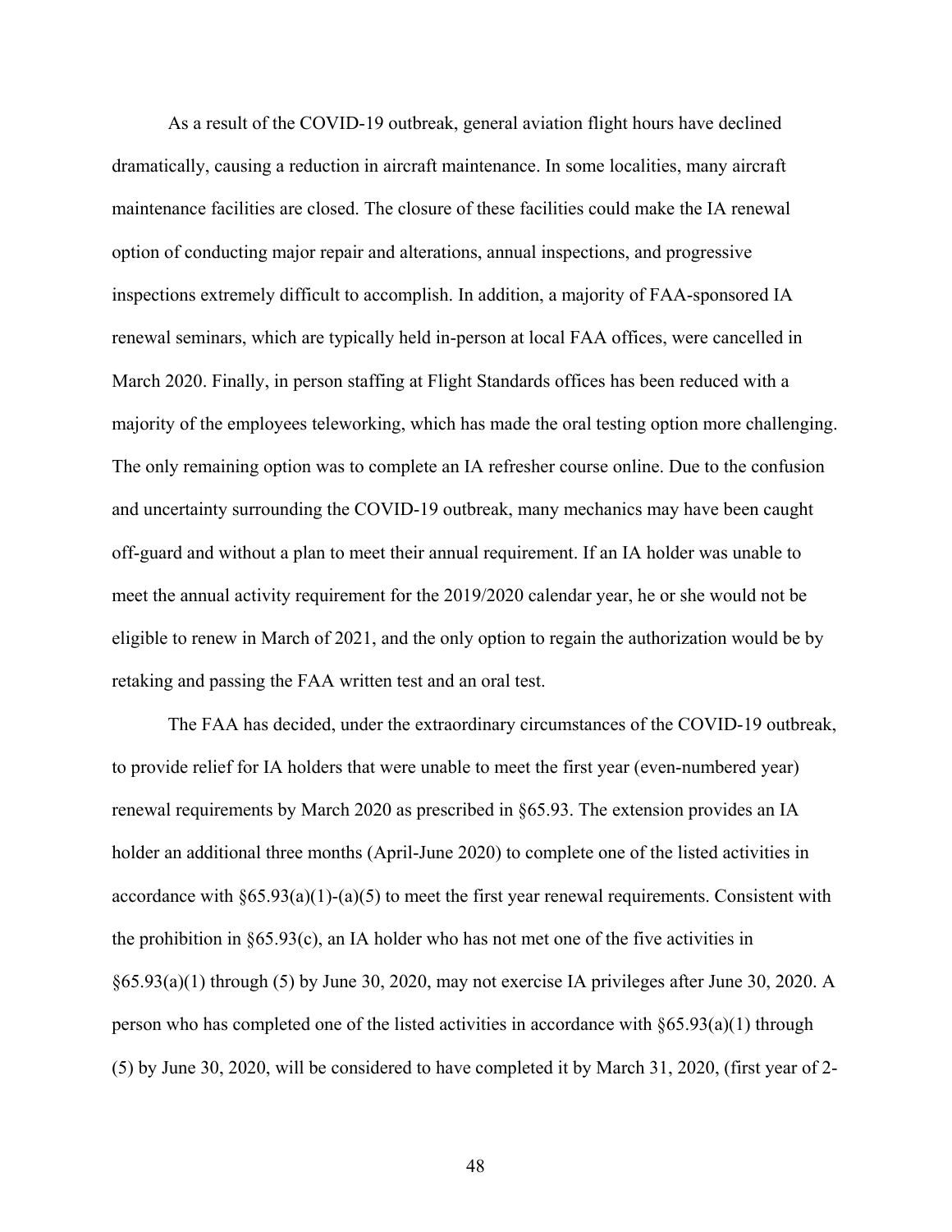As a result of the COVID-19 outbreak, general aviation flight hours have declined dramatically, causing a reduction in aircraft maintenance. In some localities, many aircraft maintenance facilities are closed. The closure of these facilities could make the IA renewal option of conducting major repair and alterations, annual inspections, and progressive inspections extremely difficult to accomplish. In addition, a majority of FAA-sponsored IA renewal seminars, which are typically held in-person at local FAA offices, were cancelled in March 2020. Finally, in person staffing at Flight Standards offices has been reduced with a majority of the employees teleworking, which has made the oral testing option more challenging. The only remaining option was to complete an IA refresher course online. Due to the confusion and uncertainty surrounding the COVID-19 outbreak, many mechanics may have been caught off-guard and without a plan to meet their annual requirement. If an IA holder was unable to meet the annual activity requirement for the 2019/2020 calendar year, he or she would not be eligible to renew in March of 2021, and the only option to regain the authorization would be by retaking and passing the FAA written test and an oral test.

The FAA has decided, under the extraordinary circumstances of the COVID-19 outbreak, to provide relief for IA holders that were unable to meet the first year (even-numbered year) renewal requirements by March 2020 as prescribed in §65.93. The extension provides an IA holder an additional three months (April-June 2020) to complete one of the listed activities in accordance with §65.93(a)(1)-(a)(5) to meet the first year renewal requirements. Consistent with the prohibition in §65.93(c), an IA holder who has not met one of the five activities in §65.93(a)(1) through (5) by June 30, 2020, may not exercise IA privileges after June 30, 2020. A person who has completed one of the listed activities in accordance with §65.93(a)(1) through (5) by June 30, 2020, will be considered to have completed it by March 31, 2020, (first year of 2-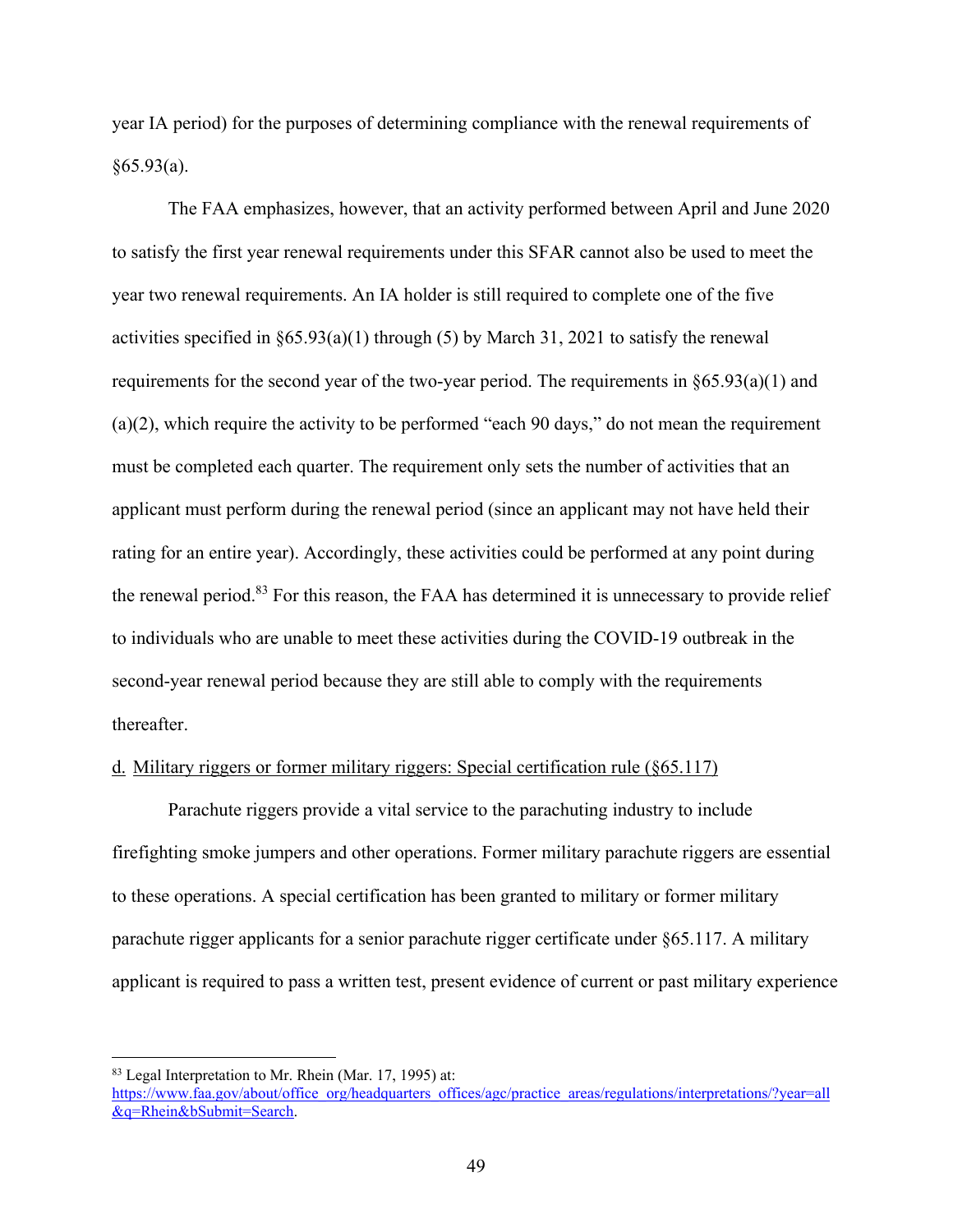year IA period) for the purposes of determining compliance with the renewal requirements of §65.93(a).

The FAA emphasizes, however, that an activity performed between April and June 2020 to satisfy the first year renewal requirements under this SFAR cannot also be used to meet the year two renewal requirements. An IA holder is still required to complete one of the five activities specified in §65.93(a)(1) through (5) by March 31, 2021 to satisfy the renewal requirements for the second year of the two-year period. The requirements in §65.93(a)(1) and (a)(2), which require the activity to be performed "each 90 days," do not mean the requirement must be completed each quarter. The requirement only sets the number of activities that an applicant must perform during the renewal period (since an applicant may not have held their rating for an entire year). Accordingly, these activities could be performed at any point during the renewal period.[83] For this reason, the FAA has determined it is unnecessary to provide relief to individuals who are unable to meet these activities during the COVID-19 outbreak in the second-year renewal period because they are still able to comply with the requirements thereafter.

d. Military riggers or former military riggers: Special certification rule (§65.117)

Parachute riggers provide a vital service to the parachuting industry to include firefighting smoke jumpers and other operations. Former military parachute riggers are essential to these operations. A special certification has been granted to military or former military parachute rigger applicants for a senior parachute rigger certificate under §65.117. A military applicant is required to pass a written test, present evidence of current or past military experience

---

[83] Legal Interpretation to Mr. Rhein (Mar. 17, 1995) at: https://www.faa.gov/about/office_org/headquarters_offices/agc/practice_areas/regulations/interpretations/?year=all&q=Rhein&bSubmit=Search.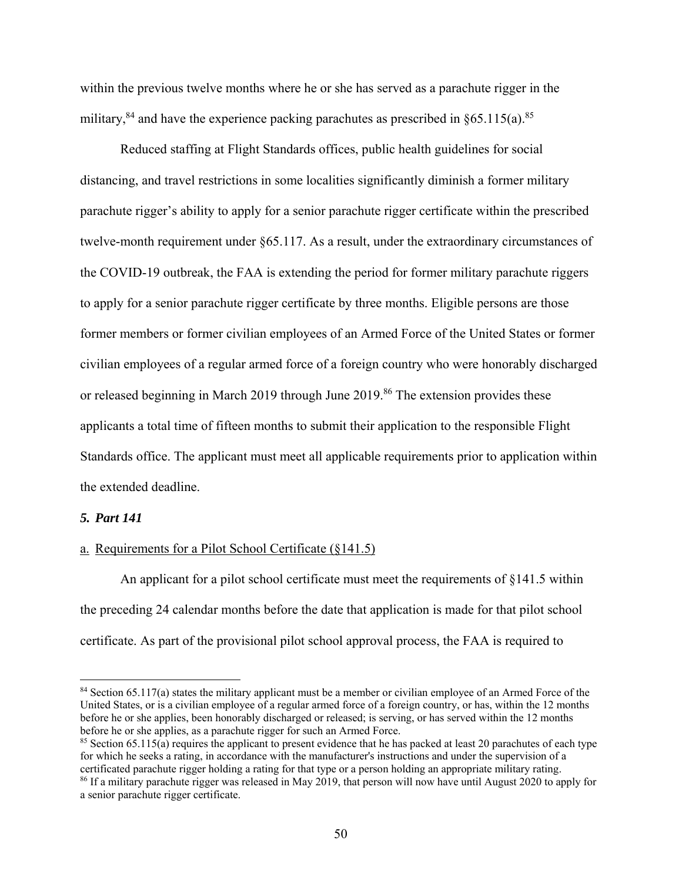within the previous twelve months where he or she has served as a parachute rigger in the military,[84] and have the experience packing parachutes as prescribed in §65.115(a).[85]

Reduced staffing at Flight Standards offices, public health guidelines for social distancing, and travel restrictions in some localities significantly diminish a former military parachute rigger's ability to apply for a senior parachute rigger certificate within the prescribed twelve-month requirement under §65.117. As a result, under the extraordinary circumstances of the COVID-19 outbreak, the FAA is extending the period for former military parachute riggers to apply for a senior parachute rigger certificate by three months. Eligible persons are those former members or former civilian employees of an Armed Force of the United States or former civilian employees of a regular armed force of a foreign country who were honorably discharged or released beginning in March 2019 through June 2019.[86] The extension provides these applicants a total time of fifteen months to submit their application to the responsible Flight Standards office. The applicant must meet all applicable requirements prior to application within the extended deadline.

### *5. Part 141*

#### a. Requirements for a Pilot School Certificate (§141.5)

An applicant for a pilot school certificate must meet the requirements of §141.5 within the preceding 24 calendar months before the date that application is made for that pilot school certificate. As part of the provisional pilot school approval process, the FAA is required to

---

[84] Section 65.117(a) states the military applicant must be a member or civilian employee of an Armed Force of the United States, or is a civilian employee of a regular armed force of a foreign country, or has, within the 12 months before he or she applies, been honorably discharged or released; is serving, or has served within the 12 months before he or she applies, as a parachute rigger for such an Armed Force.

[85] Section 65.115(a) requires the applicant to present evidence that he has packed at least 20 parachutes of each type for which he seeks a rating, in accordance with the manufacturer's instructions and under the supervision of a certificated parachute rigger holding a rating for that type or a person holding an appropriate military rating.

[86] If a military parachute rigger was released in May 2019, that person will now have until August 2020 to apply for a senior parachute rigger certificate.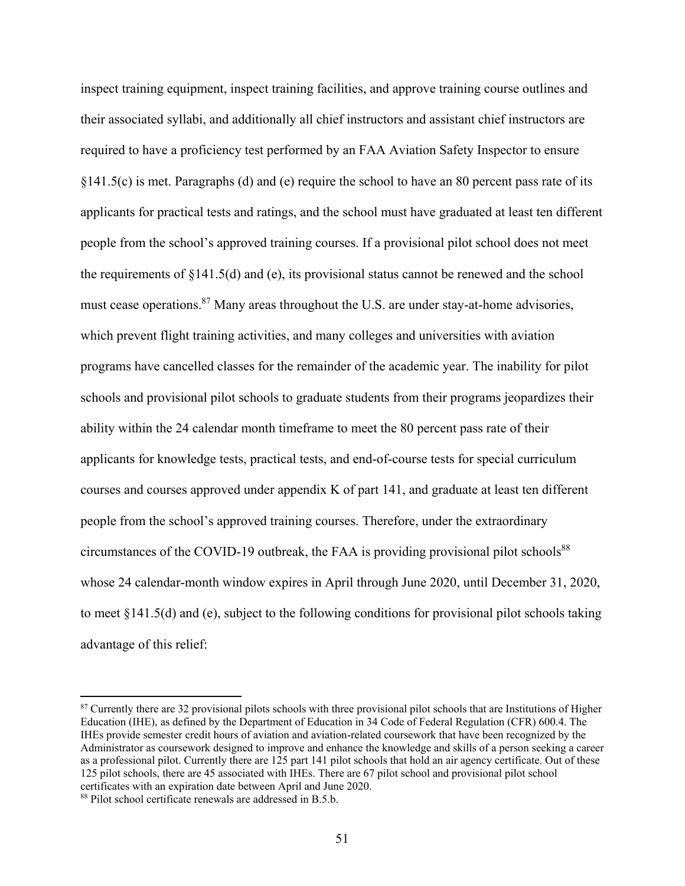inspect training equipment, inspect training facilities, and approve training course outlines and their associated syllabi, and additionally all chief instructors and assistant chief instructors are required to have a proficiency test performed by an FAA Aviation Safety Inspector to ensure §141.5(c) is met. Paragraphs (d) and (e) require the school to have an 80 percent pass rate of its applicants for practical tests and ratings, and the school must have graduated at least ten different people from the school's approved training courses. If a provisional pilot school does not meet the requirements of §141.5(d) and (e), its provisional status cannot be renewed and the school must cease operations.[87] Many areas throughout the U.S. are under stay-at-home advisories, which prevent flight training activities, and many colleges and universities with aviation programs have cancelled classes for the remainder of the academic year. The inability for pilot schools and provisional pilot schools to graduate students from their programs jeopardizes their ability within the 24 calendar month timeframe to meet the 80 percent pass rate of their applicants for knowledge tests, practical tests, and end-of-course tests for special curriculum courses and courses approved under appendix K of part 141, and graduate at least ten different people from the school's approved training courses. Therefore, under the extraordinary circumstances of the COVID-19 outbreak, the FAA is providing provisional pilot schools[88] whose 24 calendar-month window expires in April through June 2020, until December 31, 2020, to meet §141.5(d) and (e), subject to the following conditions for provisional pilot schools taking advantage of this relief:

[87] Currently there are 32 provisional pilots schools with three provisional pilot schools that are Institutions of Higher Education (IHE), as defined by the Department of Education in 34 Code of Federal Regulation (CFR) 600.4. The IHEs provide semester credit hours of aviation and aviation-related coursework that have been recognized by the Administrator as coursework designed to improve and enhance the knowledge and skills of a person seeking a career as a professional pilot. Currently there are 125 part 141 pilot schools that hold an air agency certificate. Out of these 125 pilot schools, there are 45 associated with IHEs. There are 67 pilot school and provisional pilot school certificates with an expiration date between April and June 2020.

[88] Pilot school certificate renewals are addressed in B.5.b.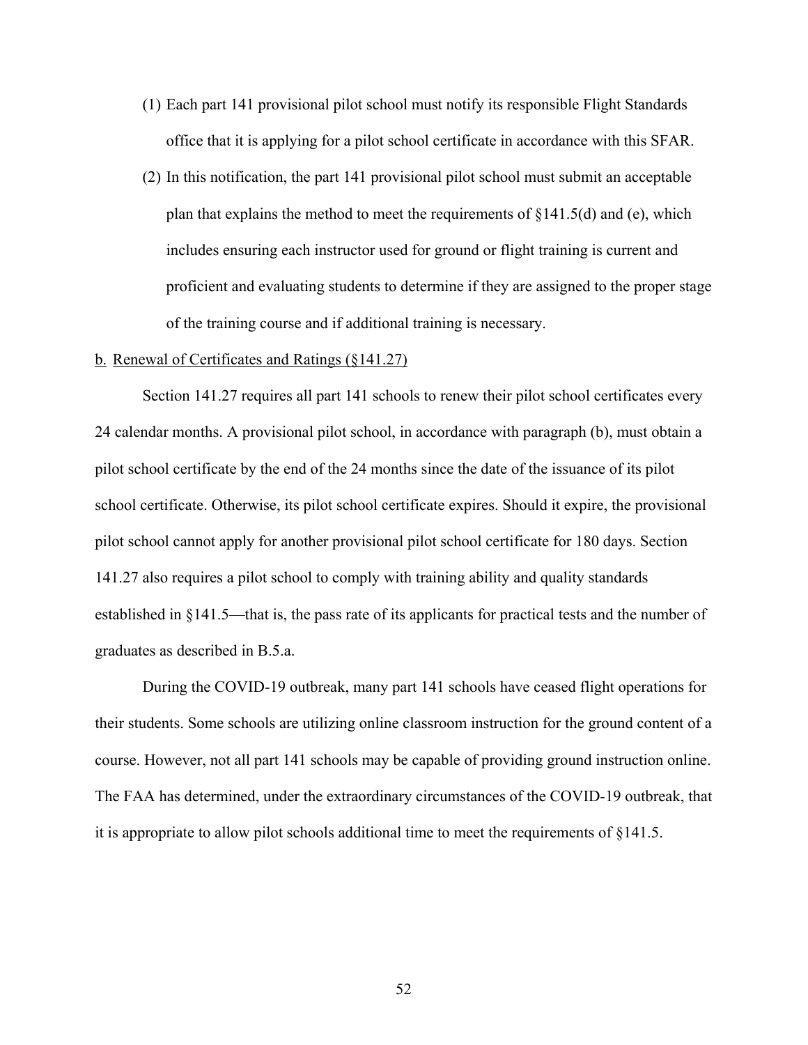(1) Each part 141 provisional pilot school must notify its responsible Flight Standards office that it is applying for a pilot school certificate in accordance with this SFAR.

(2) In this notification, the part 141 provisional pilot school must submit an acceptable plan that explains the method to meet the requirements of §141.5(d) and (e), which includes ensuring each instructor used for ground or flight training is current and proficient and evaluating students to determine if they are assigned to the proper stage of the training course and if additional training is necessary.

b. Renewal of Certificates and Ratings (§141.27)

Section 141.27 requires all part 141 schools to renew their pilot school certificates every 24 calendar months. A provisional pilot school, in accordance with paragraph (b), must obtain a pilot school certificate by the end of the 24 months since the date of the issuance of its pilot school certificate. Otherwise, its pilot school certificate expires. Should it expire, the provisional pilot school cannot apply for another provisional pilot school certificate for 180 days. Section 141.27 also requires a pilot school to comply with training ability and quality standards established in §141.5—that is, the pass rate of its applicants for practical tests and the number of graduates as described in B.5.a.

During the COVID-19 outbreak, many part 141 schools have ceased flight operations for their students. Some schools are utilizing online classroom instruction for the ground content of a course. However, not all part 141 schools may be capable of providing ground instruction online. The FAA has determined, under the extraordinary circumstances of the COVID-19 outbreak, that it is appropriate to allow pilot schools additional time to meet the requirements of §141.5.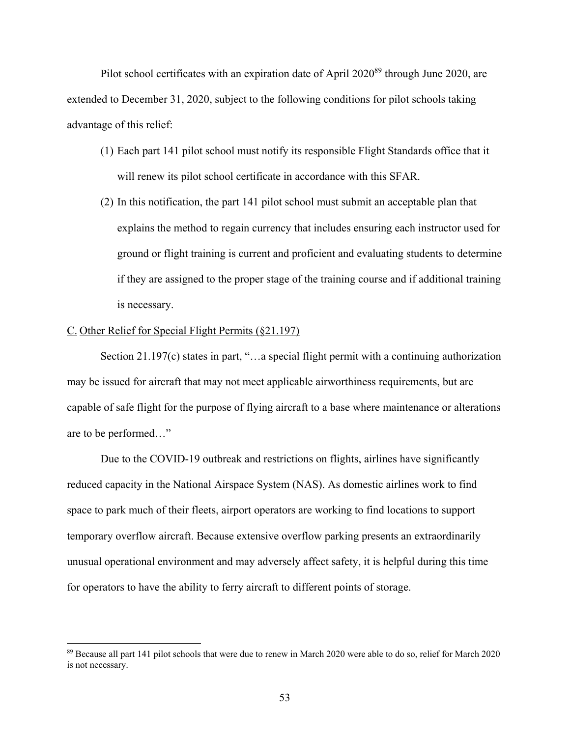Pilot school certificates with an expiration date of April 2020[89] through June 2020, are extended to December 31, 2020, subject to the following conditions for pilot schools taking advantage of this relief:

(1) Each part 141 pilot school must notify its responsible Flight Standards office that it will renew its pilot school certificate in accordance with this SFAR.

(2) In this notification, the part 141 pilot school must submit an acceptable plan that explains the method to regain currency that includes ensuring each instructor used for ground or flight training is current and proficient and evaluating students to determine if they are assigned to the proper stage of the training course and if additional training is necessary.

C. Other Relief for Special Flight Permits (§21.197)

Section 21.197(c) states in part, "…a special flight permit with a continuing authorization may be issued for aircraft that may not meet applicable airworthiness requirements, but are capable of safe flight for the purpose of flying aircraft to a base where maintenance or alterations are to be performed…"

Due to the COVID-19 outbreak and restrictions on flights, airlines have significantly reduced capacity in the National Airspace System (NAS). As domestic airlines work to find space to park much of their fleets, airport operators are working to find locations to support temporary overflow aircraft. Because extensive overflow parking presents an extraordinarily unusual operational environment and may adversely affect safety, it is helpful during this time for operators to have the ability to ferry aircraft to different points of storage.

[89] Because all part 141 pilot schools that were due to renew in March 2020 were able to do so, relief for March 2020 is not necessary.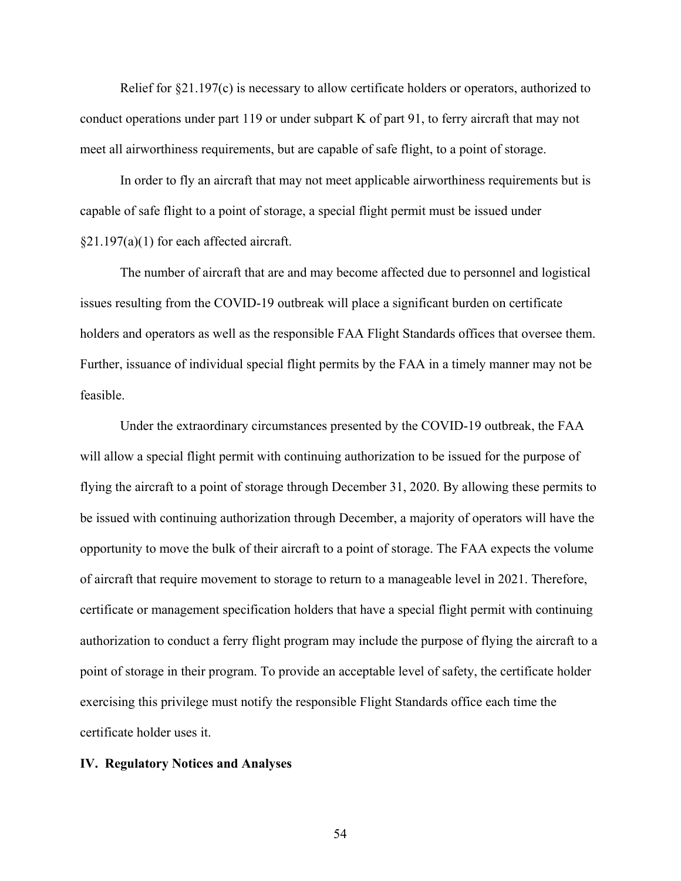Relief for §21.197(c) is necessary to allow certificate holders or operators, authorized to conduct operations under part 119 or under subpart K of part 91, to ferry aircraft that may not meet all airworthiness requirements, but are capable of safe flight, to a point of storage.

In order to fly an aircraft that may not meet applicable airworthiness requirements but is capable of safe flight to a point of storage, a special flight permit must be issued under §21.197(a)(1) for each affected aircraft.

The number of aircraft that are and may become affected due to personnel and logistical issues resulting from the COVID-19 outbreak will place a significant burden on certificate holders and operators as well as the responsible FAA Flight Standards offices that oversee them. Further, issuance of individual special flight permits by the FAA in a timely manner may not be feasible.

Under the extraordinary circumstances presented by the COVID-19 outbreak, the FAA will allow a special flight permit with continuing authorization to be issued for the purpose of flying the aircraft to a point of storage through December 31, 2020. By allowing these permits to be issued with continuing authorization through December, a majority of operators will have the opportunity to move the bulk of their aircraft to a point of storage. The FAA expects the volume of aircraft that require movement to storage to return to a manageable level in 2021. Therefore, certificate or management specification holders that have a special flight permit with continuing authorization to conduct a ferry flight program may include the purpose of flying the aircraft to a point of storage in their program. To provide an acceptable level of safety, the certificate holder exercising this privilege must notify the responsible Flight Standards office each time the certificate holder uses it.

## IV. Regulatory Notices and Analyses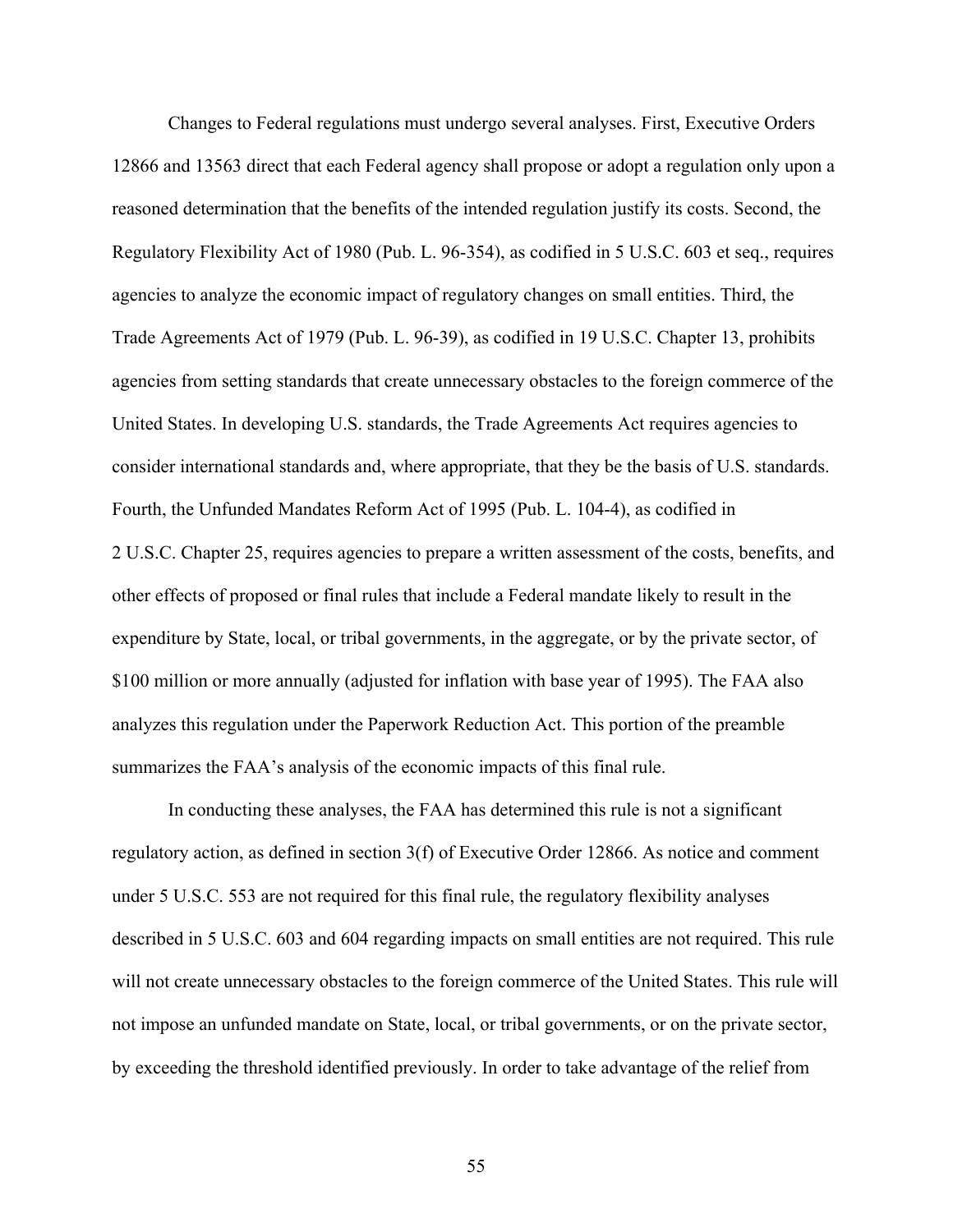Changes to Federal regulations must undergo several analyses. First, Executive Orders 12866 and 13563 direct that each Federal agency shall propose or adopt a regulation only upon a reasoned determination that the benefits of the intended regulation justify its costs. Second, the Regulatory Flexibility Act of 1980 (Pub. L. 96-354), as codified in 5 U.S.C. 603 et seq., requires agencies to analyze the economic impact of regulatory changes on small entities. Third, the Trade Agreements Act of 1979 (Pub. L. 96-39), as codified in 19 U.S.C. Chapter 13, prohibits agencies from setting standards that create unnecessary obstacles to the foreign commerce of the United States. In developing U.S. standards, the Trade Agreements Act requires agencies to consider international standards and, where appropriate, that they be the basis of U.S. standards. Fourth, the Unfunded Mandates Reform Act of 1995 (Pub. L. 104-4), as codified in 2 U.S.C. Chapter 25, requires agencies to prepare a written assessment of the costs, benefits, and other effects of proposed or final rules that include a Federal mandate likely to result in the expenditure by State, local, or tribal governments, in the aggregate, or by the private sector, of $100 million or more annually (adjusted for inflation with base year of 1995). The FAA also analyzes this regulation under the Paperwork Reduction Act. This portion of the preamble summarizes the FAA's analysis of the economic impacts of this final rule.

In conducting these analyses, the FAA has determined this rule is not a significant regulatory action, as defined in section 3(f) of Executive Order 12866. As notice and comment under 5 U.S.C. 553 are not required for this final rule, the regulatory flexibility analyses described in 5 U.S.C. 603 and 604 regarding impacts on small entities are not required. This rule will not create unnecessary obstacles to the foreign commerce of the United States. This rule will not impose an unfunded mandate on State, local, or tribal governments, or on the private sector, by exceeding the threshold identified previously. In order to take advantage of the relief from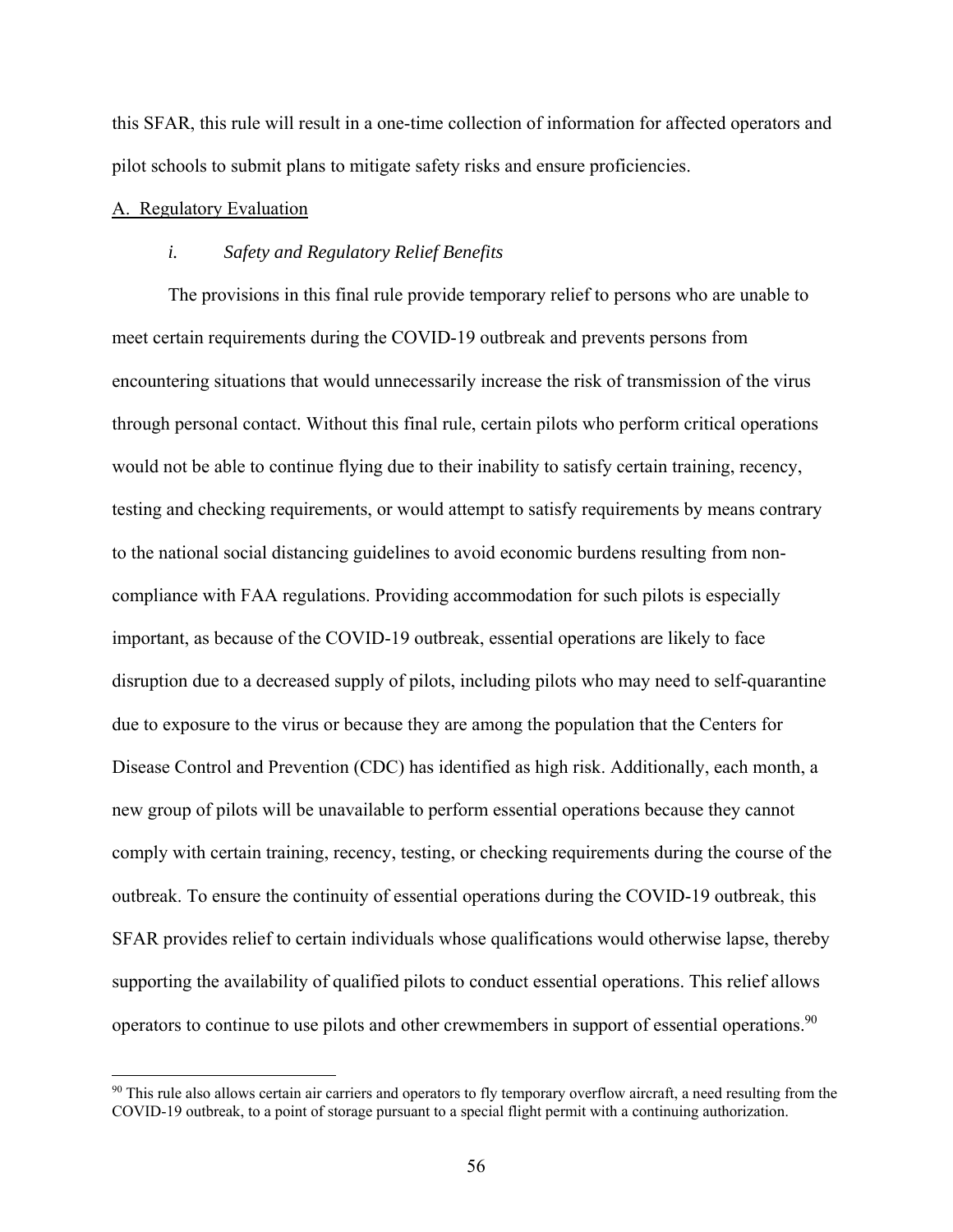this SFAR, this rule will result in a one-time collection of information for affected operators and pilot schools to submit plans to mitigate safety risks and ensure proficiencies.

## A. Regulatory Evaluation

### *i. Safety and Regulatory Relief Benefits*

The provisions in this final rule provide temporary relief to persons who are unable to meet certain requirements during the COVID-19 outbreak and prevents persons from encountering situations that would unnecessarily increase the risk of transmission of the virus through personal contact. Without this final rule, certain pilots who perform critical operations would not be able to continue flying due to their inability to satisfy certain training, recency, testing and checking requirements, or would attempt to satisfy requirements by means contrary to the national social distancing guidelines to avoid economic burdens resulting from non-compliance with FAA regulations. Providing accommodation for such pilots is especially important, as because of the COVID-19 outbreak, essential operations are likely to face disruption due to a decreased supply of pilots, including pilots who may need to self-quarantine due to exposure to the virus or because they are among the population that the Centers for Disease Control and Prevention (CDC) has identified as high risk. Additionally, each month, a new group of pilots will be unavailable to perform essential operations because they cannot comply with certain training, recency, testing, or checking requirements during the course of the outbreak. To ensure the continuity of essential operations during the COVID-19 outbreak, this SFAR provides relief to certain individuals whose qualifications would otherwise lapse, thereby supporting the availability of qualified pilots to conduct essential operations. This relief allows operators to continue to use pilots and other crewmembers in support of essential operations.[90]

[90] This rule also allows certain air carriers and operators to fly temporary overflow aircraft, a need resulting from the COVID-19 outbreak, to a point of storage pursuant to a special flight permit with a continuing authorization.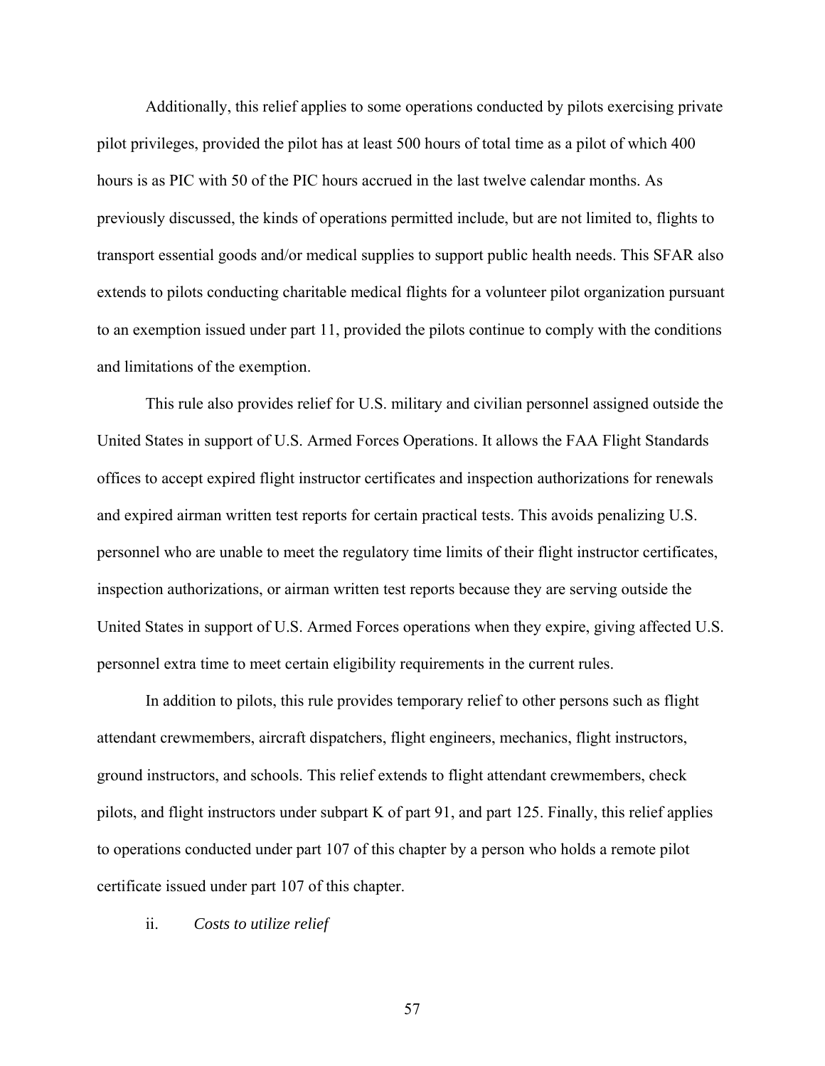Additionally, this relief applies to some operations conducted by pilots exercising private pilot privileges, provided the pilot has at least 500 hours of total time as a pilot of which 400 hours is as PIC with 50 of the PIC hours accrued in the last twelve calendar months. As previously discussed, the kinds of operations permitted include, but are not limited to, flights to transport essential goods and/or medical supplies to support public health needs. This SFAR also extends to pilots conducting charitable medical flights for a volunteer pilot organization pursuant to an exemption issued under part 11, provided the pilots continue to comply with the conditions and limitations of the exemption.

This rule also provides relief for U.S. military and civilian personnel assigned outside the United States in support of U.S. Armed Forces Operations. It allows the FAA Flight Standards offices to accept expired flight instructor certificates and inspection authorizations for renewals and expired airman written test reports for certain practical tests. This avoids penalizing U.S. personnel who are unable to meet the regulatory time limits of their flight instructor certificates, inspection authorizations, or airman written test reports because they are serving outside the United States in support of U.S. Armed Forces operations when they expire, giving affected U.S. personnel extra time to meet certain eligibility requirements in the current rules.

In addition to pilots, this rule provides temporary relief to other persons such as flight attendant crewmembers, aircraft dispatchers, flight engineers, mechanics, flight instructors, ground instructors, and schools. This relief extends to flight attendant crewmembers, check pilots, and flight instructors under subpart K of part 91, and part 125. Finally, this relief applies to operations conducted under part 107 of this chapter by a person who holds a remote pilot certificate issued under part 107 of this chapter.

ii. *Costs to utilize relief*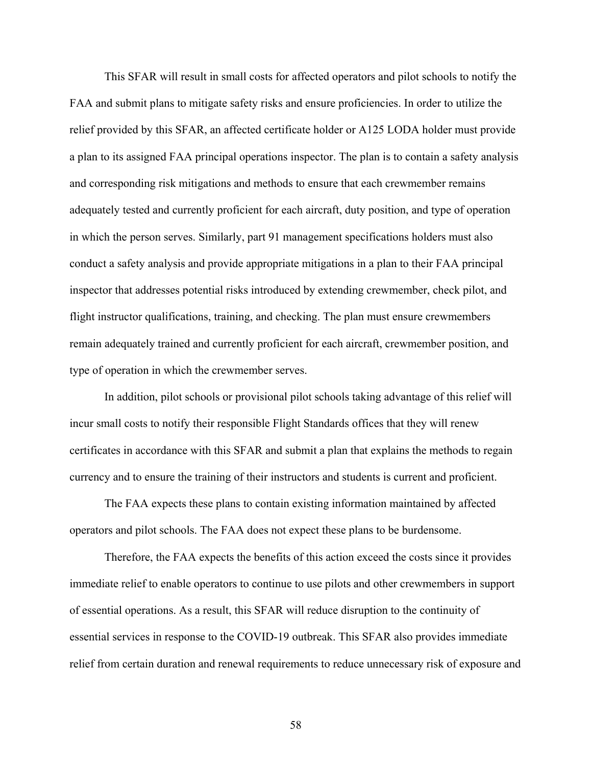This SFAR will result in small costs for affected operators and pilot schools to notify the FAA and submit plans to mitigate safety risks and ensure proficiencies. In order to utilize the relief provided by this SFAR, an affected certificate holder or A125 LODA holder must provide a plan to its assigned FAA principal operations inspector. The plan is to contain a safety analysis and corresponding risk mitigations and methods to ensure that each crewmember remains adequately tested and currently proficient for each aircraft, duty position, and type of operation in which the person serves. Similarly, part 91 management specifications holders must also conduct a safety analysis and provide appropriate mitigations in a plan to their FAA principal inspector that addresses potential risks introduced by extending crewmember, check pilot, and flight instructor qualifications, training, and checking. The plan must ensure crewmembers remain adequately trained and currently proficient for each aircraft, crewmember position, and type of operation in which the crewmember serves.

In addition, pilot schools or provisional pilot schools taking advantage of this relief will incur small costs to notify their responsible Flight Standards offices that they will renew certificates in accordance with this SFAR and submit a plan that explains the methods to regain currency and to ensure the training of their instructors and students is current and proficient.

The FAA expects these plans to contain existing information maintained by affected operators and pilot schools. The FAA does not expect these plans to be burdensome.

Therefore, the FAA expects the benefits of this action exceed the costs since it provides immediate relief to enable operators to continue to use pilots and other crewmembers in support of essential operations. As a result, this SFAR will reduce disruption to the continuity of essential services in response to the COVID-19 outbreak. This SFAR also provides immediate relief from certain duration and renewal requirements to reduce unnecessary risk of exposure and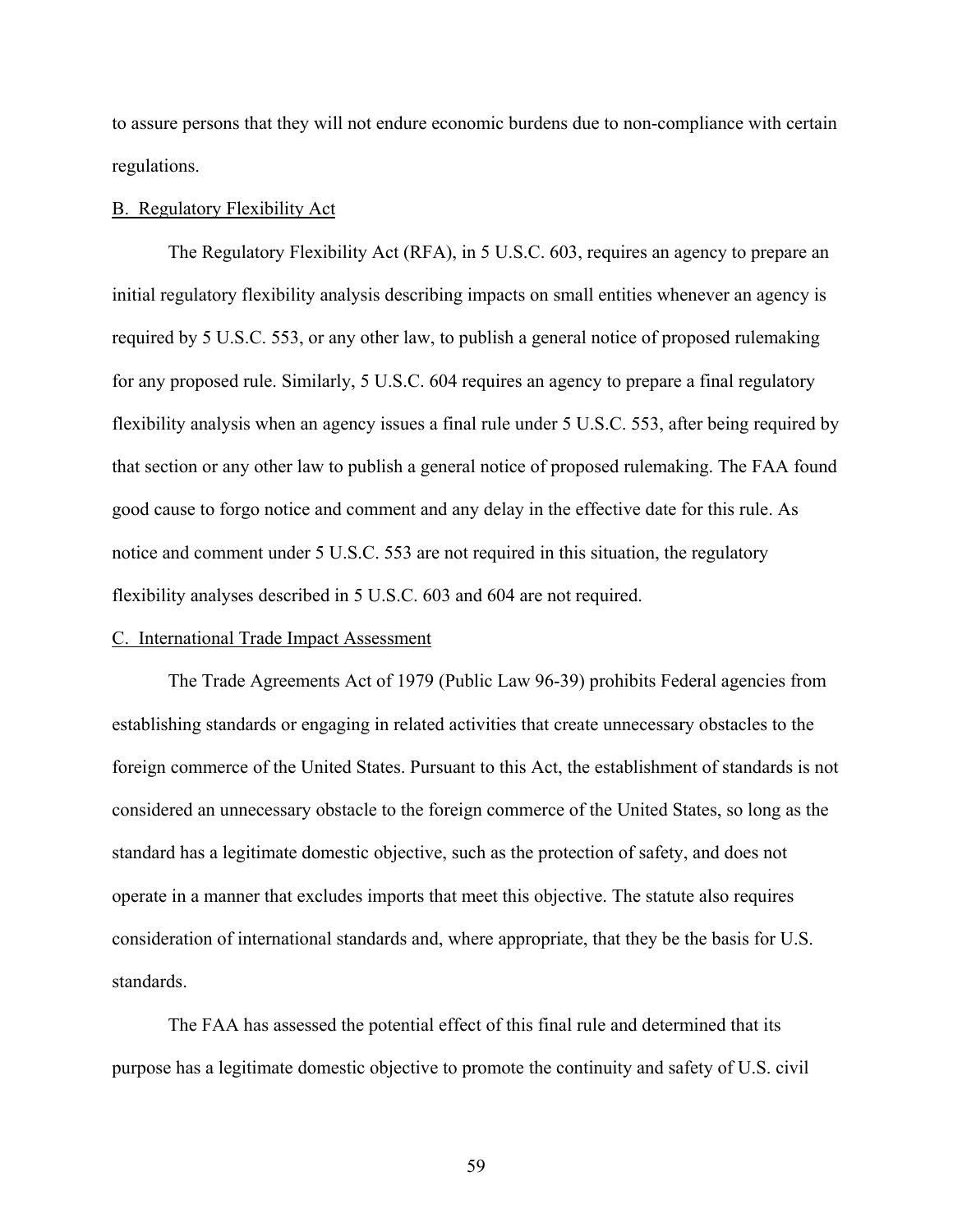to assure persons that they will not endure economic burdens due to non-compliance with certain regulations.

## B. Regulatory Flexibility Act

The Regulatory Flexibility Act (RFA), in 5 U.S.C. 603, requires an agency to prepare an initial regulatory flexibility analysis describing impacts on small entities whenever an agency is required by 5 U.S.C. 553, or any other law, to publish a general notice of proposed rulemaking for any proposed rule. Similarly, 5 U.S.C. 604 requires an agency to prepare a final regulatory flexibility analysis when an agency issues a final rule under 5 U.S.C. 553, after being required by that section or any other law to publish a general notice of proposed rulemaking. The FAA found good cause to forgo notice and comment and any delay in the effective date for this rule. As notice and comment under 5 U.S.C. 553 are not required in this situation, the regulatory flexibility analyses described in 5 U.S.C. 603 and 604 are not required.

## C. International Trade Impact Assessment

The Trade Agreements Act of 1979 (Public Law 96-39) prohibits Federal agencies from establishing standards or engaging in related activities that create unnecessary obstacles to the foreign commerce of the United States. Pursuant to this Act, the establishment of standards is not considered an unnecessary obstacle to the foreign commerce of the United States, so long as the standard has a legitimate domestic objective, such as the protection of safety, and does not operate in a manner that excludes imports that meet this objective. The statute also requires consideration of international standards and, where appropriate, that they be the basis for U.S. standards.

The FAA has assessed the potential effect of this final rule and determined that its purpose has a legitimate domestic objective to promote the continuity and safety of U.S. civil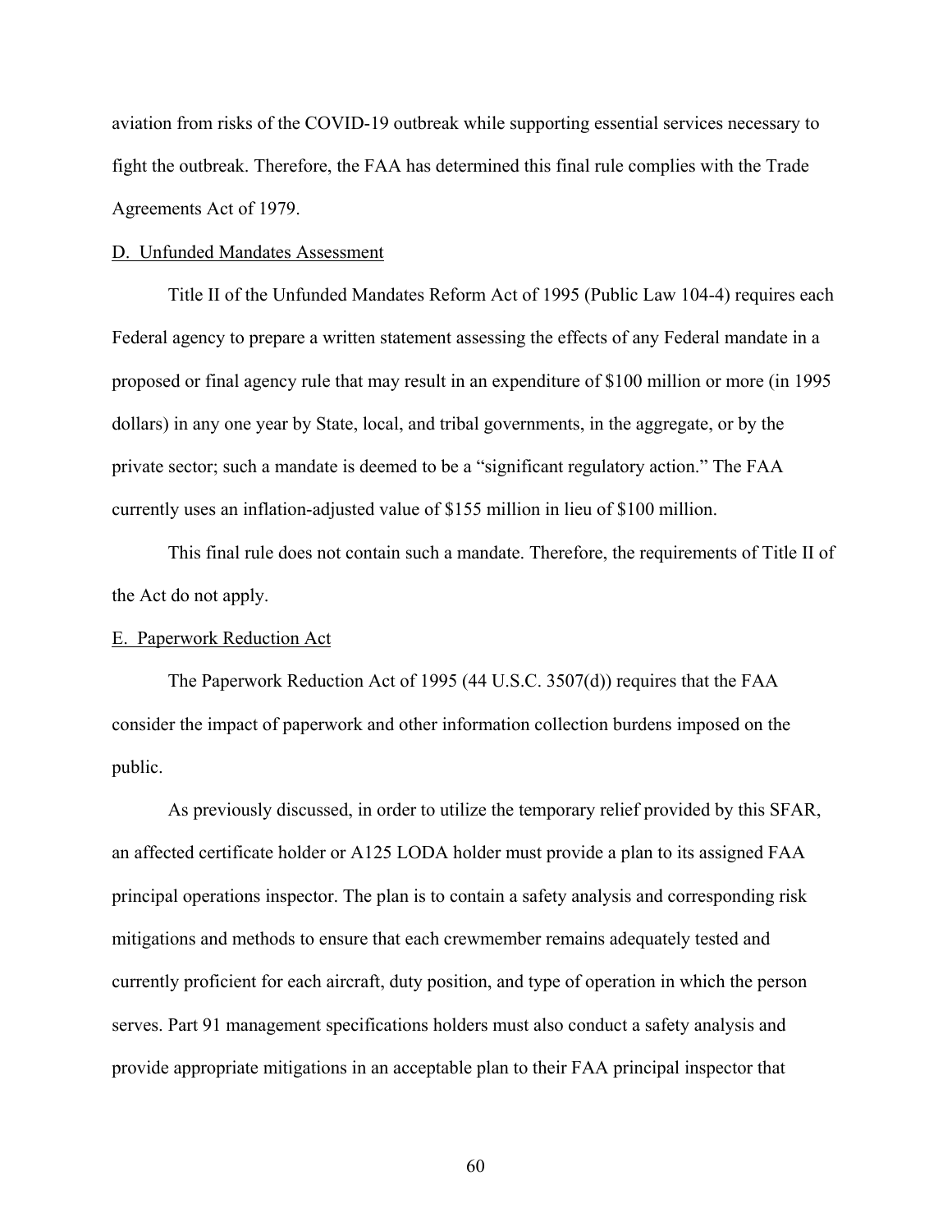aviation from risks of the COVID-19 outbreak while supporting essential services necessary to fight the outbreak. Therefore, the FAA has determined this final rule complies with the Trade Agreements Act of 1979.

D. Unfunded Mandates Assessment

Title II of the Unfunded Mandates Reform Act of 1995 (Public Law 104-4) requires each Federal agency to prepare a written statement assessing the effects of any Federal mandate in a proposed or final agency rule that may result in an expenditure of $100 million or more (in 1995 dollars) in any one year by State, local, and tribal governments, in the aggregate, or by the private sector; such a mandate is deemed to be a "significant regulatory action." The FAA currently uses an inflation-adjusted value of $155 million in lieu of $100 million.

This final rule does not contain such a mandate. Therefore, the requirements of Title II of the Act do not apply.

E. Paperwork Reduction Act

The Paperwork Reduction Act of 1995 (44 U.S.C. 3507(d)) requires that the FAA consider the impact of paperwork and other information collection burdens imposed on the public.

As previously discussed, in order to utilize the temporary relief provided by this SFAR, an affected certificate holder or A125 LODA holder must provide a plan to its assigned FAA principal operations inspector. The plan is to contain a safety analysis and corresponding risk mitigations and methods to ensure that each crewmember remains adequately tested and currently proficient for each aircraft, duty position, and type of operation in which the person serves. Part 91 management specifications holders must also conduct a safety analysis and provide appropriate mitigations in an acceptable plan to their FAA principal inspector that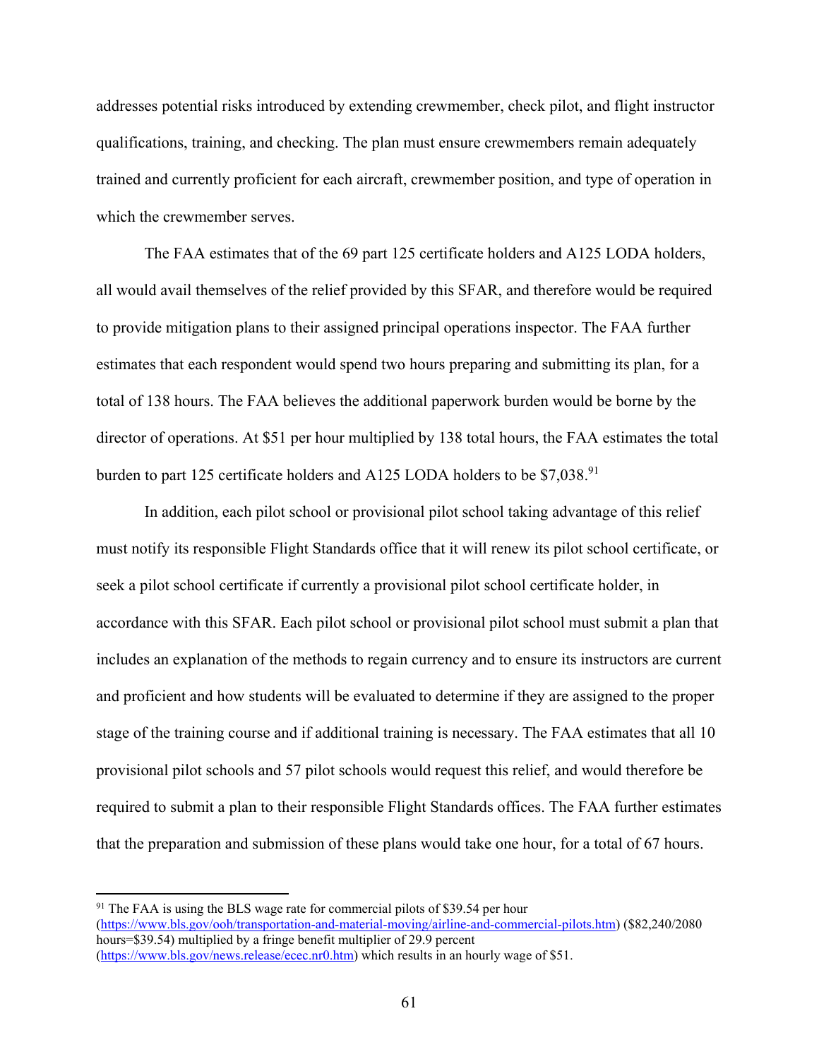addresses potential risks introduced by extending crewmember, check pilot, and flight instructor qualifications, training, and checking. The plan must ensure crewmembers remain adequately trained and currently proficient for each aircraft, crewmember position, and type of operation in which the crewmember serves.

The FAA estimates that of the 69 part 125 certificate holders and A125 LODA holders, all would avail themselves of the relief provided by this SFAR, and therefore would be required to provide mitigation plans to their assigned principal operations inspector. The FAA further estimates that each respondent would spend two hours preparing and submitting its plan, for a total of 138 hours. The FAA believes the additional paperwork burden would be borne by the director of operations. At $51 per hour multiplied by 138 total hours, the FAA estimates the total burden to part 125 certificate holders and A125 LODA holders to be $7,038.[91]

In addition, each pilot school or provisional pilot school taking advantage of this relief must notify its responsible Flight Standards office that it will renew its pilot school certificate, or seek a pilot school certificate if currently a provisional pilot school certificate holder, in accordance with this SFAR. Each pilot school or provisional pilot school must submit a plan that includes an explanation of the methods to regain currency and to ensure its instructors are current and proficient and how students will be evaluated to determine if they are assigned to the proper stage of the training course and if additional training is necessary. The FAA estimates that all 10 provisional pilot schools and 57 pilot schools would request this relief, and would therefore be required to submit a plan to their responsible Flight Standards offices. The FAA further estimates that the preparation and submission of these plans would take one hour, for a total of 67 hours.

---

[91] The FAA is using the BLS wage rate for commercial pilots of $39.54 per hour (https://www.bls.gov/ooh/transportation-and-material-moving/airline-and-commercial-pilots.htm) ($82,240/2080 hours=$39.54) multiplied by a fringe benefit multiplier of 29.9 percent (https://www.bls.gov/news.release/ecec.nr0.htm) which results in an hourly wage of $51.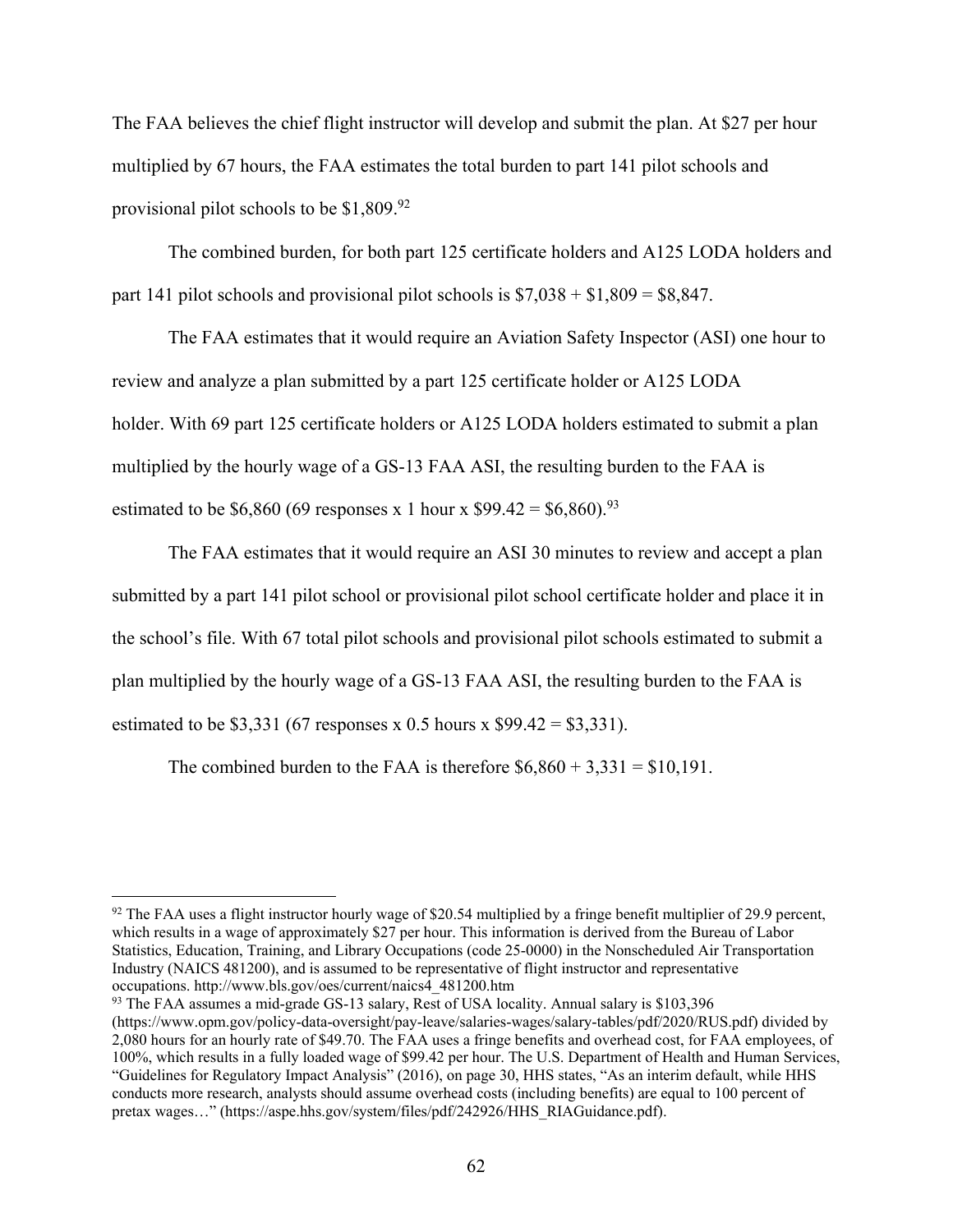The FAA believes the chief flight instructor will develop and submit the plan. At $27 per hour multiplied by 67 hours, the FAA estimates the total burden to part 141 pilot schools and provisional pilot schools to be $1,809.[92]

The combined burden, for both part 125 certificate holders and A125 LODA holders and part 141 pilot schools and provisional pilot schools is $7,038 + $1,809 = $8,847.

The FAA estimates that it would require an Aviation Safety Inspector (ASI) one hour to review and analyze a plan submitted by a part 125 certificate holder or A125 LODA holder. With 69 part 125 certificate holders or A125 LODA holders estimated to submit a plan multiplied by the hourly wage of a GS-13 FAA ASI, the resulting burden to the FAA is estimated to be $6,860 (69 responses x 1 hour x $99.42 = $6,860).[93]

The FAA estimates that it would require an ASI 30 minutes to review and accept a plan submitted by a part 141 pilot school or provisional pilot school certificate holder and place it in the school's file. With 67 total pilot schools and provisional pilot schools estimated to submit a plan multiplied by the hourly wage of a GS-13 FAA ASI, the resulting burden to the FAA is estimated to be $3,331 (67 responses x 0.5 hours x $99.42 = $3,331).

The combined burden to the FAA is therefore $6,860 + 3,331 = $10,191.

---

[92] The FAA uses a flight instructor hourly wage of $20.54 multiplied by a fringe benefit multiplier of 29.9 percent, which results in a wage of approximately $27 per hour. This information is derived from the Bureau of Labor Statistics, Education, Training, and Library Occupations (code 25-0000) in the Nonscheduled Air Transportation Industry (NAICS 481200), and is assumed to be representative of flight instructor and representative occupations. http://www.bls.gov/oes/current/naics4_481200.htm

[93] The FAA assumes a mid-grade GS-13 salary, Rest of USA locality. Annual salary is $103,396 (https://www.opm.gov/policy-data-oversight/pay-leave/salaries-wages/salary-tables/pdf/2020/RUS.pdf) divided by 2,080 hours for an hourly rate of $49.70. The FAA uses a fringe benefits and overhead cost, for FAA employees, of 100%, which results in a fully loaded wage of $99.42 per hour. The U.S. Department of Health and Human Services, "Guidelines for Regulatory Impact Analysis" (2016), on page 30, HHS states, "As an interim default, while HHS conducts more research, analysts should assume overhead costs (including benefits) are equal to 100 percent of pretax wages…" (https://aspe.hhs.gov/system/files/pdf/242926/HHS_RIAGuidance.pdf).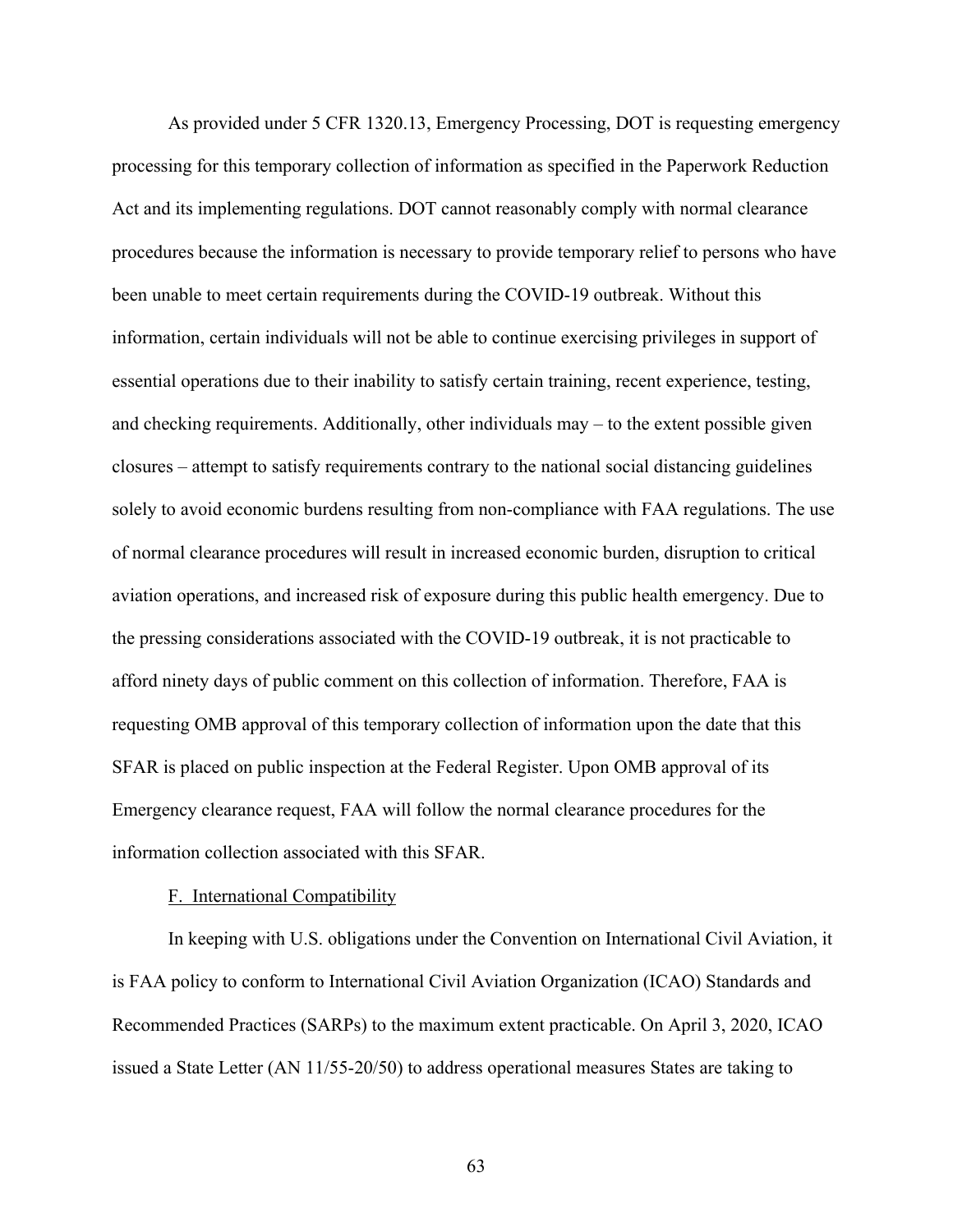As provided under 5 CFR 1320.13, Emergency Processing, DOT is requesting emergency processing for this temporary collection of information as specified in the Paperwork Reduction Act and its implementing regulations. DOT cannot reasonably comply with normal clearance procedures because the information is necessary to provide temporary relief to persons who have been unable to meet certain requirements during the COVID-19 outbreak. Without this information, certain individuals will not be able to continue exercising privileges in support of essential operations due to their inability to satisfy certain training, recent experience, testing, and checking requirements. Additionally, other individuals may – to the extent possible given closures – attempt to satisfy requirements contrary to the national social distancing guidelines solely to avoid economic burdens resulting from non-compliance with FAA regulations. The use of normal clearance procedures will result in increased economic burden, disruption to critical aviation operations, and increased risk of exposure during this public health emergency. Due to the pressing considerations associated with the COVID-19 outbreak, it is not practicable to afford ninety days of public comment on this collection of information. Therefore, FAA is requesting OMB approval of this temporary collection of information upon the date that this SFAR is placed on public inspection at the Federal Register. Upon OMB approval of its Emergency clearance request, FAA will follow the normal clearance procedures for the information collection associated with this SFAR.

F. International Compatibility

In keeping with U.S. obligations under the Convention on International Civil Aviation, it is FAA policy to conform to International Civil Aviation Organization (ICAO) Standards and Recommended Practices (SARPs) to the maximum extent practicable. On April 3, 2020, ICAO issued a State Letter (AN 11/55-20/50) to address operational measures States are taking to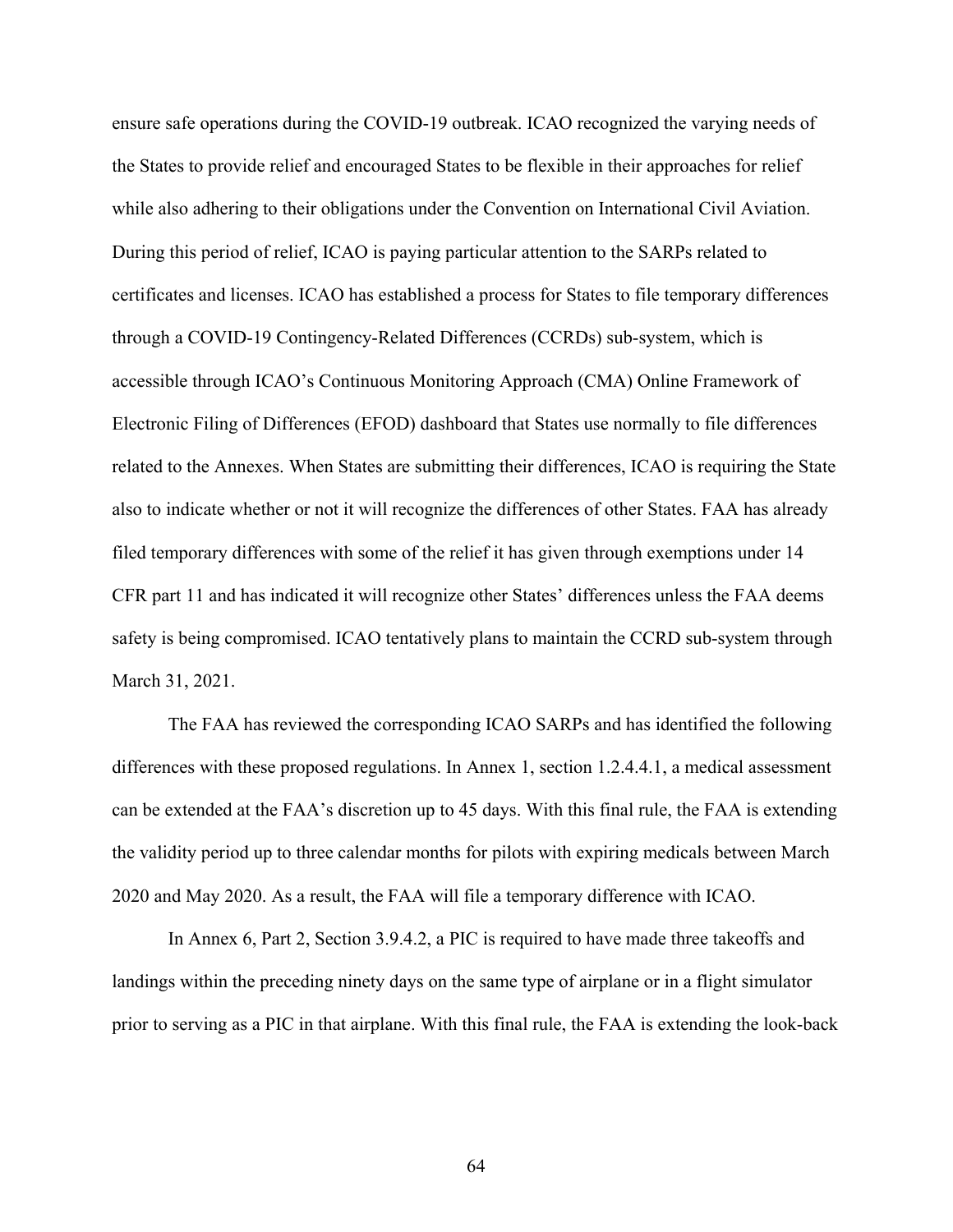ensure safe operations during the COVID-19 outbreak. ICAO recognized the varying needs of the States to provide relief and encouraged States to be flexible in their approaches for relief while also adhering to their obligations under the Convention on International Civil Aviation. During this period of relief, ICAO is paying particular attention to the SARPs related to certificates and licenses. ICAO has established a process for States to file temporary differences through a COVID-19 Contingency-Related Differences (CCRDs) sub-system, which is accessible through ICAO's Continuous Monitoring Approach (CMA) Online Framework of Electronic Filing of Differences (EFOD) dashboard that States use normally to file differences related to the Annexes. When States are submitting their differences, ICAO is requiring the State also to indicate whether or not it will recognize the differences of other States. FAA has already filed temporary differences with some of the relief it has given through exemptions under 14 CFR part 11 and has indicated it will recognize other States' differences unless the FAA deems safety is being compromised. ICAO tentatively plans to maintain the CCRD sub-system through March 31, 2021.

The FAA has reviewed the corresponding ICAO SARPs and has identified the following differences with these proposed regulations. In Annex 1, section 1.2.4.4.1, a medical assessment can be extended at the FAA's discretion up to 45 days. With this final rule, the FAA is extending the validity period up to three calendar months for pilots with expiring medicals between March 2020 and May 2020. As a result, the FAA will file a temporary difference with ICAO.

In Annex 6, Part 2, Section 3.9.4.2, a PIC is required to have made three takeoffs and landings within the preceding ninety days on the same type of airplane or in a flight simulator prior to serving as a PIC in that airplane. With this final rule, the FAA is extending the look-back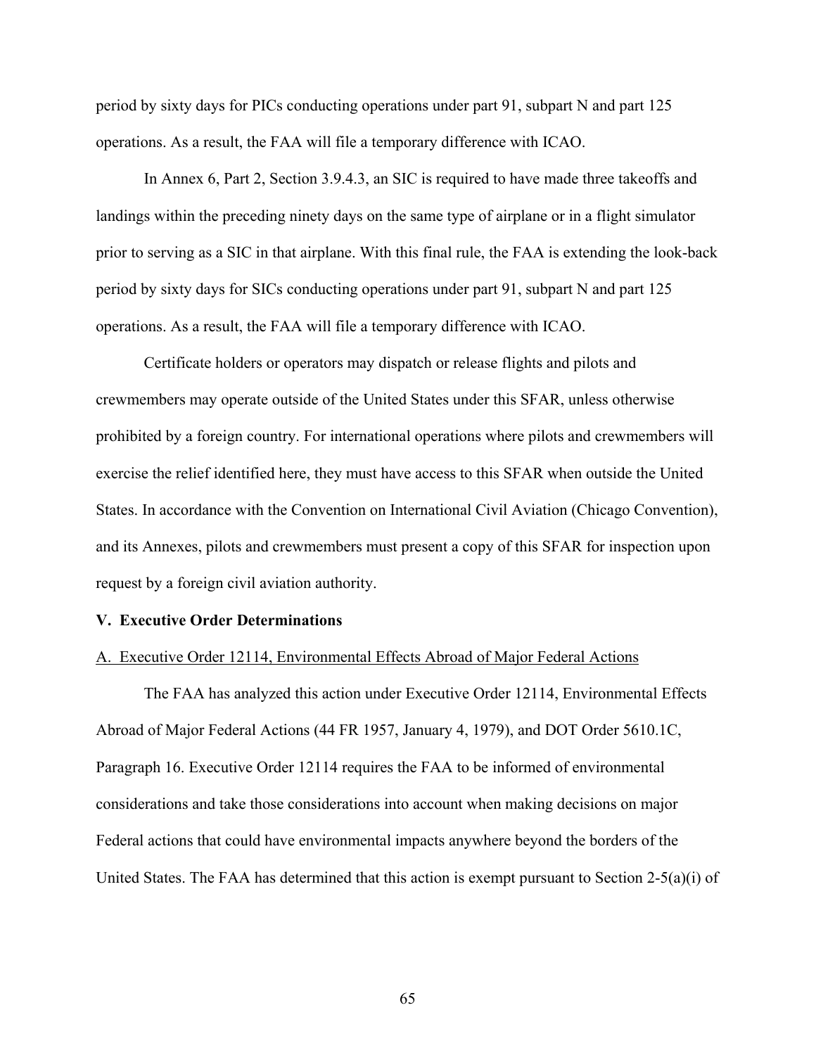period by sixty days for PICs conducting operations under part 91, subpart N and part 125 operations. As a result, the FAA will file a temporary difference with ICAO.

In Annex 6, Part 2, Section 3.9.4.3, an SIC is required to have made three takeoffs and landings within the preceding ninety days on the same type of airplane or in a flight simulator prior to serving as a SIC in that airplane. With this final rule, the FAA is extending the look-back period by sixty days for SICs conducting operations under part 91, subpart N and part 125 operations. As a result, the FAA will file a temporary difference with ICAO.

Certificate holders or operators may dispatch or release flights and pilots and crewmembers may operate outside of the United States under this SFAR, unless otherwise prohibited by a foreign country. For international operations where pilots and crewmembers will exercise the relief identified here, they must have access to this SFAR when outside the United States. In accordance with the Convention on International Civil Aviation (Chicago Convention), and its Annexes, pilots and crewmembers must present a copy of this SFAR for inspection upon request by a foreign civil aviation authority.

## V. Executive Order Determinations

### A. Executive Order 12114, Environmental Effects Abroad of Major Federal Actions

The FAA has analyzed this action under Executive Order 12114, Environmental Effects Abroad of Major Federal Actions (44 FR 1957, January 4, 1979), and DOT Order 5610.1C, Paragraph 16. Executive Order 12114 requires the FAA to be informed of environmental considerations and take those considerations into account when making decisions on major Federal actions that could have environmental impacts anywhere beyond the borders of the United States. The FAA has determined that this action is exempt pursuant to Section 2-5(a)(i) of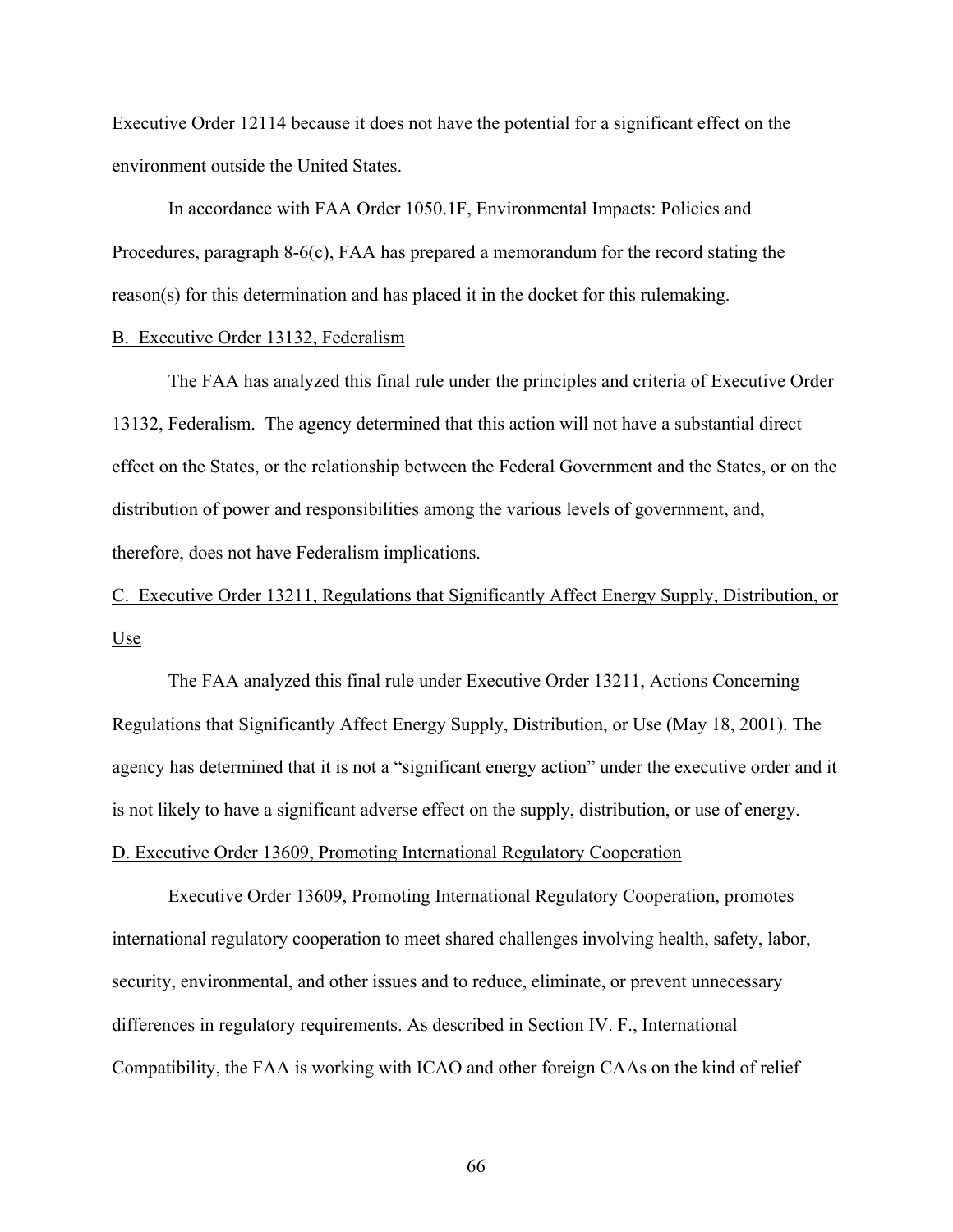Executive Order 12114 because it does not have the potential for a significant effect on the environment outside the United States.

In accordance with FAA Order 1050.1F, Environmental Impacts: Policies and Procedures, paragraph 8-6(c), FAA has prepared a memorandum for the record stating the reason(s) for this determination and has placed it in the docket for this rulemaking.

B. Executive Order 13132, Federalism

The FAA has analyzed this final rule under the principles and criteria of Executive Order 13132, Federalism. The agency determined that this action will not have a substantial direct effect on the States, or the relationship between the Federal Government and the States, or on the distribution of power and responsibilities among the various levels of government, and, therefore, does not have Federalism implications.

C. Executive Order 13211, Regulations that Significantly Affect Energy Supply, Distribution, or Use

The FAA analyzed this final rule under Executive Order 13211, Actions Concerning Regulations that Significantly Affect Energy Supply, Distribution, or Use (May 18, 2001). The agency has determined that it is not a "significant energy action" under the executive order and it is not likely to have a significant adverse effect on the supply, distribution, or use of energy.

D. Executive Order 13609, Promoting International Regulatory Cooperation

Executive Order 13609, Promoting International Regulatory Cooperation, promotes international regulatory cooperation to meet shared challenges involving health, safety, labor, security, environmental, and other issues and to reduce, eliminate, or prevent unnecessary differences in regulatory requirements. As described in Section IV. F., International Compatibility, the FAA is working with ICAO and other foreign CAAs on the kind of relief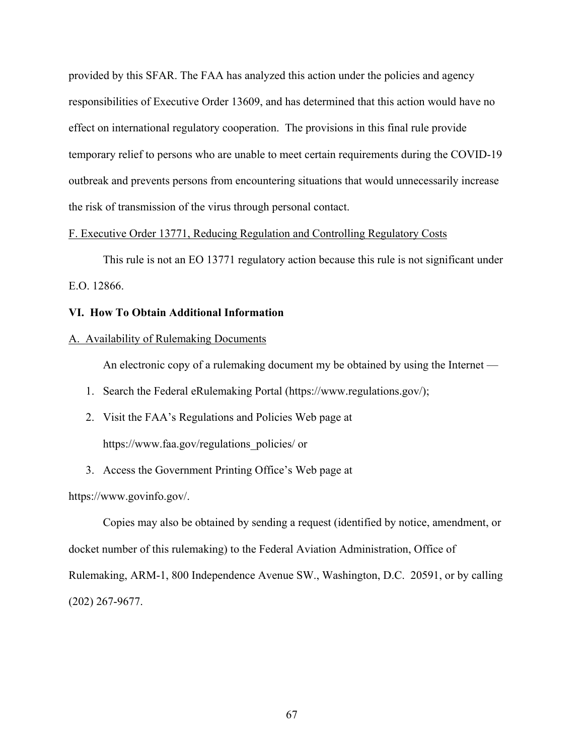provided by this SFAR. The FAA has analyzed this action under the policies and agency responsibilities of Executive Order 13609, and has determined that this action would have no effect on international regulatory cooperation. The provisions in this final rule provide temporary relief to persons who are unable to meet certain requirements during the COVID-19 outbreak and prevents persons from encountering situations that would unnecessarily increase the risk of transmission of the virus through personal contact.

F. Executive Order 13771, Reducing Regulation and Controlling Regulatory Costs

This rule is not an EO 13771 regulatory action because this rule is not significant under E.O. 12866.

## VI. How To Obtain Additional Information

A. Availability of Rulemaking Documents

An electronic copy of a rulemaking document my be obtained by using the Internet —

1. Search the Federal eRulemaking Portal (https://www.regulations.gov/);
2. Visit the FAA's Regulations and Policies Web page at https://www.faa.gov/regulations_policies/ or
3. Access the Government Printing Office's Web page at https://www.govinfo.gov/.

Copies may also be obtained by sending a request (identified by notice, amendment, or docket number of this rulemaking) to the Federal Aviation Administration, Office of Rulemaking, ARM-1, 800 Independence Avenue SW., Washington, D.C. 20591, or by calling (202) 267-9677.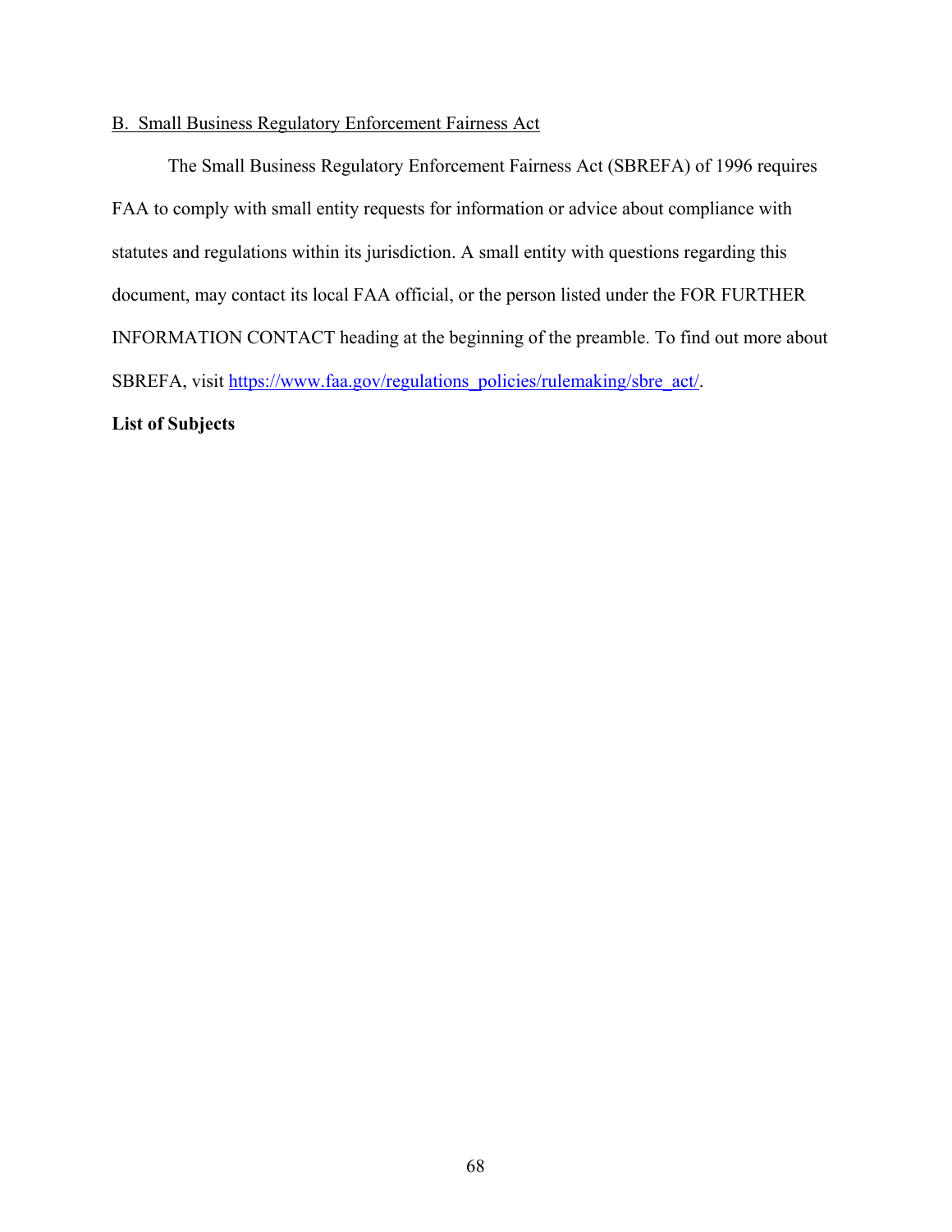B. Small Business Regulatory Enforcement Fairness Act

The Small Business Regulatory Enforcement Fairness Act (SBREFA) of 1996 requires FAA to comply with small entity requests for information or advice about compliance with statutes and regulations within its jurisdiction. A small entity with questions regarding this document, may contact its local FAA official, or the person listed under the FOR FURTHER INFORMATION CONTACT heading at the beginning of the preamble. To find out more about SBREFA, visit https://www.faa.gov/regulations_policies/rulemaking/sbre_act/.

**List of Subjects**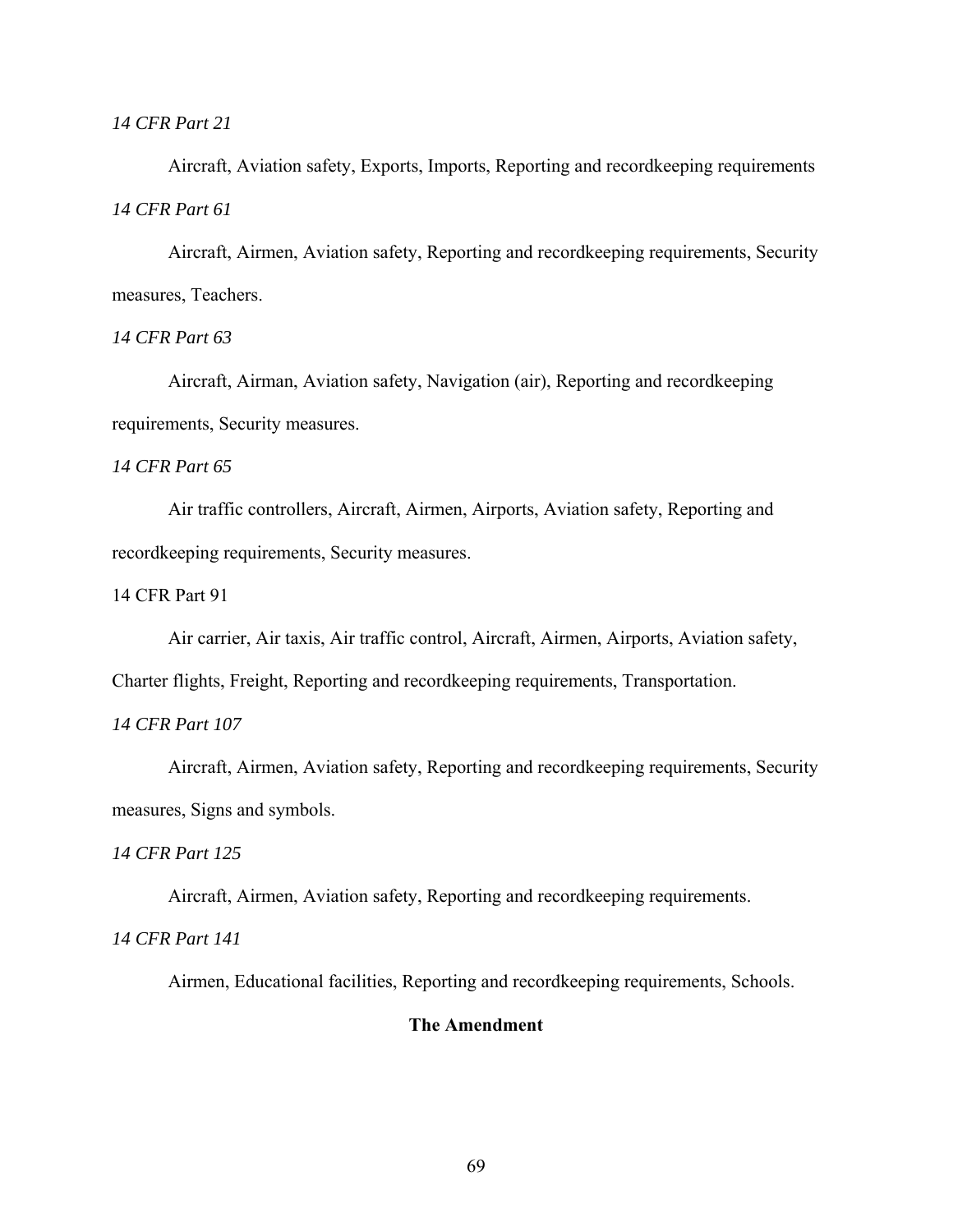*14 CFR Part 21*

Aircraft, Aviation safety, Exports, Imports, Reporting and recordkeeping requirements

*14 CFR Part 61*

Aircraft, Airmen, Aviation safety, Reporting and recordkeeping requirements, Security measures, Teachers.

*14 CFR Part 63*

Aircraft, Airman, Aviation safety, Navigation (air), Reporting and recordkeeping requirements, Security measures.

*14 CFR Part 65*

Air traffic controllers, Aircraft, Airmen, Airports, Aviation safety, Reporting and recordkeeping requirements, Security measures.

14 CFR Part 91

Air carrier, Air taxis, Air traffic control, Aircraft, Airmen, Airports, Aviation safety, Charter flights, Freight, Reporting and recordkeeping requirements, Transportation.

*14 CFR Part 107*

Aircraft, Airmen, Aviation safety, Reporting and recordkeeping requirements, Security measures, Signs and symbols.

*14 CFR Part 125*

Aircraft, Airmen, Aviation safety, Reporting and recordkeeping requirements.

*14 CFR Part 141*

Airmen, Educational facilities, Reporting and recordkeeping requirements, Schools.

**The Amendment**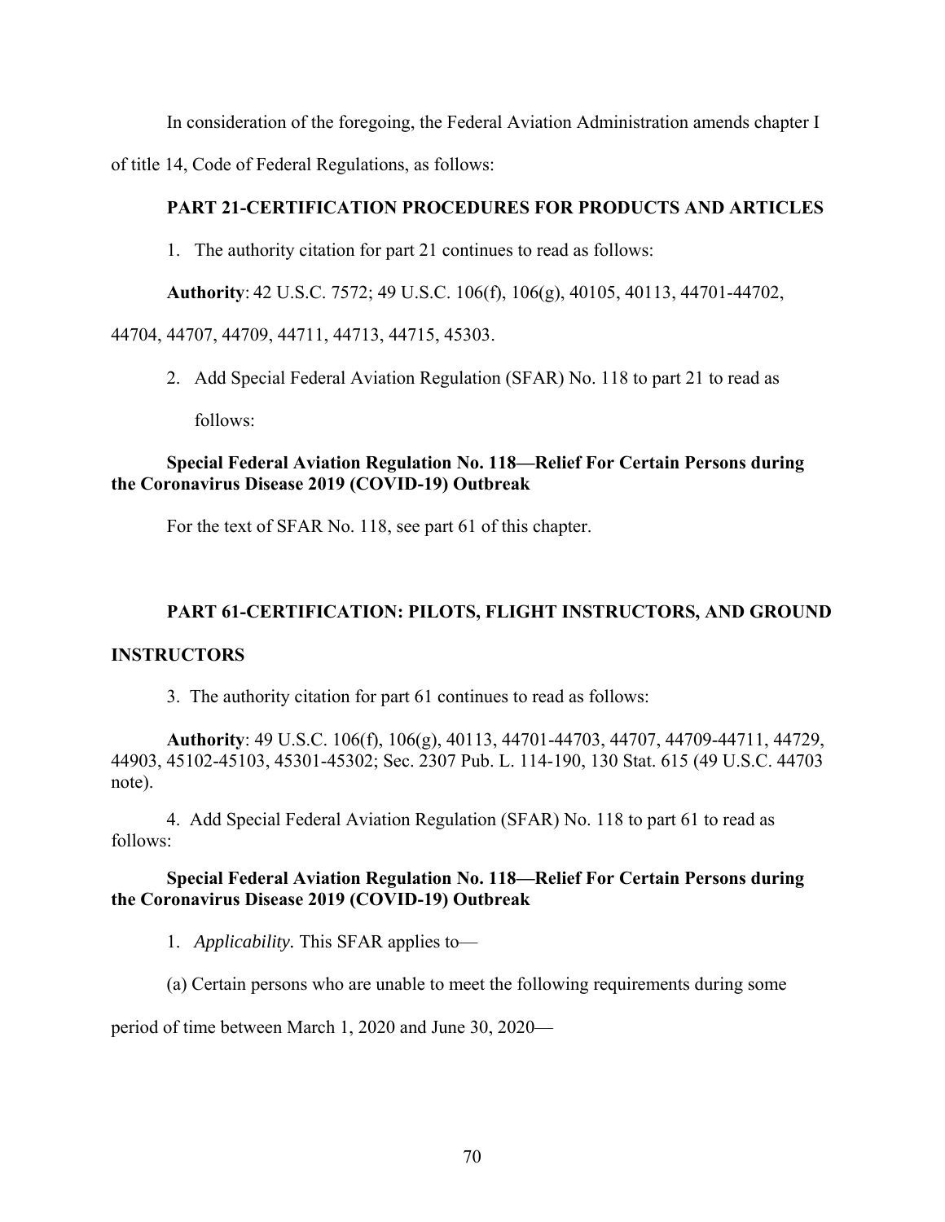In consideration of the foregoing, the Federal Aviation Administration amends chapter I of title 14, Code of Federal Regulations, as follows:

### PART 21-CERTIFICATION PROCEDURES FOR PRODUCTS AND ARTICLES

1. The authority citation for part 21 continues to read as follows:

**Authority**: 42 U.S.C. 7572; 49 U.S.C. 106(f), 106(g), 40105, 40113, 44701-44702, 44704, 44707, 44709, 44711, 44713, 44715, 45303.

2. Add Special Federal Aviation Regulation (SFAR) No. 118 to part 21 to read as follows:

**Special Federal Aviation Regulation No. 118—Relief For Certain Persons during the Coronavirus Disease 2019 (COVID-19) Outbreak**

For the text of SFAR No. 118, see part 61 of this chapter.

### PART 61-CERTIFICATION: PILOTS, FLIGHT INSTRUCTORS, AND GROUND INSTRUCTORS

3. The authority citation for part 61 continues to read as follows:

**Authority**: 49 U.S.C. 106(f), 106(g), 40113, 44701-44703, 44707, 44709-44711, 44729, 44903, 45102-45103, 45301-45302; Sec. 2307 Pub. L. 114-190, 130 Stat. 615 (49 U.S.C. 44703 note).

4. Add Special Federal Aviation Regulation (SFAR) No. 118 to part 61 to read as follows:

**Special Federal Aviation Regulation No. 118—Relief For Certain Persons during the Coronavirus Disease 2019 (COVID-19) Outbreak**

1. *Applicability.* This SFAR applies to—

(a) Certain persons who are unable to meet the following requirements during some period of time between March 1, 2020 and June 30, 2020—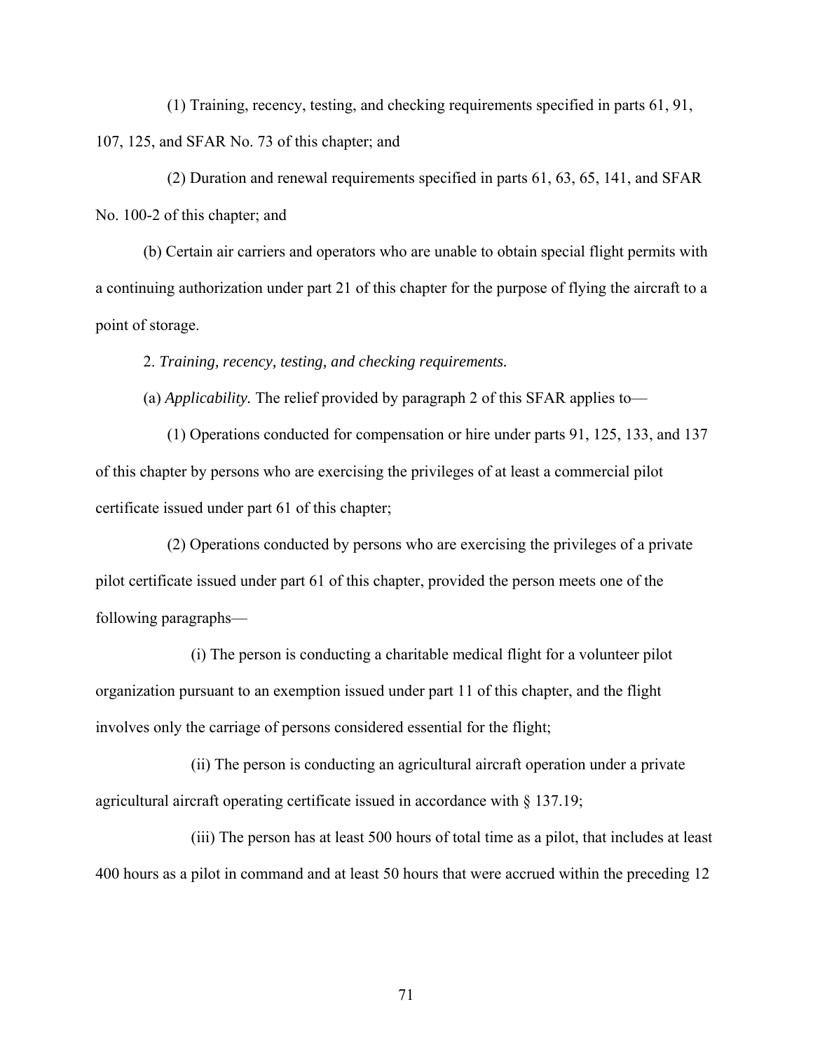(1) Training, recency, testing, and checking requirements specified in parts 61, 91, 107, 125, and SFAR No. 73 of this chapter; and

(2) Duration and renewal requirements specified in parts 61, 63, 65, 141, and SFAR No. 100-2 of this chapter; and

(b) Certain air carriers and operators who are unable to obtain special flight permits with a continuing authorization under part 21 of this chapter for the purpose of flying the aircraft to a point of storage.

2. *Training, recency, testing, and checking requirements.*

(a) *Applicability.* The relief provided by paragraph 2 of this SFAR applies to—

(1) Operations conducted for compensation or hire under parts 91, 125, 133, and 137 of this chapter by persons who are exercising the privileges of at least a commercial pilot certificate issued under part 61 of this chapter;

(2) Operations conducted by persons who are exercising the privileges of a private pilot certificate issued under part 61 of this chapter, provided the person meets one of the following paragraphs—

(i) The person is conducting a charitable medical flight for a volunteer pilot organization pursuant to an exemption issued under part 11 of this chapter, and the flight involves only the carriage of persons considered essential for the flight;

(ii) The person is conducting an agricultural aircraft operation under a private agricultural aircraft operating certificate issued in accordance with § 137.19;

(iii) The person has at least 500 hours of total time as a pilot, that includes at least 400 hours as a pilot in command and at least 50 hours that were accrued within the preceding 12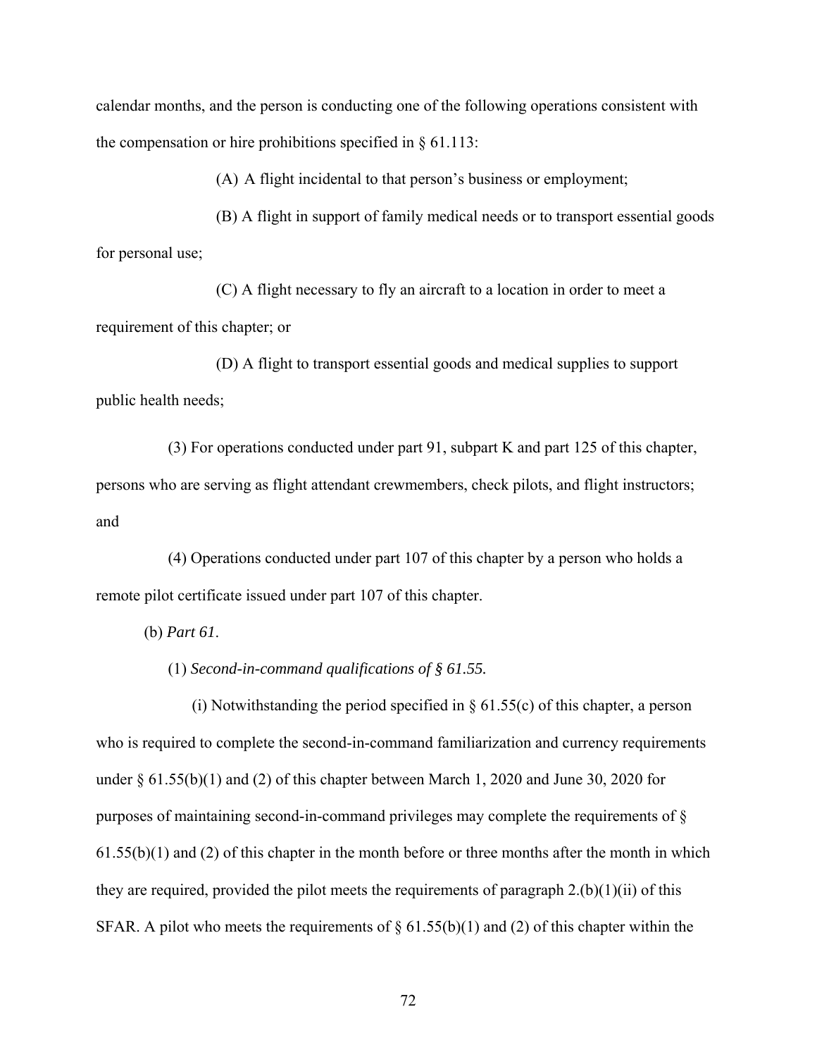calendar months, and the person is conducting one of the following operations consistent with the compensation or hire prohibitions specified in § 61.113:

(A) A flight incidental to that person's business or employment;

(B) A flight in support of family medical needs or to transport essential goods for personal use;

(C) A flight necessary to fly an aircraft to a location in order to meet a requirement of this chapter; or

(D) A flight to transport essential goods and medical supplies to support public health needs;

(3) For operations conducted under part 91, subpart K and part 125 of this chapter, persons who are serving as flight attendant crewmembers, check pilots, and flight instructors; and

(4) Operations conducted under part 107 of this chapter by a person who holds a remote pilot certificate issued under part 107 of this chapter.

(b) *Part 61.*

(1) *Second-in-command qualifications of § 61.55.*

(i) Notwithstanding the period specified in § 61.55(c) of this chapter, a person who is required to complete the second-in-command familiarization and currency requirements under § 61.55(b)(1) and (2) of this chapter between March 1, 2020 and June 30, 2020 for purposes of maintaining second-in-command privileges may complete the requirements of § 61.55(b)(1) and (2) of this chapter in the month before or three months after the month in which they are required, provided the pilot meets the requirements of paragraph 2.(b)(1)(ii) of this SFAR. A pilot who meets the requirements of § 61.55(b)(1) and (2) of this chapter within the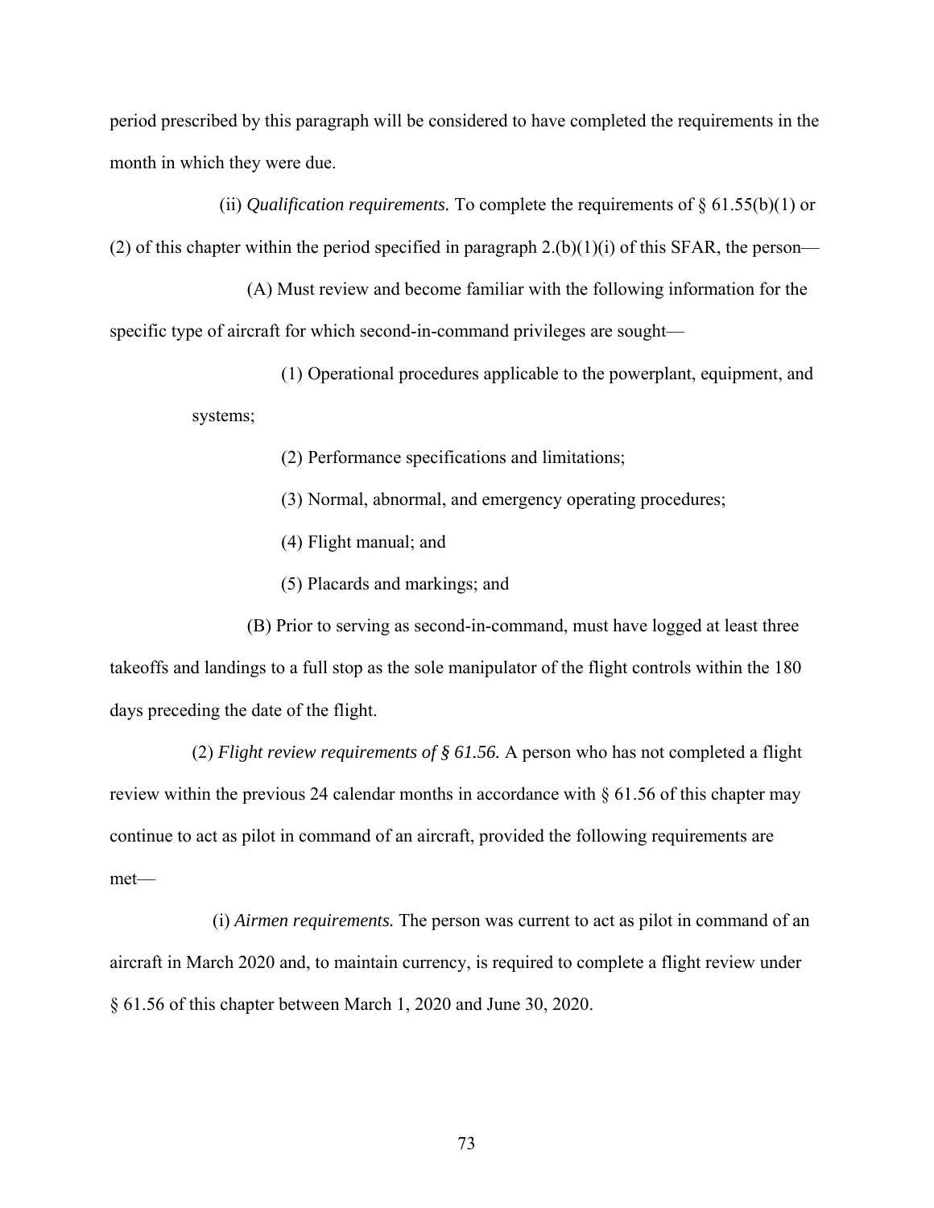period prescribed by this paragraph will be considered to have completed the requirements in the month in which they were due.

(ii) *Qualification requirements.* To complete the requirements of § 61.55(b)(1) or (2) of this chapter within the period specified in paragraph 2.(b)(1)(i) of this SFAR, the person—

(A) Must review and become familiar with the following information for the specific type of aircraft for which second-in-command privileges are sought—

(*1*) Operational procedures applicable to the powerplant, equipment, and systems;

(*2*) Performance specifications and limitations;

(*3*) Normal, abnormal, and emergency operating procedures;

(*4*) Flight manual; and

(*5*) Placards and markings; and

(B) Prior to serving as second-in-command, must have logged at least three takeoffs and landings to a full stop as the sole manipulator of the flight controls within the 180 days preceding the date of the flight.

(2) *Flight review requirements of § 61.56.* A person who has not completed a flight review within the previous 24 calendar months in accordance with § 61.56 of this chapter may continue to act as pilot in command of an aircraft, provided the following requirements are met—

(i) *Airmen requirements.* The person was current to act as pilot in command of an aircraft in March 2020 and, to maintain currency, is required to complete a flight review under § 61.56 of this chapter between March 1, 2020 and June 30, 2020.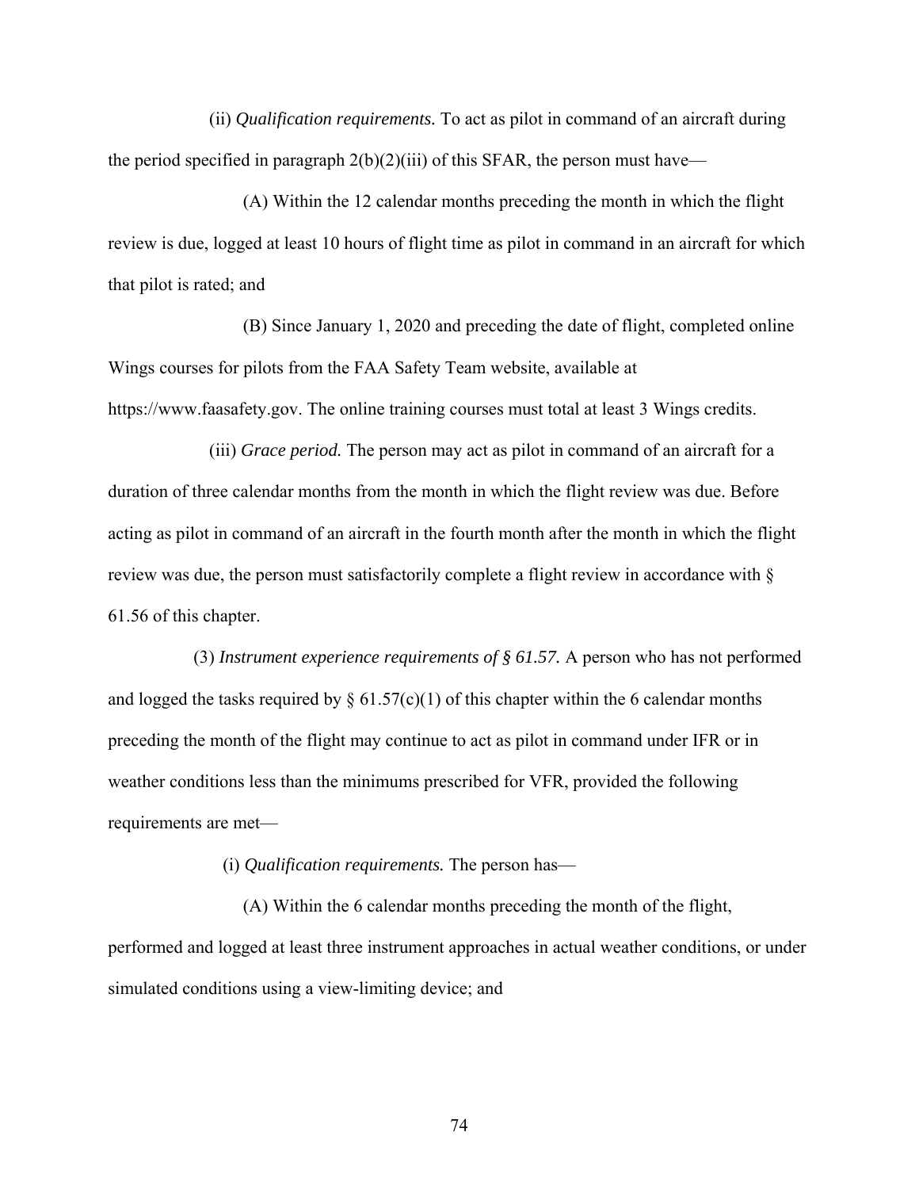(ii) *Qualification requirements.* To act as pilot in command of an aircraft during the period specified in paragraph 2(b)(2)(iii) of this SFAR, the person must have—

(A) Within the 12 calendar months preceding the month in which the flight review is due, logged at least 10 hours of flight time as pilot in command in an aircraft for which that pilot is rated; and

(B) Since January 1, 2020 and preceding the date of flight, completed online Wings courses for pilots from the FAA Safety Team website, available at https://www.faasafety.gov. The online training courses must total at least 3 Wings credits.

(iii) *Grace period.* The person may act as pilot in command of an aircraft for a duration of three calendar months from the month in which the flight review was due. Before acting as pilot in command of an aircraft in the fourth month after the month in which the flight review was due, the person must satisfactorily complete a flight review in accordance with § 61.56 of this chapter.

(3) *Instrument experience requirements of § 61.57.* A person who has not performed and logged the tasks required by § 61.57(c)(1) of this chapter within the 6 calendar months preceding the month of the flight may continue to act as pilot in command under IFR or in weather conditions less than the minimums prescribed for VFR, provided the following requirements are met—

(i) *Qualification requirements.* The person has—

(A) Within the 6 calendar months preceding the month of the flight, performed and logged at least three instrument approaches in actual weather conditions, or under simulated conditions using a view-limiting device; and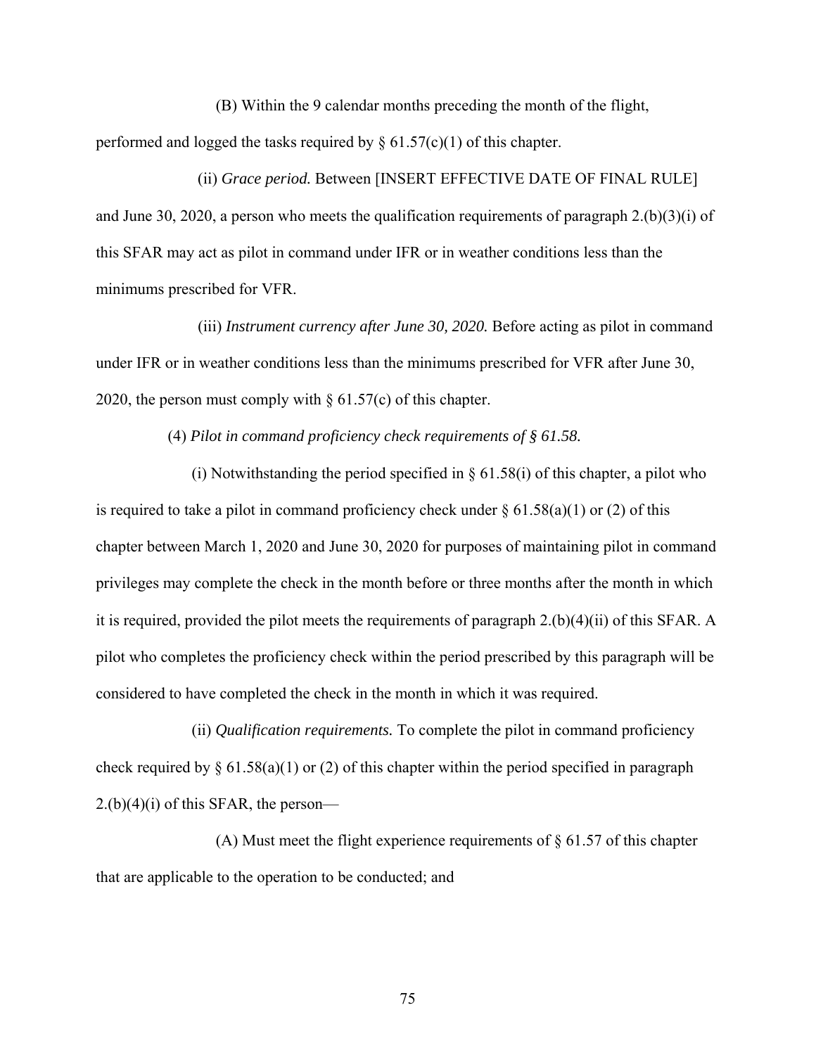(B) Within the 9 calendar months preceding the month of the flight, performed and logged the tasks required by § 61.57(c)(1) of this chapter.

(ii) *Grace period.* Between [INSERT EFFECTIVE DATE OF FINAL RULE] and June 30, 2020, a person who meets the qualification requirements of paragraph 2.(b)(3)(i) of this SFAR may act as pilot in command under IFR or in weather conditions less than the minimums prescribed for VFR.

(iii) *Instrument currency after June 30, 2020.* Before acting as pilot in command under IFR or in weather conditions less than the minimums prescribed for VFR after June 30, 2020, the person must comply with § 61.57(c) of this chapter.

(4) *Pilot in command proficiency check requirements of § 61.58.*

(i) Notwithstanding the period specified in § 61.58(i) of this chapter, a pilot who is required to take a pilot in command proficiency check under § 61.58(a)(1) or (2) of this chapter between March 1, 2020 and June 30, 2020 for purposes of maintaining pilot in command privileges may complete the check in the month before or three months after the month in which it is required, provided the pilot meets the requirements of paragraph 2.(b)(4)(ii) of this SFAR. A pilot who completes the proficiency check within the period prescribed by this paragraph will be considered to have completed the check in the month in which it was required.

(ii) *Qualification requirements.* To complete the pilot in command proficiency check required by § 61.58(a)(1) or (2) of this chapter within the period specified in paragraph 2.(b)(4)(i) of this SFAR, the person—

(A) Must meet the flight experience requirements of § 61.57 of this chapter that are applicable to the operation to be conducted; and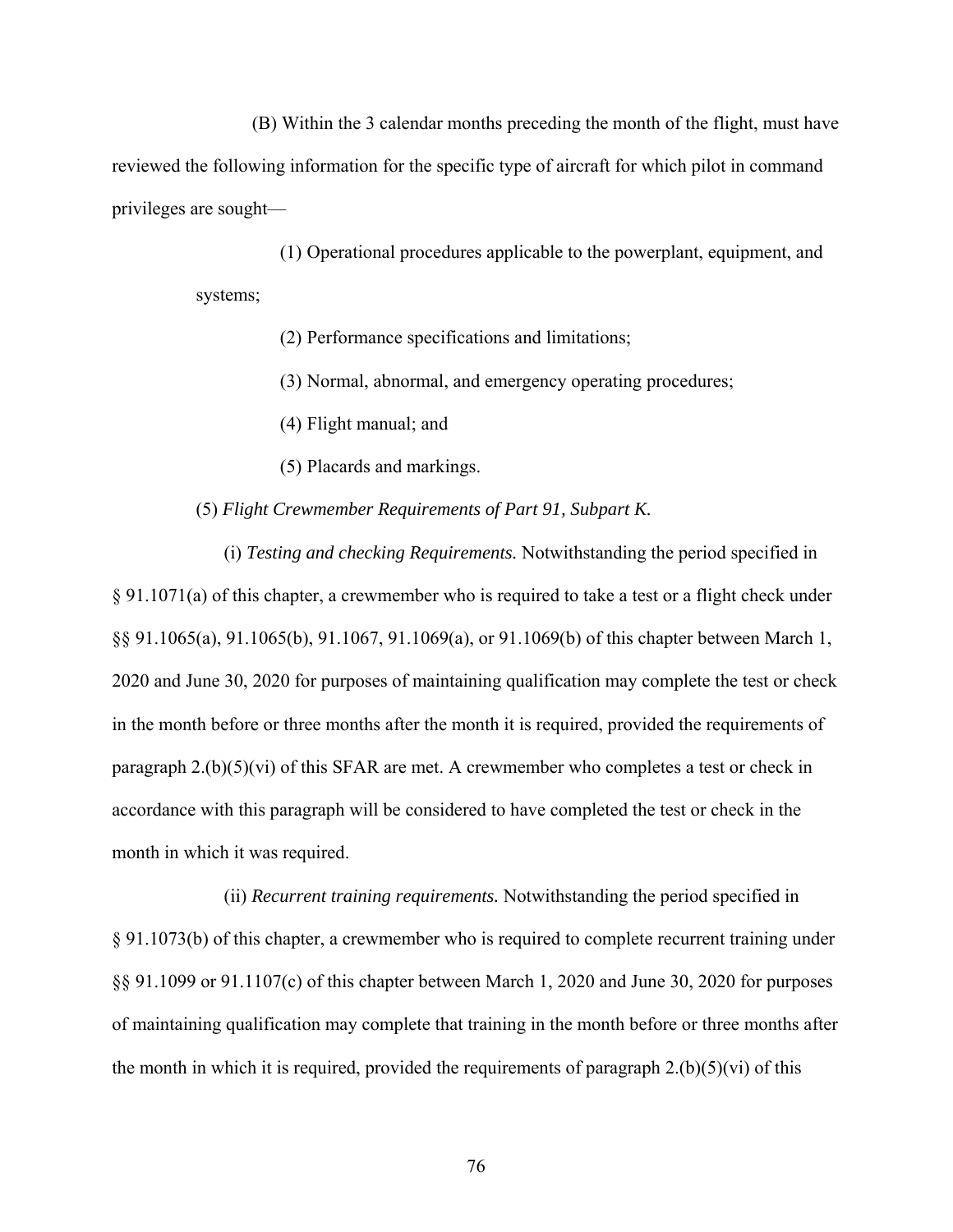(B) Within the 3 calendar months preceding the month of the flight, must have reviewed the following information for the specific type of aircraft for which pilot in command privileges are sought—

(1) Operational procedures applicable to the powerplant, equipment, and systems;

(2) Performance specifications and limitations;

(3) Normal, abnormal, and emergency operating procedures;

(4) Flight manual; and

(5) Placards and markings.

(5) *Flight Crewmember Requirements of Part 91, Subpart K.*

(i) *Testing and checking Requirements.* Notwithstanding the period specified in § 91.1071(a) of this chapter, a crewmember who is required to take a test or a flight check under §§ 91.1065(a), 91.1065(b), 91.1067, 91.1069(a), or 91.1069(b) of this chapter between March 1, 2020 and June 30, 2020 for purposes of maintaining qualification may complete the test or check in the month before or three months after the month it is required, provided the requirements of paragraph 2.(b)(5)(vi) of this SFAR are met. A crewmember who completes a test or check in accordance with this paragraph will be considered to have completed the test or check in the month in which it was required.

(ii) *Recurrent training requirements.* Notwithstanding the period specified in § 91.1073(b) of this chapter, a crewmember who is required to complete recurrent training under §§ 91.1099 or 91.1107(c) of this chapter between March 1, 2020 and June 30, 2020 for purposes of maintaining qualification may complete that training in the month before or three months after the month in which it is required, provided the requirements of paragraph 2.(b)(5)(vi) of this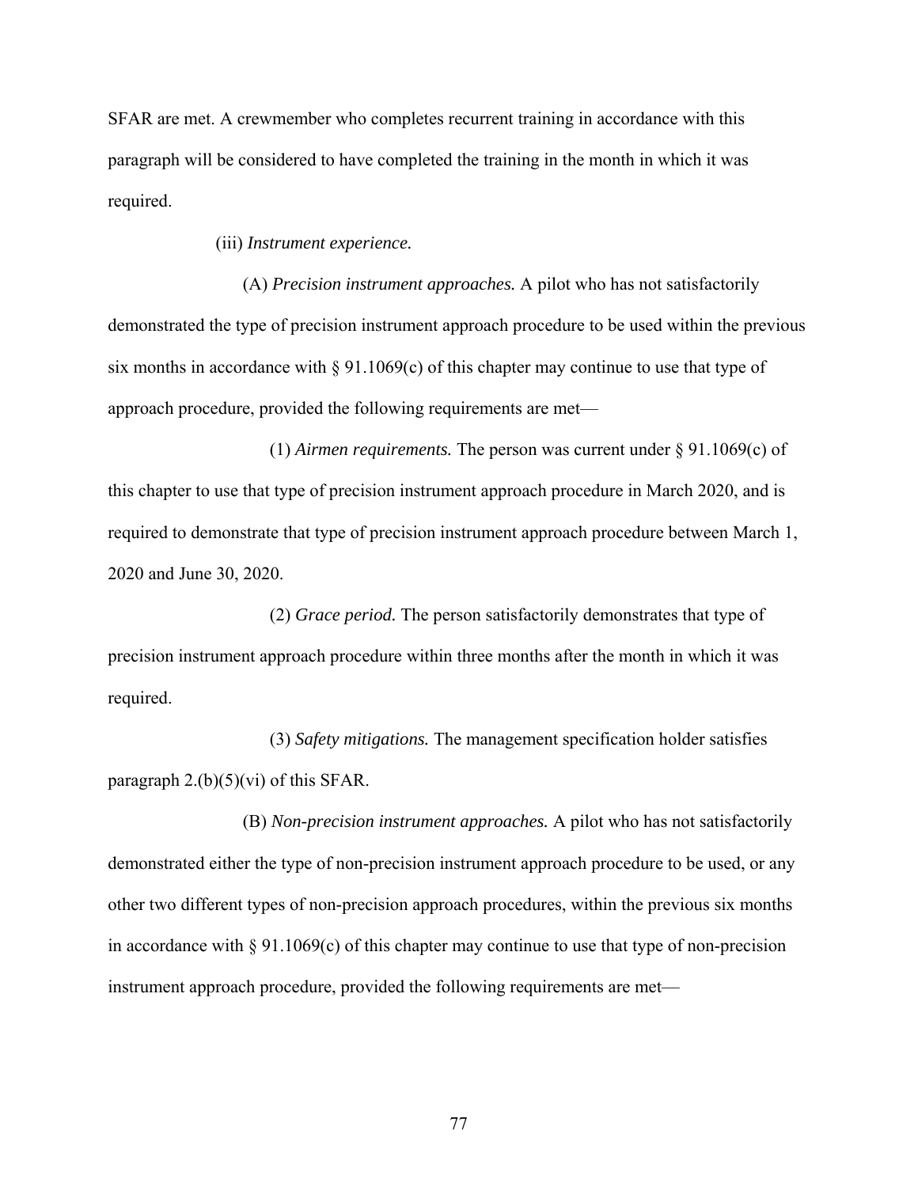SFAR are met. A crewmember who completes recurrent training in accordance with this paragraph will be considered to have completed the training in the month in which it was required.

(iii) *Instrument experience.*

(A) *Precision instrument approaches.* A pilot who has not satisfactorily demonstrated the type of precision instrument approach procedure to be used within the previous six months in accordance with § 91.1069(c) of this chapter may continue to use that type of approach procedure, provided the following requirements are met—

(*1*) *Airmen requirements.* The person was current under § 91.1069(c) of this chapter to use that type of precision instrument approach procedure in March 2020, and is required to demonstrate that type of precision instrument approach procedure between March 1, 2020 and June 30, 2020.

(*2*) *Grace period.* The person satisfactorily demonstrates that type of precision instrument approach procedure within three months after the month in which it was required.

(*3*) *Safety mitigations.* The management specification holder satisfies paragraph 2.(b)(5)(vi) of this SFAR.

(B) *Non-precision instrument approaches.* A pilot who has not satisfactorily demonstrated either the type of non-precision instrument approach procedure to be used, or any other two different types of non-precision approach procedures, within the previous six months in accordance with § 91.1069(c) of this chapter may continue to use that type of non-precision instrument approach procedure, provided the following requirements are met—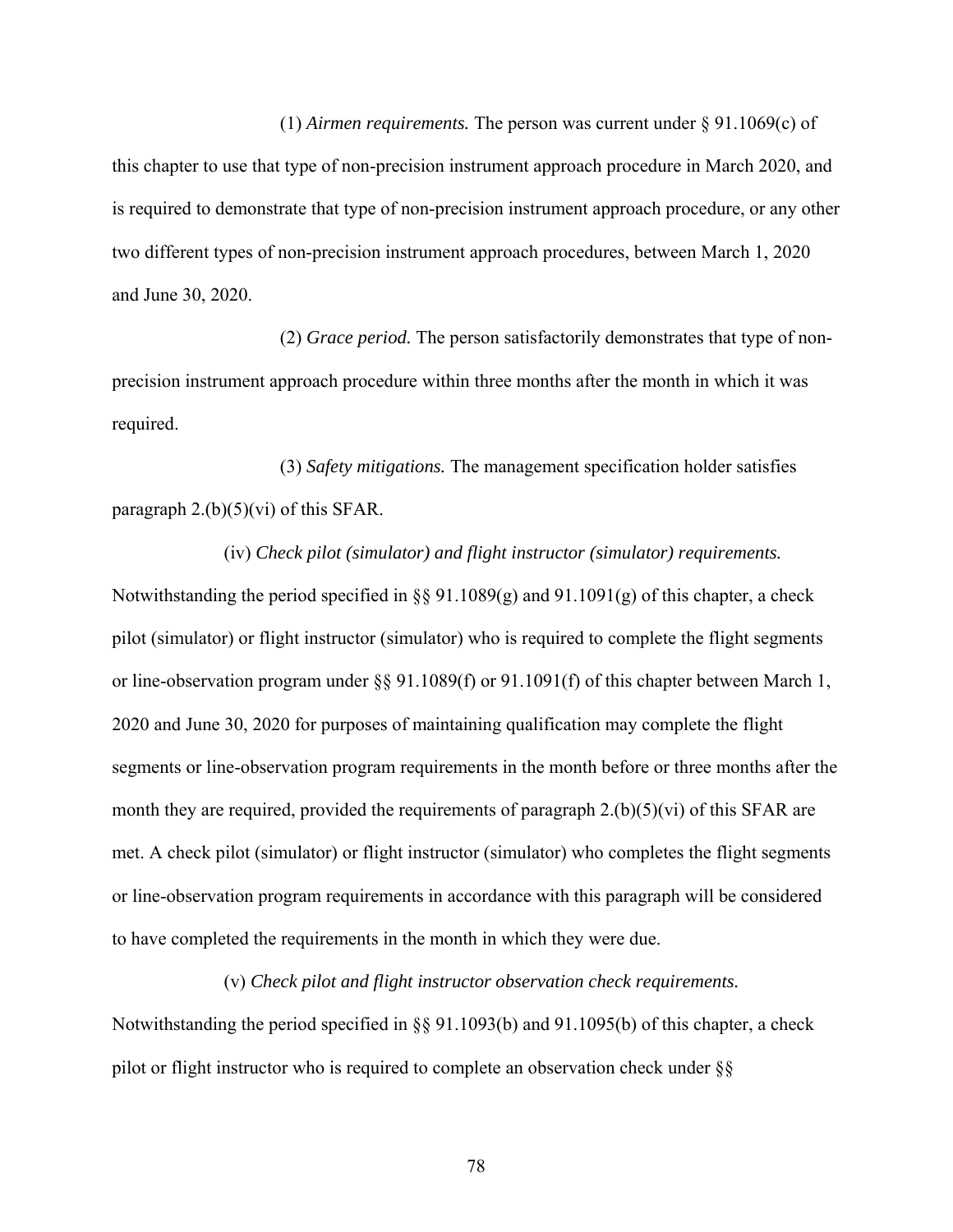(1) *Airmen requirements.* The person was current under § 91.1069(c) of this chapter to use that type of non-precision instrument approach procedure in March 2020, and is required to demonstrate that type of non-precision instrument approach procedure, or any other two different types of non-precision instrument approach procedures, between March 1, 2020 and June 30, 2020.

(2) *Grace period.* The person satisfactorily demonstrates that type of non-precision instrument approach procedure within three months after the month in which it was required.

(3) *Safety mitigations.* The management specification holder satisfies paragraph 2.(b)(5)(vi) of this SFAR.

(iv) *Check pilot (simulator) and flight instructor (simulator) requirements.* Notwithstanding the period specified in §§ 91.1089(g) and 91.1091(g) of this chapter, a check pilot (simulator) or flight instructor (simulator) who is required to complete the flight segments or line-observation program under §§ 91.1089(f) or 91.1091(f) of this chapter between March 1, 2020 and June 30, 2020 for purposes of maintaining qualification may complete the flight segments or line-observation program requirements in the month before or three months after the month they are required, provided the requirements of paragraph 2.(b)(5)(vi) of this SFAR are met. A check pilot (simulator) or flight instructor (simulator) who completes the flight segments or line-observation program requirements in accordance with this paragraph will be considered to have completed the requirements in the month in which they were due.

(v) *Check pilot and flight instructor observation check requirements.* Notwithstanding the period specified in §§ 91.1093(b) and 91.1095(b) of this chapter, a check pilot or flight instructor who is required to complete an observation check under §§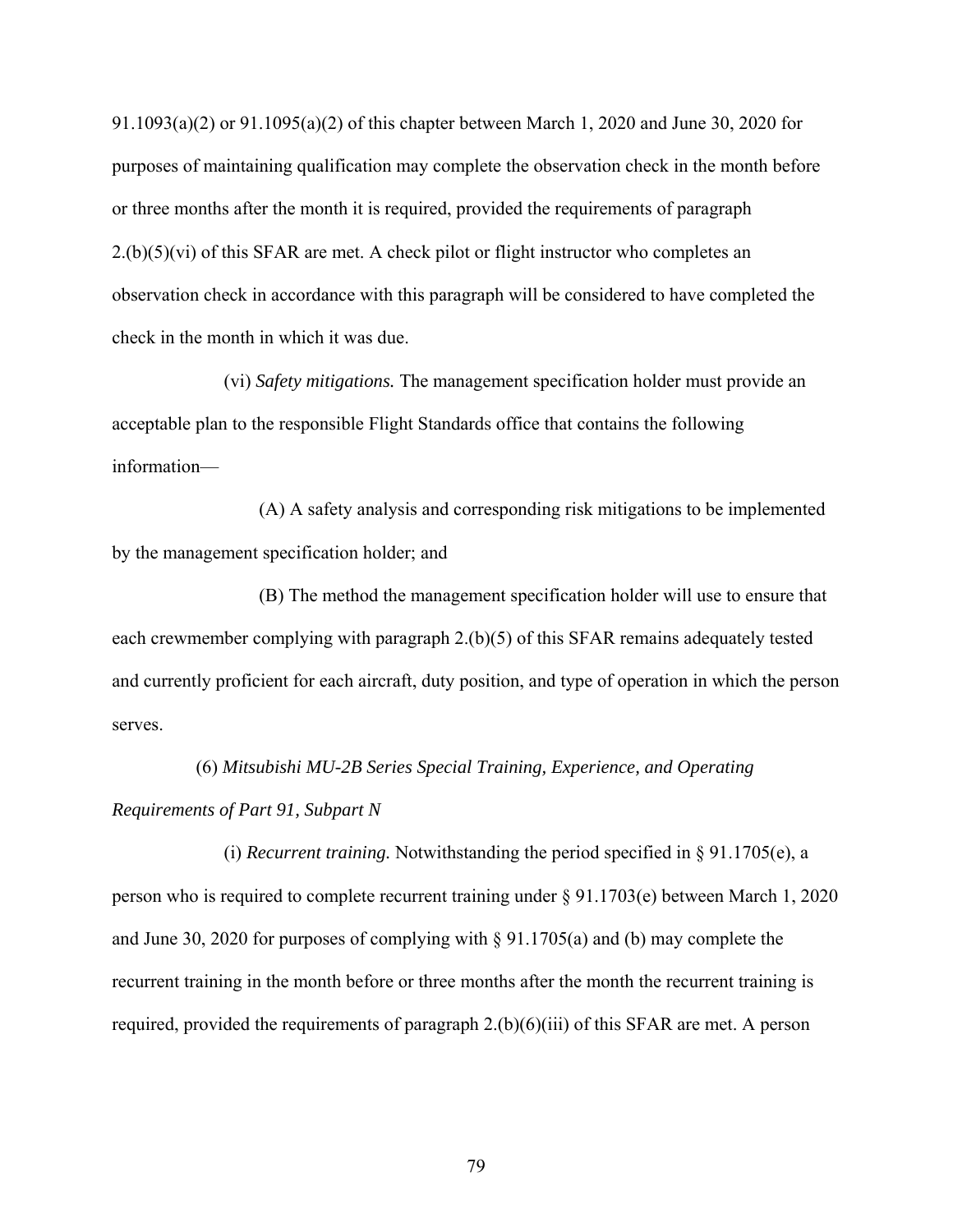91.1093(a)(2) or 91.1095(a)(2) of this chapter between March 1, 2020 and June 30, 2020 for purposes of maintaining qualification may complete the observation check in the month before or three months after the month it is required, provided the requirements of paragraph 2.(b)(5)(vi) of this SFAR are met. A check pilot or flight instructor who completes an observation check in accordance with this paragraph will be considered to have completed the check in the month in which it was due.

(vi) *Safety mitigations.* The management specification holder must provide an acceptable plan to the responsible Flight Standards office that contains the following information—

(A) A safety analysis and corresponding risk mitigations to be implemented by the management specification holder; and

(B) The method the management specification holder will use to ensure that each crewmember complying with paragraph 2.(b)(5) of this SFAR remains adequately tested and currently proficient for each aircraft, duty position, and type of operation in which the person serves.

(6) *Mitsubishi MU-2B Series Special Training, Experience, and Operating Requirements of Part 91, Subpart N*

(i) *Recurrent training.* Notwithstanding the period specified in § 91.1705(e), a person who is required to complete recurrent training under § 91.1703(e) between March 1, 2020 and June 30, 2020 for purposes of complying with § 91.1705(a) and (b) may complete the recurrent training in the month before or three months after the month the recurrent training is required, provided the requirements of paragraph 2.(b)(6)(iii) of this SFAR are met. A person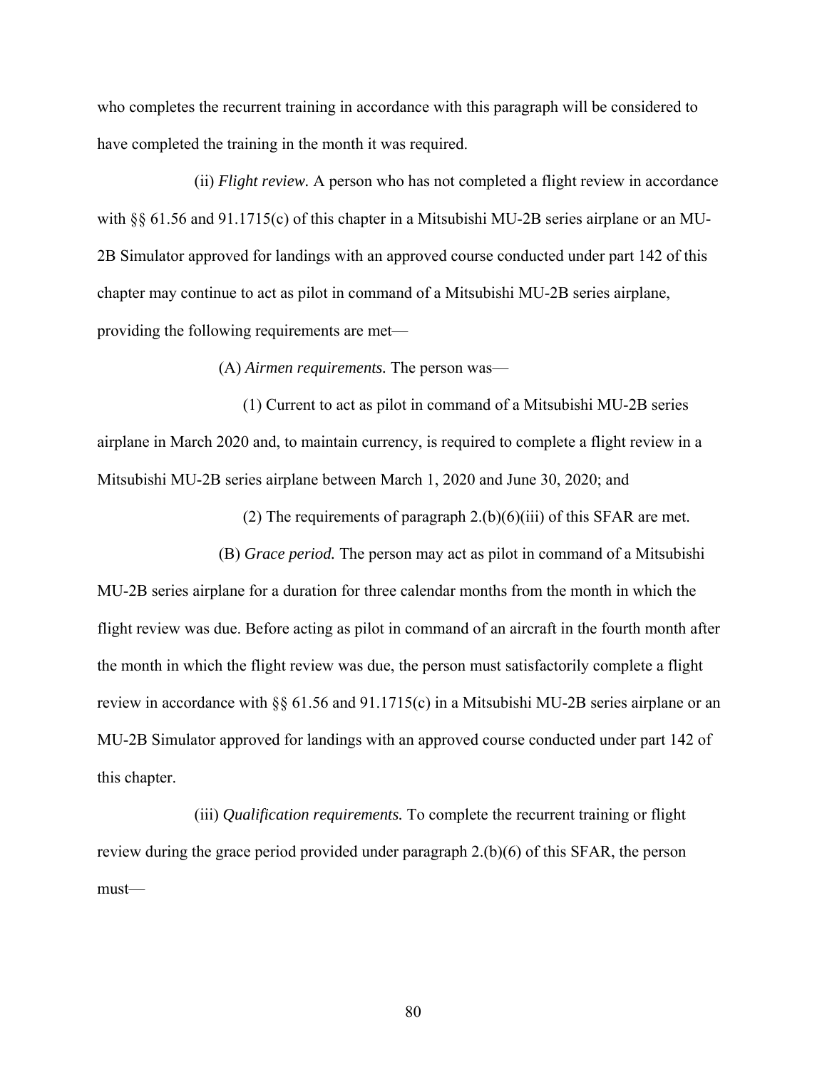who completes the recurrent training in accordance with this paragraph will be considered to have completed the training in the month it was required.

(ii) *Flight review.* A person who has not completed a flight review in accordance with §§ 61.56 and 91.1715(c) of this chapter in a Mitsubishi MU-2B series airplane or an MU-2B Simulator approved for landings with an approved course conducted under part 142 of this chapter may continue to act as pilot in command of a Mitsubishi MU-2B series airplane, providing the following requirements are met—

(A) *Airmen requirements.* The person was—

(1) Current to act as pilot in command of a Mitsubishi MU-2B series airplane in March 2020 and, to maintain currency, is required to complete a flight review in a Mitsubishi MU-2B series airplane between March 1, 2020 and June 30, 2020; and

(2) The requirements of paragraph 2.(b)(6)(iii) of this SFAR are met.

(B) *Grace period.* The person may act as pilot in command of a Mitsubishi MU-2B series airplane for a duration for three calendar months from the month in which the flight review was due. Before acting as pilot in command of an aircraft in the fourth month after the month in which the flight review was due, the person must satisfactorily complete a flight review in accordance with §§ 61.56 and 91.1715(c) in a Mitsubishi MU-2B series airplane or an MU-2B Simulator approved for landings with an approved course conducted under part 142 of this chapter.

(iii) *Qualification requirements.* To complete the recurrent training or flight review during the grace period provided under paragraph 2.(b)(6) of this SFAR, the person must—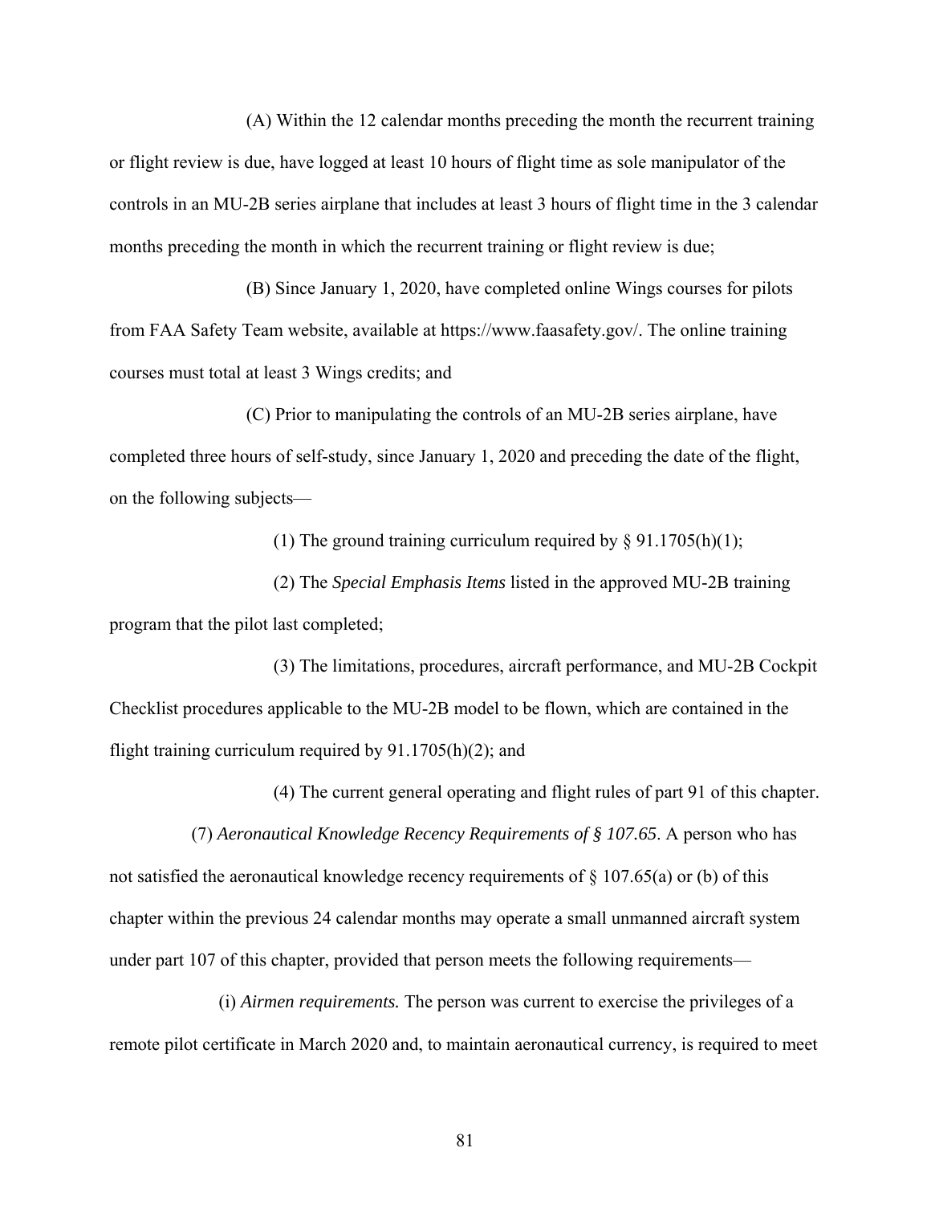(A) Within the 12 calendar months preceding the month the recurrent training or flight review is due, have logged at least 10 hours of flight time as sole manipulator of the controls in an MU-2B series airplane that includes at least 3 hours of flight time in the 3 calendar months preceding the month in which the recurrent training or flight review is due;

(B) Since January 1, 2020, have completed online Wings courses for pilots from FAA Safety Team website, available at https://www.faasafety.gov/. The online training courses must total at least 3 Wings credits; and

(C) Prior to manipulating the controls of an MU-2B series airplane, have completed three hours of self-study, since January 1, 2020 and preceding the date of the flight, on the following subjects—

(1) The ground training curriculum required by § 91.1705(h)(1);

(2) The *Special Emphasis Items* listed in the approved MU-2B training program that the pilot last completed;

(3) The limitations, procedures, aircraft performance, and MU-2B Cockpit Checklist procedures applicable to the MU-2B model to be flown, which are contained in the flight training curriculum required by 91.1705(h)(2); and

(4) The current general operating and flight rules of part 91 of this chapter.

(7) *Aeronautical Knowledge Recency Requirements of § 107.65*. A person who has not satisfied the aeronautical knowledge recency requirements of § 107.65(a) or (b) of this chapter within the previous 24 calendar months may operate a small unmanned aircraft system under part 107 of this chapter, provided that person meets the following requirements—

(i) *Airmen requirements.* The person was current to exercise the privileges of a remote pilot certificate in March 2020 and, to maintain aeronautical currency, is required to meet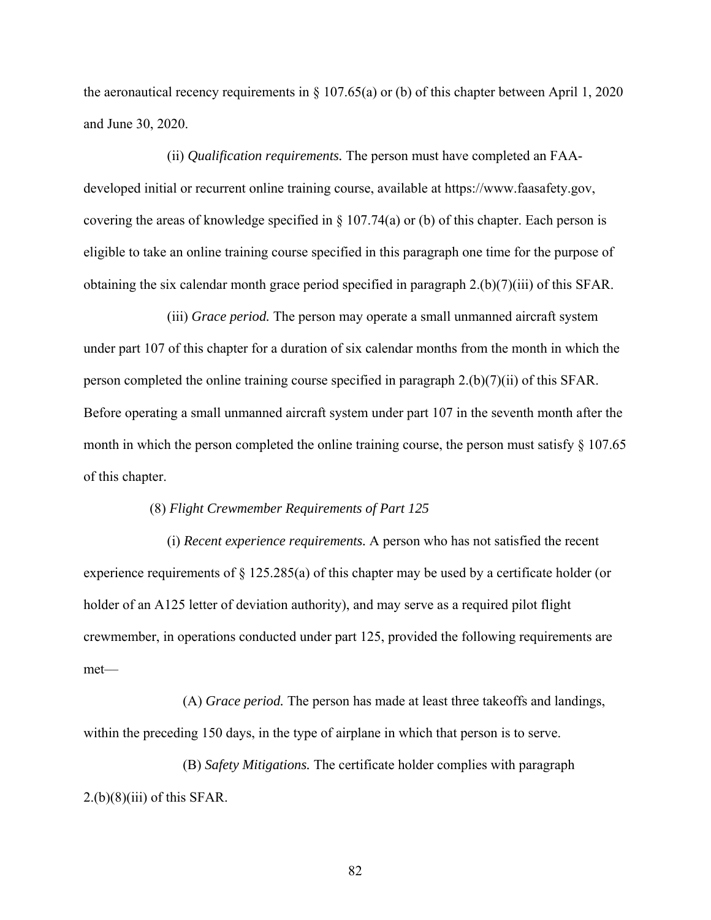the aeronautical recency requirements in § 107.65(a) or (b) of this chapter between April 1, 2020 and June 30, 2020.

(ii) *Qualification requirements.* The person must have completed an FAA-developed initial or recurrent online training course, available at https://www.faasafety.gov, covering the areas of knowledge specified in § 107.74(a) or (b) of this chapter. Each person is eligible to take an online training course specified in this paragraph one time for the purpose of obtaining the six calendar month grace period specified in paragraph 2.(b)(7)(iii) of this SFAR.

(iii) *Grace period.* The person may operate a small unmanned aircraft system under part 107 of this chapter for a duration of six calendar months from the month in which the person completed the online training course specified in paragraph 2.(b)(7)(ii) of this SFAR. Before operating a small unmanned aircraft system under part 107 in the seventh month after the month in which the person completed the online training course, the person must satisfy § 107.65 of this chapter.

(8) *Flight Crewmember Requirements of Part 125*

(i) *Recent experience requirements.* A person who has not satisfied the recent experience requirements of § 125.285(a) of this chapter may be used by a certificate holder (or holder of an A125 letter of deviation authority), and may serve as a required pilot flight crewmember, in operations conducted under part 125, provided the following requirements are met—

(A) *Grace period.* The person has made at least three takeoffs and landings, within the preceding 150 days, in the type of airplane in which that person is to serve.

(B) *Safety Mitigations.* The certificate holder complies with paragraph 2.(b)(8)(iii) of this SFAR.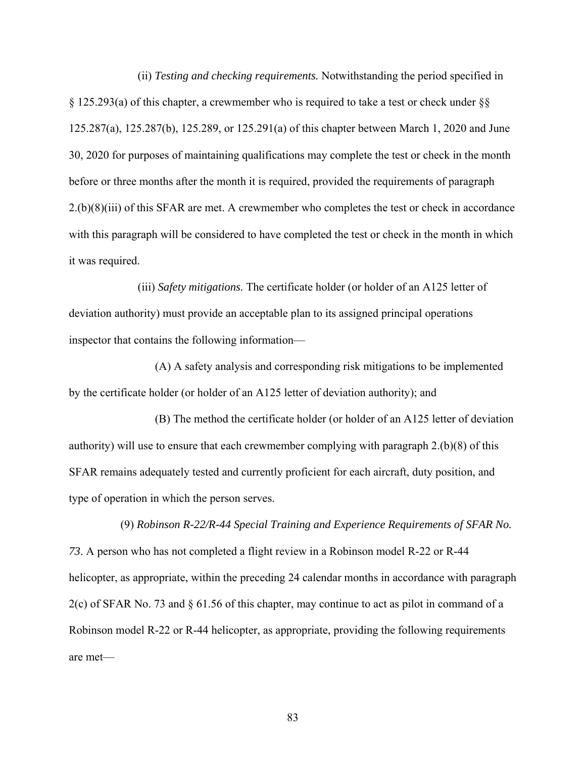(ii) *Testing and checking requirements.* Notwithstanding the period specified in § 125.293(a) of this chapter, a crewmember who is required to take a test or check under §§ 125.287(a), 125.287(b), 125.289, or 125.291(a) of this chapter between March 1, 2020 and June 30, 2020 for purposes of maintaining qualifications may complete the test or check in the month before or three months after the month it is required, provided the requirements of paragraph 2.(b)(8)(iii) of this SFAR are met. A crewmember who completes the test or check in accordance with this paragraph will be considered to have completed the test or check in the month in which it was required.

(iii) *Safety mitigations.* The certificate holder (or holder of an A125 letter of deviation authority) must provide an acceptable plan to its assigned principal operations inspector that contains the following information—

(A) A safety analysis and corresponding risk mitigations to be implemented by the certificate holder (or holder of an A125 letter of deviation authority); and

(B) The method the certificate holder (or holder of an A125 letter of deviation authority) will use to ensure that each crewmember complying with paragraph 2.(b)(8) of this SFAR remains adequately tested and currently proficient for each aircraft, duty position, and type of operation in which the person serves.

(9) *Robinson R-22/R-44 Special Training and Experience Requirements of SFAR No. 73*. A person who has not completed a flight review in a Robinson model R-22 or R-44 helicopter, as appropriate, within the preceding 24 calendar months in accordance with paragraph 2(c) of SFAR No. 73 and § 61.56 of this chapter, may continue to act as pilot in command of a Robinson model R-22 or R-44 helicopter, as appropriate, providing the following requirements are met—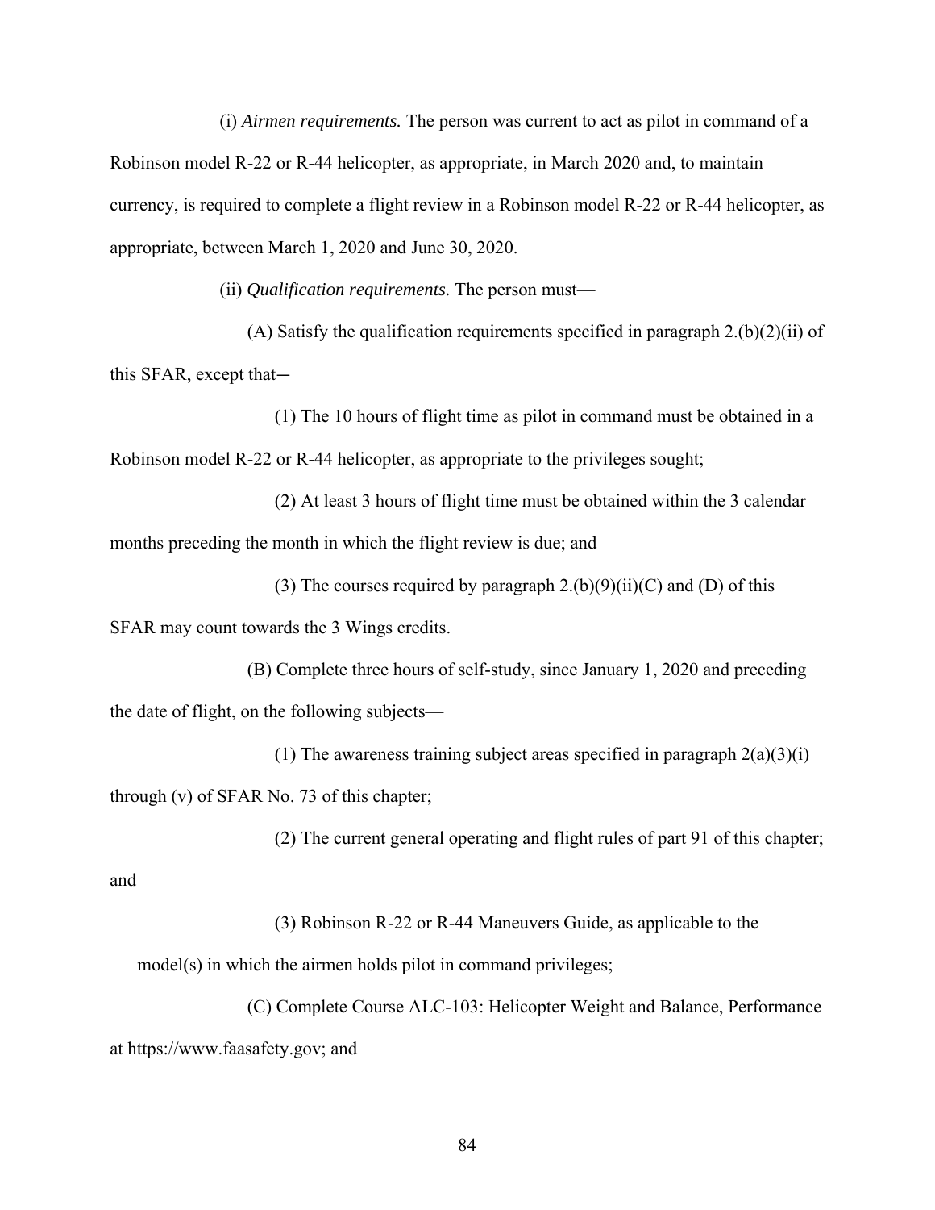(i) *Airmen requirements.* The person was current to act as pilot in command of a Robinson model R-22 or R-44 helicopter, as appropriate, in March 2020 and, to maintain currency, is required to complete a flight review in a Robinson model R-22 or R-44 helicopter, as appropriate, between March 1, 2020 and June 30, 2020.

(ii) *Qualification requirements.* The person must—

(A) Satisfy the qualification requirements specified in paragraph 2.(b)(2)(ii) of this SFAR, except that—

(1) The 10 hours of flight time as pilot in command must be obtained in a Robinson model R-22 or R-44 helicopter, as appropriate to the privileges sought;

(2) At least 3 hours of flight time must be obtained within the 3 calendar months preceding the month in which the flight review is due; and

(3) The courses required by paragraph 2.(b)(9)(ii)(C) and (D) of this SFAR may count towards the 3 Wings credits.

(B) Complete three hours of self-study, since January 1, 2020 and preceding the date of flight, on the following subjects—

(1) The awareness training subject areas specified in paragraph 2(a)(3)(i) through (v) of SFAR No. 73 of this chapter;

(2) The current general operating and flight rules of part 91 of this chapter; and

(3) Robinson R-22 or R-44 Maneuvers Guide, as applicable to the model(s) in which the airmen holds pilot in command privileges;

(C) Complete Course ALC-103: Helicopter Weight and Balance, Performance at https://www.faasafety.gov; and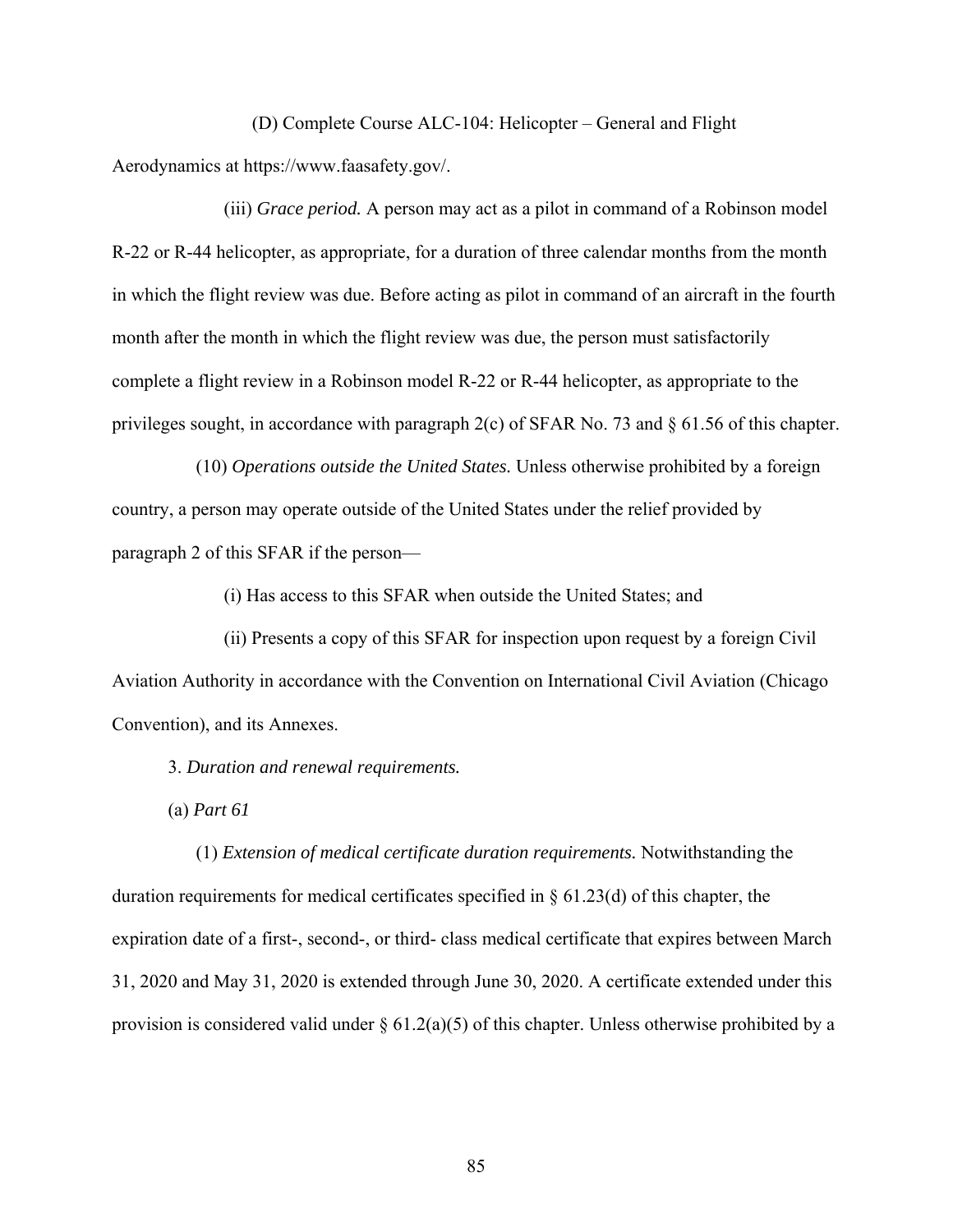(D) Complete Course ALC-104: Helicopter – General and Flight Aerodynamics at https://www.faasafety.gov/.

(iii) *Grace period.* A person may act as a pilot in command of a Robinson model R-22 or R-44 helicopter, as appropriate, for a duration of three calendar months from the month in which the flight review was due. Before acting as pilot in command of an aircraft in the fourth month after the month in which the flight review was due, the person must satisfactorily complete a flight review in a Robinson model R-22 or R-44 helicopter, as appropriate to the privileges sought, in accordance with paragraph 2(c) of SFAR No. 73 and § 61.56 of this chapter.

(10) *Operations outside the United States.* Unless otherwise prohibited by a foreign country, a person may operate outside of the United States under the relief provided by paragraph 2 of this SFAR if the person—

(i) Has access to this SFAR when outside the United States; and

(ii) Presents a copy of this SFAR for inspection upon request by a foreign Civil Aviation Authority in accordance with the Convention on International Civil Aviation (Chicago Convention), and its Annexes.

3. *Duration and renewal requirements.*

(a) *Part 61*

(1) *Extension of medical certificate duration requirements.* Notwithstanding the duration requirements for medical certificates specified in § 61.23(d) of this chapter, the expiration date of a first-, second-, or third- class medical certificate that expires between March 31, 2020 and May 31, 2020 is extended through June 30, 2020. A certificate extended under this provision is considered valid under § 61.2(a)(5) of this chapter. Unless otherwise prohibited by a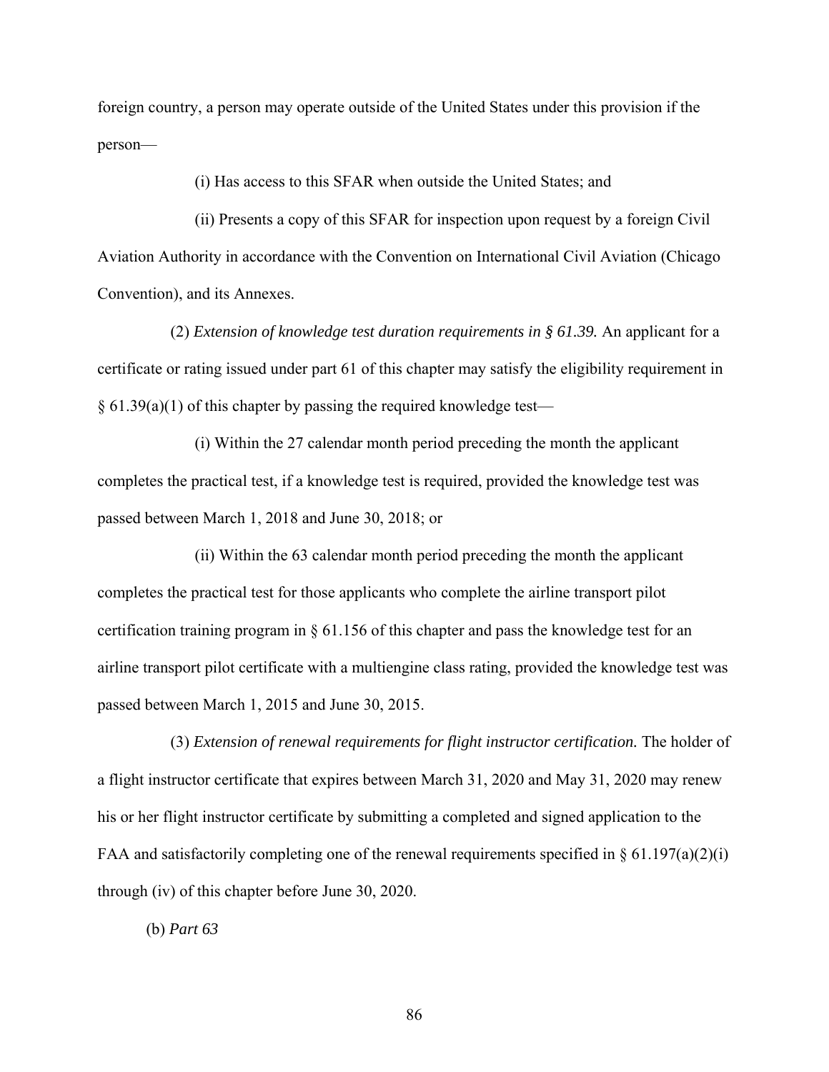foreign country, a person may operate outside of the United States under this provision if the person—

(i) Has access to this SFAR when outside the United States; and

(ii) Presents a copy of this SFAR for inspection upon request by a foreign Civil Aviation Authority in accordance with the Convention on International Civil Aviation (Chicago Convention), and its Annexes.

(2) *Extension of knowledge test duration requirements in § 61.39.* An applicant for a certificate or rating issued under part 61 of this chapter may satisfy the eligibility requirement in § 61.39(a)(1) of this chapter by passing the required knowledge test—

(i) Within the 27 calendar month period preceding the month the applicant completes the practical test, if a knowledge test is required, provided the knowledge test was passed between March 1, 2018 and June 30, 2018; or

(ii) Within the 63 calendar month period preceding the month the applicant completes the practical test for those applicants who complete the airline transport pilot certification training program in § 61.156 of this chapter and pass the knowledge test for an airline transport pilot certificate with a multiengine class rating, provided the knowledge test was passed between March 1, 2015 and June 30, 2015.

(3) *Extension of renewal requirements for flight instructor certification.* The holder of a flight instructor certificate that expires between March 31, 2020 and May 31, 2020 may renew his or her flight instructor certificate by submitting a completed and signed application to the FAA and satisfactorily completing one of the renewal requirements specified in § 61.197(a)(2)(i) through (iv) of this chapter before June 30, 2020.

(b) *Part 63*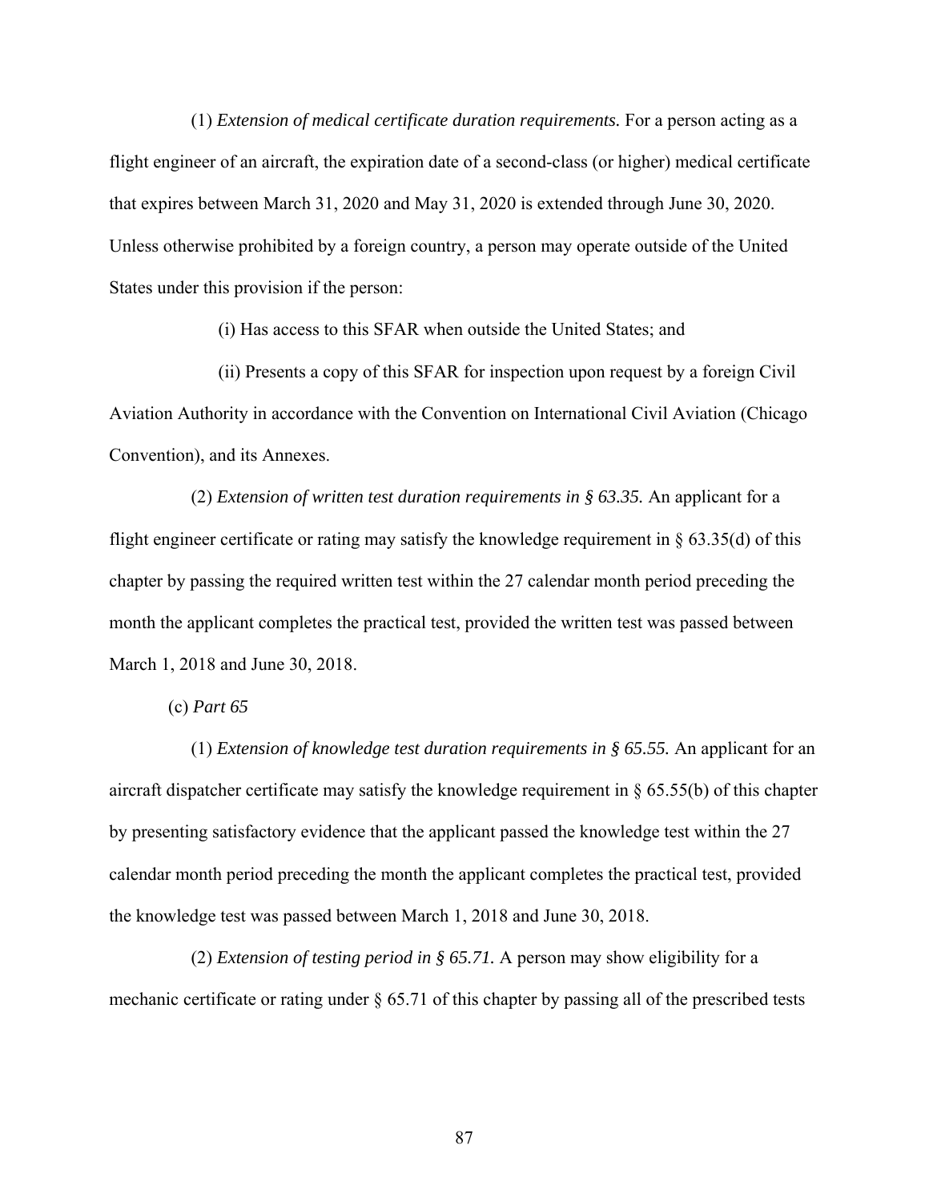(1) *Extension of medical certificate duration requirements.* For a person acting as a flight engineer of an aircraft, the expiration date of a second-class (or higher) medical certificate that expires between March 31, 2020 and May 31, 2020 is extended through June 30, 2020. Unless otherwise prohibited by a foreign country, a person may operate outside of the United States under this provision if the person:

(i) Has access to this SFAR when outside the United States; and

(ii) Presents a copy of this SFAR for inspection upon request by a foreign Civil Aviation Authority in accordance with the Convention on International Civil Aviation (Chicago Convention), and its Annexes.

(2) *Extension of written test duration requirements in § 63.35.* An applicant for a flight engineer certificate or rating may satisfy the knowledge requirement in § 63.35(d) of this chapter by passing the required written test within the 27 calendar month period preceding the month the applicant completes the practical test, provided the written test was passed between March 1, 2018 and June 30, 2018.

(c) *Part 65*

(1) *Extension of knowledge test duration requirements in § 65.55.* An applicant for an aircraft dispatcher certificate may satisfy the knowledge requirement in § 65.55(b) of this chapter by presenting satisfactory evidence that the applicant passed the knowledge test within the 27 calendar month period preceding the month the applicant completes the practical test, provided the knowledge test was passed between March 1, 2018 and June 30, 2018.

(2) *Extension of testing period in § 65.71.* A person may show eligibility for a mechanic certificate or rating under § 65.71 of this chapter by passing all of the prescribed tests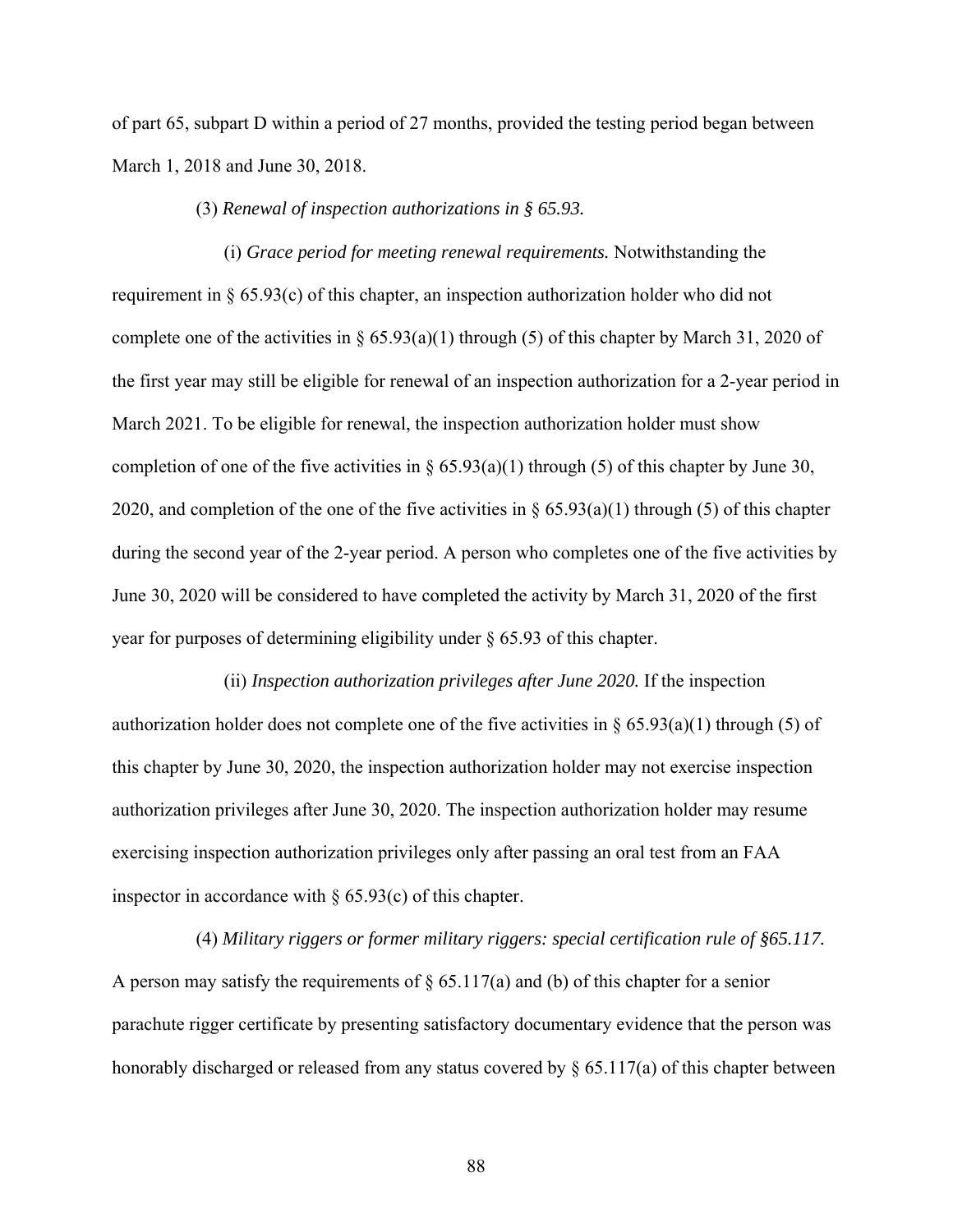of part 65, subpart D within a period of 27 months, provided the testing period began between March 1, 2018 and June 30, 2018.

(3) *Renewal of inspection authorizations in § 65.93.*

(i) *Grace period for meeting renewal requirements.* Notwithstanding the requirement in § 65.93(c) of this chapter, an inspection authorization holder who did not complete one of the activities in § 65.93(a)(1) through (5) of this chapter by March 31, 2020 of the first year may still be eligible for renewal of an inspection authorization for a 2-year period in March 2021. To be eligible for renewal, the inspection authorization holder must show completion of one of the five activities in § 65.93(a)(1) through (5) of this chapter by June 30, 2020, and completion of the one of the five activities in § 65.93(a)(1) through (5) of this chapter during the second year of the 2-year period. A person who completes one of the five activities by June 30, 2020 will be considered to have completed the activity by March 31, 2020 of the first year for purposes of determining eligibility under § 65.93 of this chapter.

(ii) *Inspection authorization privileges after June 2020.* If the inspection authorization holder does not complete one of the five activities in § 65.93(a)(1) through (5) of this chapter by June 30, 2020, the inspection authorization holder may not exercise inspection authorization privileges after June 30, 2020. The inspection authorization holder may resume exercising inspection authorization privileges only after passing an oral test from an FAA inspector in accordance with § 65.93(c) of this chapter.

(4) *Military riggers or former military riggers: special certification rule of §65.117.* A person may satisfy the requirements of § 65.117(a) and (b) of this chapter for a senior parachute rigger certificate by presenting satisfactory documentary evidence that the person was honorably discharged or released from any status covered by § 65.117(a) of this chapter between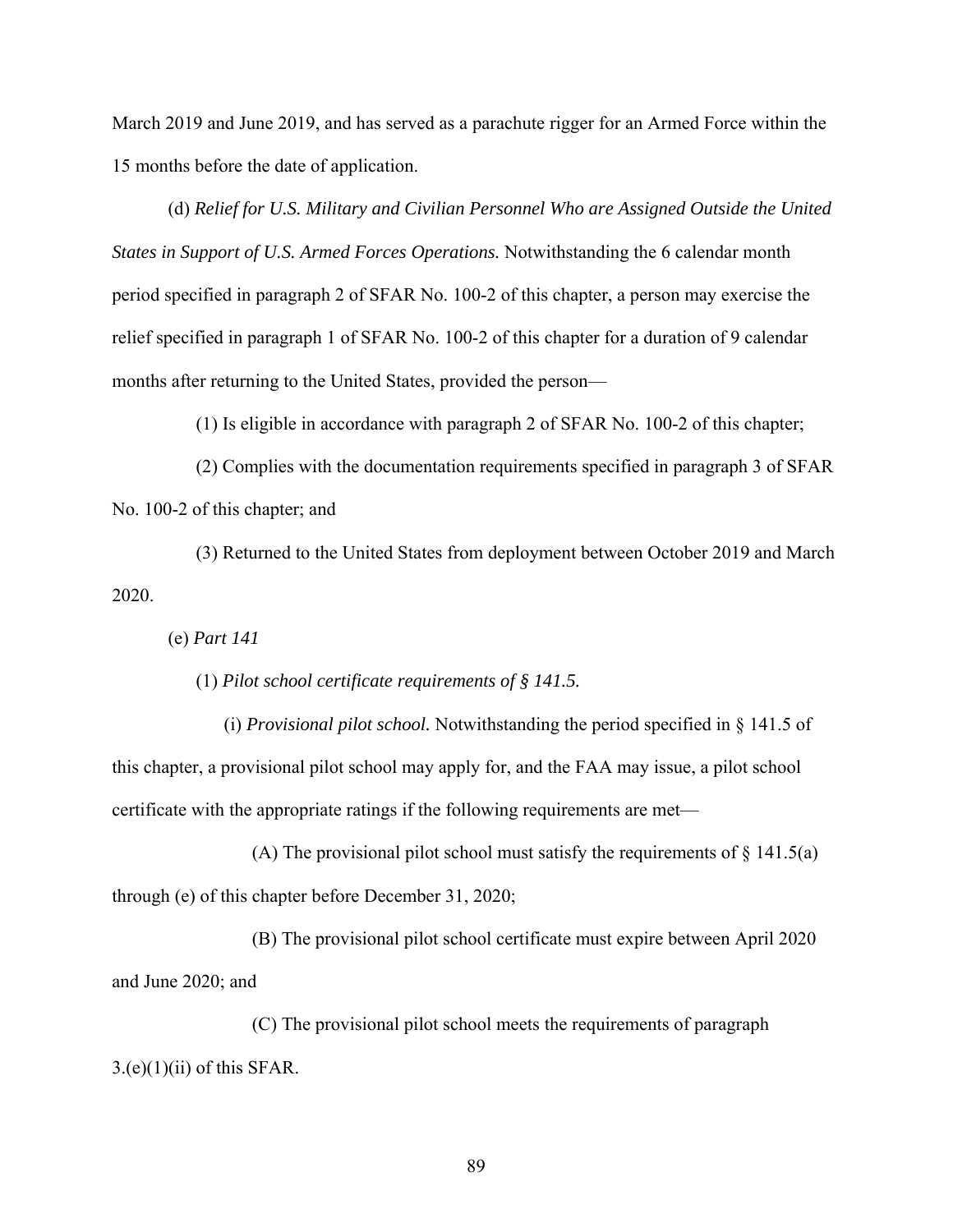March 2019 and June 2019, and has served as a parachute rigger for an Armed Force within the 15 months before the date of application.

(d) *Relief for U.S. Military and Civilian Personnel Who are Assigned Outside the United States in Support of U.S. Armed Forces Operations.* Notwithstanding the 6 calendar month period specified in paragraph 2 of SFAR No. 100-2 of this chapter, a person may exercise the relief specified in paragraph 1 of SFAR No. 100-2 of this chapter for a duration of 9 calendar months after returning to the United States, provided the person—

(1) Is eligible in accordance with paragraph 2 of SFAR No. 100-2 of this chapter;

(2) Complies with the documentation requirements specified in paragraph 3 of SFAR No. 100-2 of this chapter; and

(3) Returned to the United States from deployment between October 2019 and March 2020.

(e) *Part 141*

(1) *Pilot school certificate requirements of § 141.5.*

(i) *Provisional pilot school.* Notwithstanding the period specified in § 141.5 of this chapter, a provisional pilot school may apply for, and the FAA may issue, a pilot school certificate with the appropriate ratings if the following requirements are met—

(A) The provisional pilot school must satisfy the requirements of § 141.5(a) through (e) of this chapter before December 31, 2020;

(B) The provisional pilot school certificate must expire between April 2020 and June 2020; and

(C) The provisional pilot school meets the requirements of paragraph 3.(e)(1)(ii) of this SFAR.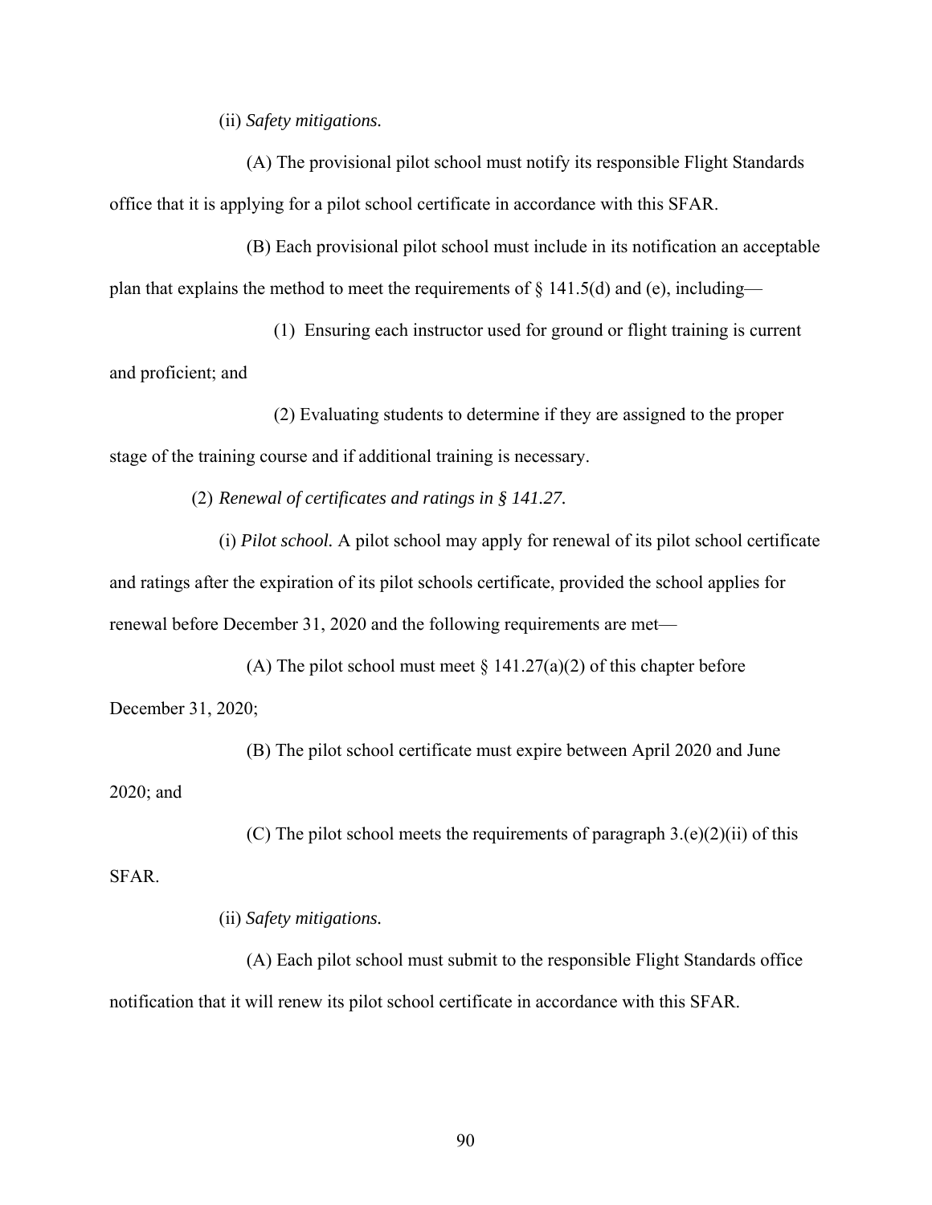(ii) *Safety mitigations.*

(A) The provisional pilot school must notify its responsible Flight Standards office that it is applying for a pilot school certificate in accordance with this SFAR.

(B) Each provisional pilot school must include in its notification an acceptable plan that explains the method to meet the requirements of § 141.5(d) and (e), including—

(*1*) Ensuring each instructor used for ground or flight training is current and proficient; and

(*2*) Evaluating students to determine if they are assigned to the proper stage of the training course and if additional training is necessary.

(2) *Renewal of certificates and ratings in § 141.27.*

(i) *Pilot school.* A pilot school may apply for renewal of its pilot school certificate and ratings after the expiration of its pilot schools certificate, provided the school applies for renewal before December 31, 2020 and the following requirements are met—

(A) The pilot school must meet § 141.27(a)(2) of this chapter before December 31, 2020;

(B) The pilot school certificate must expire between April 2020 and June 2020; and

(C) The pilot school meets the requirements of paragraph 3.(e)(2)(ii) of this SFAR.

(ii) *Safety mitigations.*

(A) Each pilot school must submit to the responsible Flight Standards office notification that it will renew its pilot school certificate in accordance with this SFAR.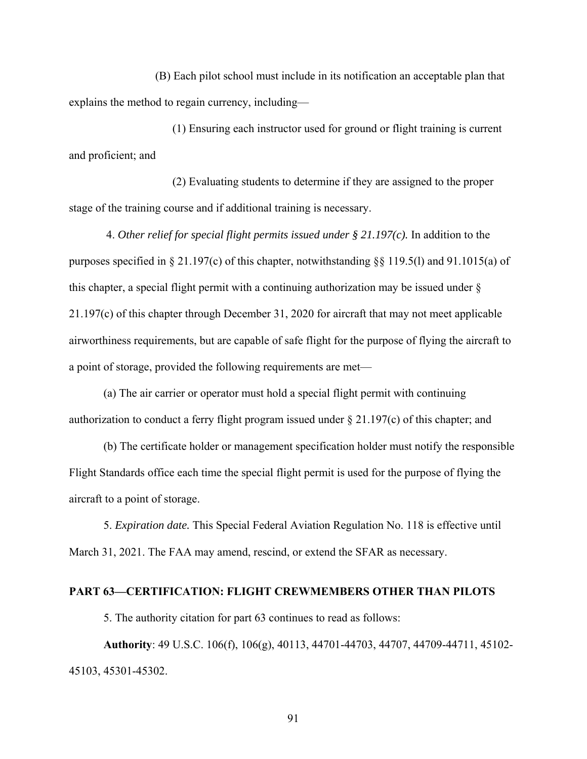(B) Each pilot school must include in its notification an acceptable plan that explains the method to regain currency, including—

(*1*) Ensuring each instructor used for ground or flight training is current and proficient; and

(*2*) Evaluating students to determine if they are assigned to the proper stage of the training course and if additional training is necessary.

4. *Other relief for special flight permits issued under § 21.197(c).* In addition to the purposes specified in § 21.197(c) of this chapter, notwithstanding §§ 119.5(l) and 91.1015(a) of this chapter, a special flight permit with a continuing authorization may be issued under § 21.197(c) of this chapter through December 31, 2020 for aircraft that may not meet applicable airworthiness requirements, but are capable of safe flight for the purpose of flying the aircraft to a point of storage, provided the following requirements are met—

(a) The air carrier or operator must hold a special flight permit with continuing authorization to conduct a ferry flight program issued under § 21.197(c) of this chapter; and

(b) The certificate holder or management specification holder must notify the responsible Flight Standards office each time the special flight permit is used for the purpose of flying the aircraft to a point of storage.

5. *Expiration date.* This Special Federal Aviation Regulation No. 118 is effective until March 31, 2021. The FAA may amend, rescind, or extend the SFAR as necessary.

**PART 63—CERTIFICATION: FLIGHT CREWMEMBERS OTHER THAN PILOTS**

5. The authority citation for part 63 continues to read as follows:

**Authority**: 49 U.S.C. 106(f), 106(g), 40113, 44701-44703, 44707, 44709-44711, 45102-45103, 45301-45302.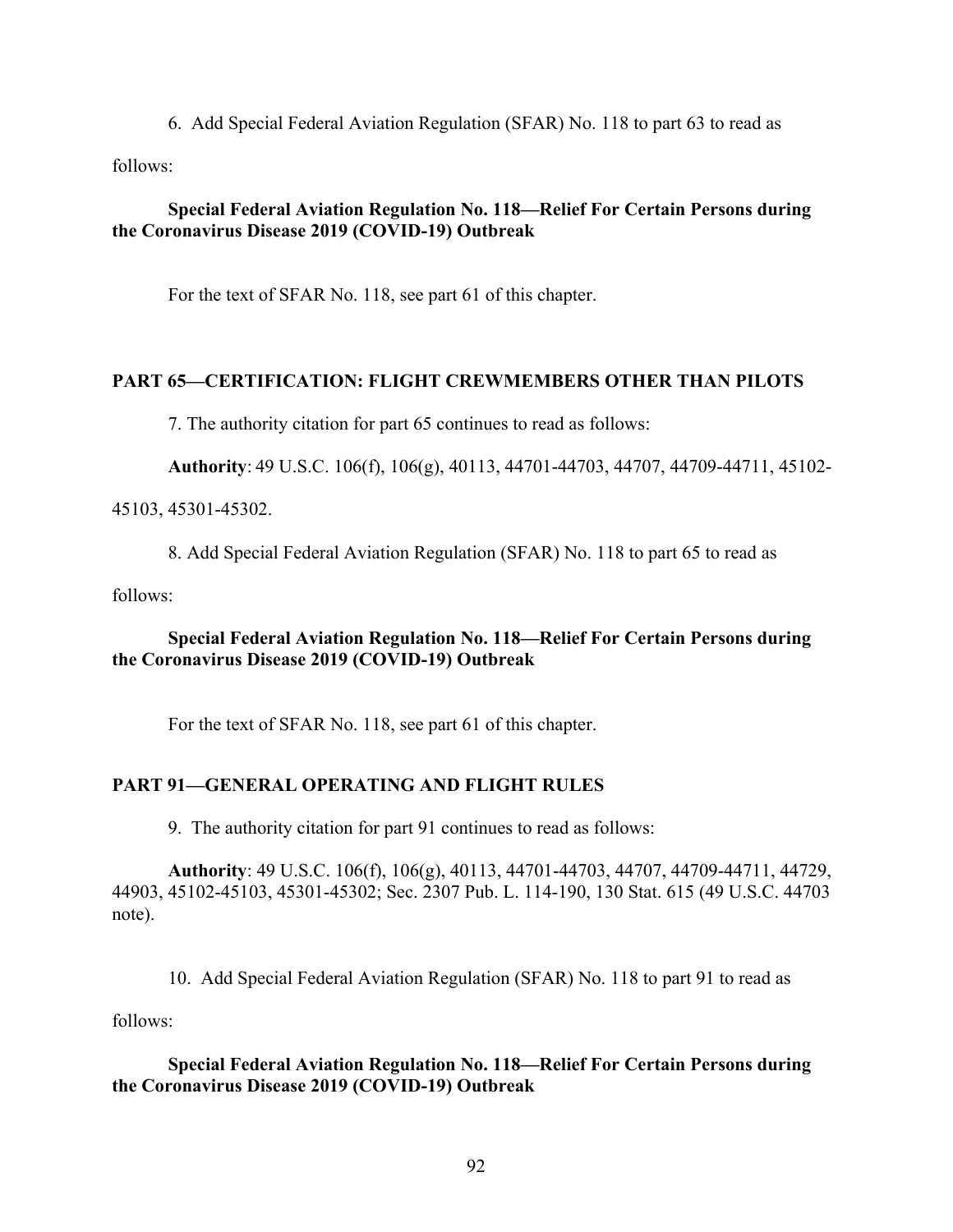6. Add Special Federal Aviation Regulation (SFAR) No. 118 to part 63 to read as follows:

**Special Federal Aviation Regulation No. 118—Relief For Certain Persons during the Coronavirus Disease 2019 (COVID-19) Outbreak**

For the text of SFAR No. 118, see part 61 of this chapter.

## PART 65—CERTIFICATION: FLIGHT CREWMEMBERS OTHER THAN PILOTS

7. The authority citation for part 65 continues to read as follows:

**Authority**: 49 U.S.C. 106(f), 106(g), 40113, 44701-44703, 44707, 44709-44711, 45102-45103, 45301-45302.

8. Add Special Federal Aviation Regulation (SFAR) No. 118 to part 65 to read as follows:

**Special Federal Aviation Regulation No. 118—Relief For Certain Persons during the Coronavirus Disease 2019 (COVID-19) Outbreak**

For the text of SFAR No. 118, see part 61 of this chapter.

## PART 91—GENERAL OPERATING AND FLIGHT RULES

9. The authority citation for part 91 continues to read as follows:

**Authority**: 49 U.S.C. 106(f), 106(g), 40113, 44701-44703, 44707, 44709-44711, 44729, 44903, 45102-45103, 45301-45302; Sec. 2307 Pub. L. 114-190, 130 Stat. 615 (49 U.S.C. 44703 note).

10. Add Special Federal Aviation Regulation (SFAR) No. 118 to part 91 to read as follows:

**Special Federal Aviation Regulation No. 118—Relief For Certain Persons during the Coronavirus Disease 2019 (COVID-19) Outbreak**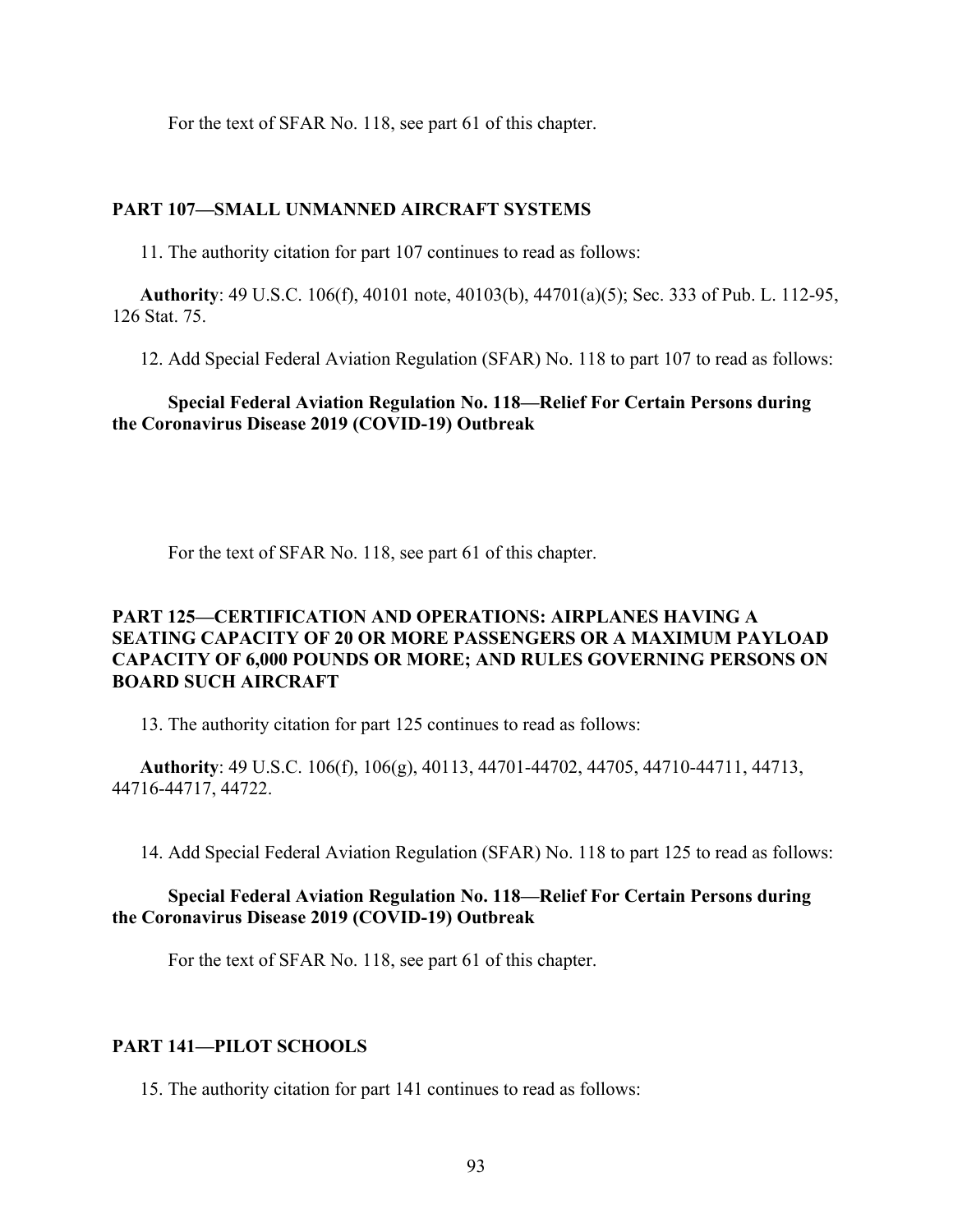For the text of SFAR No. 118, see part 61 of this chapter.

## PART 107—SMALL UNMANNED AIRCRAFT SYSTEMS

11. The authority citation for part 107 continues to read as follows:

**Authority**: 49 U.S.C. 106(f), 40101 note, 40103(b), 44701(a)(5); Sec. 333 of Pub. L. 112-95, 126 Stat. 75.

12. Add Special Federal Aviation Regulation (SFAR) No. 118 to part 107 to read as follows:

### Special Federal Aviation Regulation No. 118—Relief For Certain Persons during the Coronavirus Disease 2019 (COVID-19) Outbreak

For the text of SFAR No. 118, see part 61 of this chapter.

## PART 125—CERTIFICATION AND OPERATIONS: AIRPLANES HAVING A SEATING CAPACITY OF 20 OR MORE PASSENGERS OR A MAXIMUM PAYLOAD CAPACITY OF 6,000 POUNDS OR MORE; AND RULES GOVERNING PERSONS ON BOARD SUCH AIRCRAFT

13. The authority citation for part 125 continues to read as follows:

**Authority**: 49 U.S.C. 106(f), 106(g), 40113, 44701-44702, 44705, 44710-44711, 44713, 44716-44717, 44722.

14. Add Special Federal Aviation Regulation (SFAR) No. 118 to part 125 to read as follows:

### Special Federal Aviation Regulation No. 118—Relief For Certain Persons during the Coronavirus Disease 2019 (COVID-19) Outbreak

For the text of SFAR No. 118, see part 61 of this chapter.

## PART 141—PILOT SCHOOLS

15. The authority citation for part 141 continues to read as follows: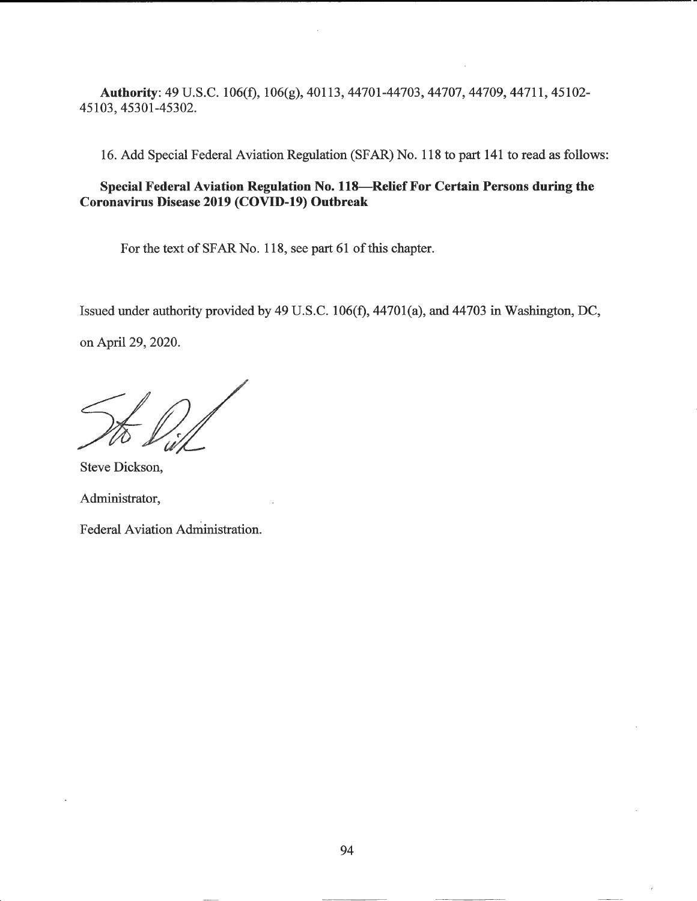**Authority**: 49 U.S.C. 106(f), 106(g), 40113, 44701-44703, 44707, 44709, 44711, 45102-45103, 45301-45302.

16. Add Special Federal Aviation Regulation (SFAR) No. 118 to part 141 to read as follows:

**Special Federal Aviation Regulation No. 118—Relief For Certain Persons during the Coronavirus Disease 2019 (COVID-19) Outbreak**

For the text of SFAR No. 118, see part 61 of this chapter.

Issued under authority provided by 49 U.S.C. 106(f), 44701(a), and 44703 in Washington, DC, on April 29, 2020.

Steve Dickson,

Administrator,

Federal Aviation Administration.